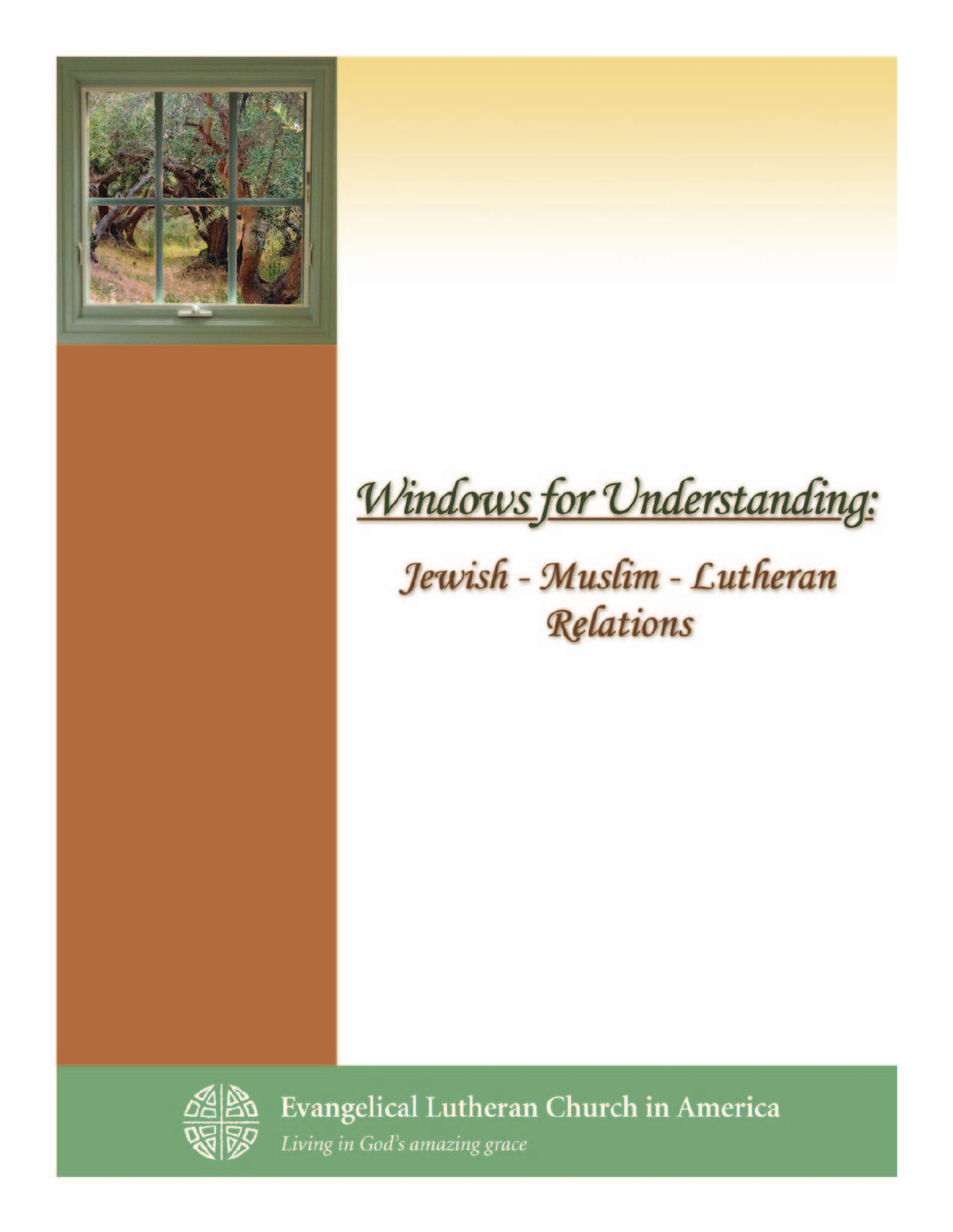# *Windows for Understanding:*

## *Jewish - Muslim - Lutheran Relations*

Evangelical Lutheran Church in America

*Living in God's amazing grace*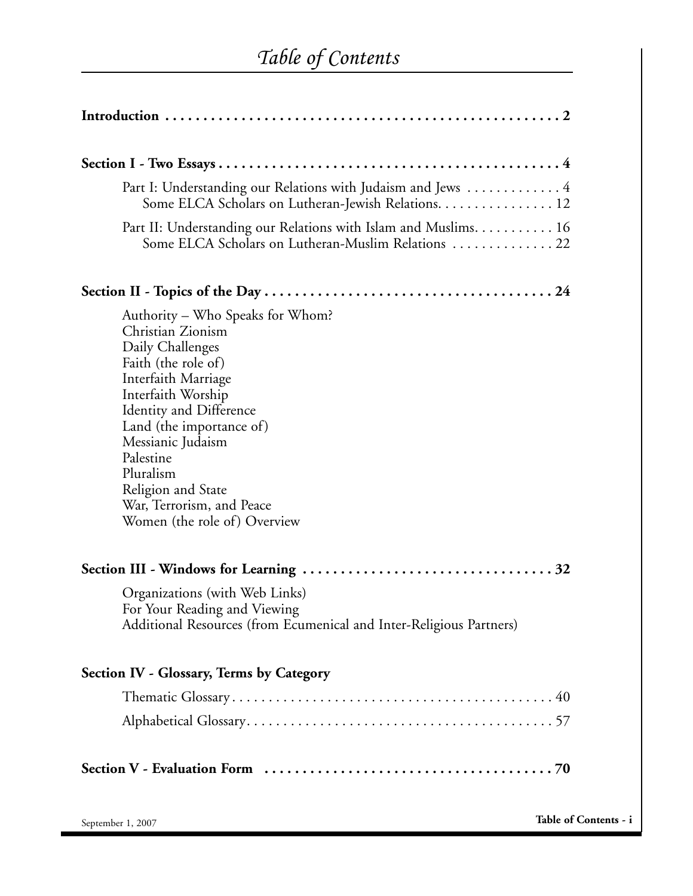# *Table of Contents*

**Introduction . . . . . . . . . . . . . . . . . . . . . . . . . . . . . . . . . . . . . . . . . . . . . . . . . . . . 2**

**Section I - Two Essays . . . . . . . . . . . . . . . . . . . . . . . . . . . . . . . . . . . . . . . . . . . . . . 4**

- Part I: Understanding our Relations with Judaism and Jews . . . . . . . . . . . . . 4
  - Some ELCA Scholars on Lutheran-Jewish Relations. . . . . . . . . . . . . . . . 12
- Part II: Understanding our Relations with Islam and Muslims. . . . . . . . . . . 16
  - Some ELCA Scholars on Lutheran-Muslim Relations . . . . . . . . . . . . . . 22

**Section II - Topics of the Day . . . . . . . . . . . . . . . . . . . . . . . . . . . . . . . . . . . . . . 24**

- Authority – Who Speaks for Whom?
- Christian Zionism
- Daily Challenges
- Faith (the role of)
- Interfaith Marriage
- Interfaith Worship
- Identity and Difference
- Land (the importance of)
- Messianic Judaism
- Palestine
- Pluralism
- Religion and State
- War, Terrorism, and Peace
- Women (the role of) Overview

**Section III - Windows for Learning . . . . . . . . . . . . . . . . . . . . . . . . . . . . . . . . . 32**

- Organizations (with Web Links)
- For Your Reading and Viewing
- Additional Resources (from Ecumenical and Inter-Religious Partners)

**Section IV - Glossary, Terms by Category**

- Thematic Glossary . . . . . . . . . . . . . . . . . . . . . . . . . . . . . . . . . . . . . . . . . . . . 40
- Alphabetical Glossary. . . . . . . . . . . . . . . . . . . . . . . . . . . . . . . . . . . . . . . . . . 57

**Section V - Evaluation Form . . . . . . . . . . . . . . . . . . . . . . . . . . . . . . . . . . . . . . 70**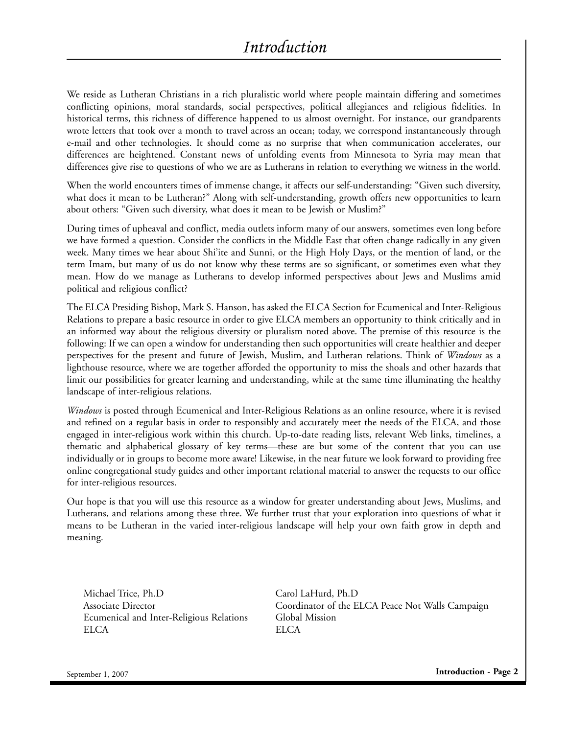# *Introduction*

We reside as Lutheran Christians in a rich pluralistic world where people maintain differing and sometimes conflicting opinions, moral standards, social perspectives, political allegiances and religious fidelities. In historical terms, this richness of difference happened to us almost overnight. For instance, our grandparents wrote letters that took over a month to travel across an ocean; today, we correspond instantaneously through e-mail and other technologies. It should come as no surprise that when communication accelerates, our differences are heightened. Constant news of unfolding events from Minnesota to Syria may mean that differences give rise to questions of who we are as Lutherans in relation to everything we witness in the world.

When the world encounters times of immense change, it affects our self-understanding: "Given such diversity, what does it mean to be Lutheran?" Along with self-understanding, growth offers new opportunities to learn about others: "Given such diversity, what does it mean to be Jewish or Muslim?"

During times of upheaval and conflict, media outlets inform many of our answers, sometimes even long before we have formed a question. Consider the conflicts in the Middle East that often change radically in any given week. Many times we hear about Shi'ite and Sunni, or the High Holy Days, or the mention of land, or the term Imam, but many of us do not know why these terms are so significant, or sometimes even what they mean. How do we manage as Lutherans to develop informed perspectives about Jews and Muslims amid political and religious conflict?

The ELCA Presiding Bishop, Mark S. Hanson, has asked the ELCA Section for Ecumenical and Inter-Religious Relations to prepare a basic resource in order to give ELCA members an opportunity to think critically and in an informed way about the religious diversity or pluralism noted above. The premise of this resource is the following: If we can open a window for understanding then such opportunities will create healthier and deeper perspectives for the present and future of Jewish, Muslim, and Lutheran relations. Think of *Windows* as a lighthouse resource, where we are together afforded the opportunity to miss the shoals and other hazards that limit our possibilities for greater learning and understanding, while at the same time illuminating the healthy landscape of inter-religious relations.

*Windows* is posted through Ecumenical and Inter-Religious Relations as an online resource, where it is revised and refined on a regular basis in order to responsibly and accurately meet the needs of the ELCA, and those engaged in inter-religious work within this church. Up-to-date reading lists, relevant Web links, timelines, a thematic and alphabetical glossary of key terms—these are but some of the content that you can use individually or in groups to become more aware! Likewise, in the near future we look forward to providing free online congregational study guides and other important relational material to answer the requests to our office for inter-religious resources.

Our hope is that you will use this resource as a window for greater understanding about Jews, Muslims, and Lutherans, and relations among these three. We further trust that your exploration into questions of what it means to be Lutheran in the varied inter-religious landscape will help your own faith grow in depth and meaning.

Michael Trice, Ph.D
Associate Director
Ecumenical and Inter-Religious Relations
ELCA

Carol LaHurd, Ph.D
Coordinator of the ELCA Peace Not Walls Campaign
Global Mission
ELCA

September 1, 2007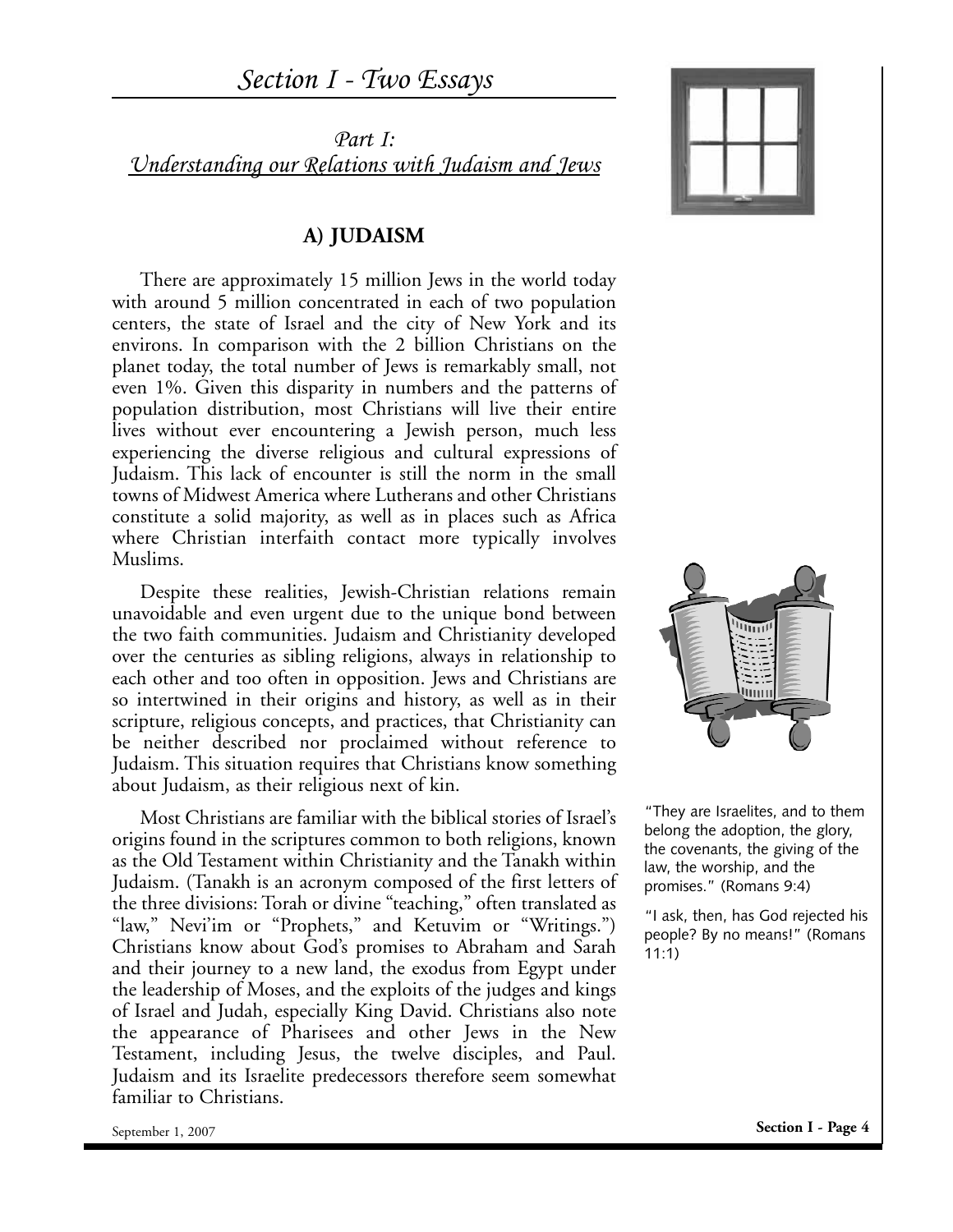# Section I - Two Essays

## *Part I:*
## *Understanding our Relations with Judaism and Jews*

### A) JUDAISM

There are approximately 15 million Jews in the world today with around 5 million concentrated in each of two population centers, the state of Israel and the city of New York and its environs. In comparison with the 2 billion Christians on the planet today, the total number of Jews is remarkably small, not even 1%. Given this disparity in numbers and the patterns of population distribution, most Christians will live their entire lives without ever encountering a Jewish person, much less experiencing the diverse religious and cultural expressions of Judaism. This lack of encounter is still the norm in the small towns of Midwest America where Lutherans and other Christians constitute a solid majority, as well as in places such as Africa where Christian interfaith contact more typically involves Muslims.

Despite these realities, Jewish-Christian relations remain unavoidable and even urgent due to the unique bond between the two faith communities. Judaism and Christianity developed over the centuries as sibling religions, always in relationship to each other and too often in opposition. Jews and Christians are so intertwined in their origins and history, as well as in their scripture, religious concepts, and practices, that Christianity can be neither described nor proclaimed without reference to Judaism. This situation requires that Christians know something about Judaism, as their religious next of kin.

Most Christians are familiar with the biblical stories of Israel's origins found in the scriptures common to both religions, known as the Old Testament within Christianity and the Tanakh within Judaism. (Tanakh is an acronym composed of the first letters of the three divisions: Torah or divine "teaching," often translated as "law," Nevi'im or "Prophets," and Ketuvim or "Writings.") Christians know about God's promises to Abraham and Sarah and their journey to a new land, the exodus from Egypt under the leadership of Moses, and the exploits of the judges and kings of Israel and Judah, especially King David. Christians also note the appearance of Pharisees and other Jews in the New Testament, including Jesus, the twelve disciples, and Paul. Judaism and its Israelite predecessors therefore seem somewhat familiar to Christians.

"They are Israelites, and to them belong the adoption, the glory, the covenants, the giving of the law, the worship, and the promises." (Romans 9:4)

"I ask, then, has God rejected his people? By no means!" (Romans 11:1)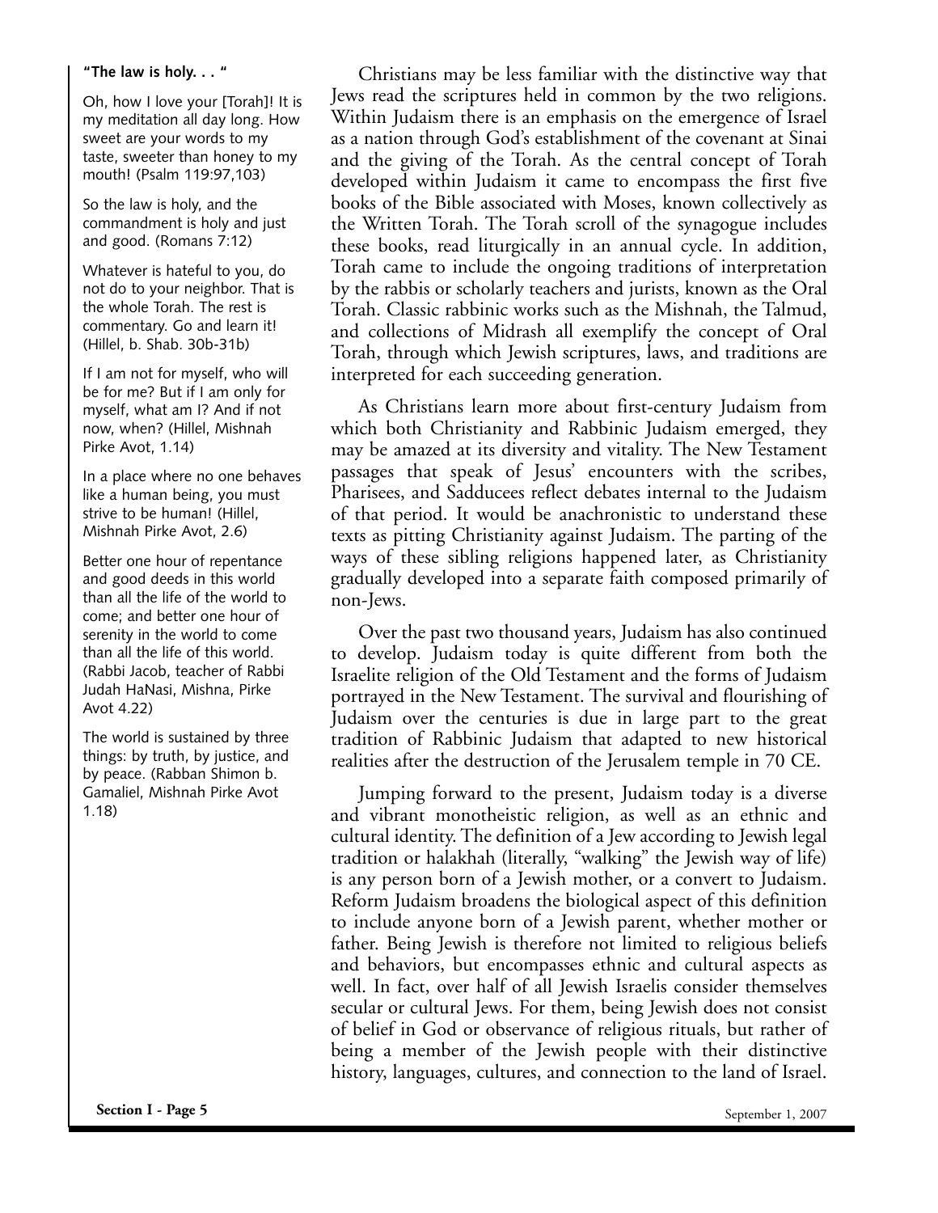**"The law is holy. . . "**

Oh, how I love your [Torah]! It is my meditation all day long. How sweet are your words to my taste, sweeter than honey to my mouth! (Psalm 119:97,103)

So the law is holy, and the commandment is holy and just and good. (Romans 7:12)

Whatever is hateful to you, do not do to your neighbor. That is the whole Torah. The rest is commentary. Go and learn it! (Hillel, b. Shab. 30b-31b)

If I am not for myself, who will be for me? But if I am only for myself, what am I? And if not now, when? (Hillel, Mishnah Pirke Avot, 1.14)

In a place where no one behaves like a human being, you must strive to be human! (Hillel, Mishnah Pirke Avot, 2.6)

Better one hour of repentance and good deeds in this world than all the life of the world to come; and better one hour of serenity in the world to come than all the life of this world. (Rabbi Jacob, teacher of Rabbi Judah HaNasi, Mishna, Pirke Avot 4.22)

The world is sustained by three things: by truth, by justice, and by peace. (Rabban Shimon b. Gamaliel, Mishnah Pirke Avot 1.18)

Christians may be less familiar with the distinctive way that Jews read the scriptures held in common by the two religions. Within Judaism there is an emphasis on the emergence of Israel as a nation through God's establishment of the covenant at Sinai and the giving of the Torah. As the central concept of Torah developed within Judaism it came to encompass the first five books of the Bible associated with Moses, known collectively as the Written Torah. The Torah scroll of the synagogue includes these books, read liturgically in an annual cycle. In addition, Torah came to include the ongoing traditions of interpretation by the rabbis or scholarly teachers and jurists, known as the Oral Torah. Classic rabbinic works such as the Mishnah, the Talmud, and collections of Midrash all exemplify the concept of Oral Torah, through which Jewish scriptures, laws, and traditions are interpreted for each succeeding generation.

As Christians learn more about first-century Judaism from which both Christianity and Rabbinic Judaism emerged, they may be amazed at its diversity and vitality. The New Testament passages that speak of Jesus' encounters with the scribes, Pharisees, and Sadducees reflect debates internal to the Judaism of that period. It would be anachronistic to understand these texts as pitting Christianity against Judaism. The parting of the ways of these sibling religions happened later, as Christianity gradually developed into a separate faith composed primarily of non-Jews.

Over the past two thousand years, Judaism has also continued to develop. Judaism today is quite different from both the Israelite religion of the Old Testament and the forms of Judaism portrayed in the New Testament. The survival and flourishing of Judaism over the centuries is due in large part to the great tradition of Rabbinic Judaism that adapted to new historical realities after the destruction of the Jerusalem temple in 70 CE.

Jumping forward to the present, Judaism today is a diverse and vibrant monotheistic religion, as well as an ethnic and cultural identity. The definition of a Jew according to Jewish legal tradition or halakhah (literally, "walking" the Jewish way of life) is any person born of a Jewish mother, or a convert to Judaism. Reform Judaism broadens the biological aspect of this definition to include anyone born of a Jewish parent, whether mother or father. Being Jewish is therefore not limited to religious beliefs and behaviors, but encompasses ethnic and cultural aspects as well. In fact, over half of all Jewish Israelis consider themselves secular or cultural Jews. For them, being Jewish does not consist of belief in God or observance of religious rituals, but rather of being a member of the Jewish people with their distinctive history, languages, cultures, and connection to the land of Israel.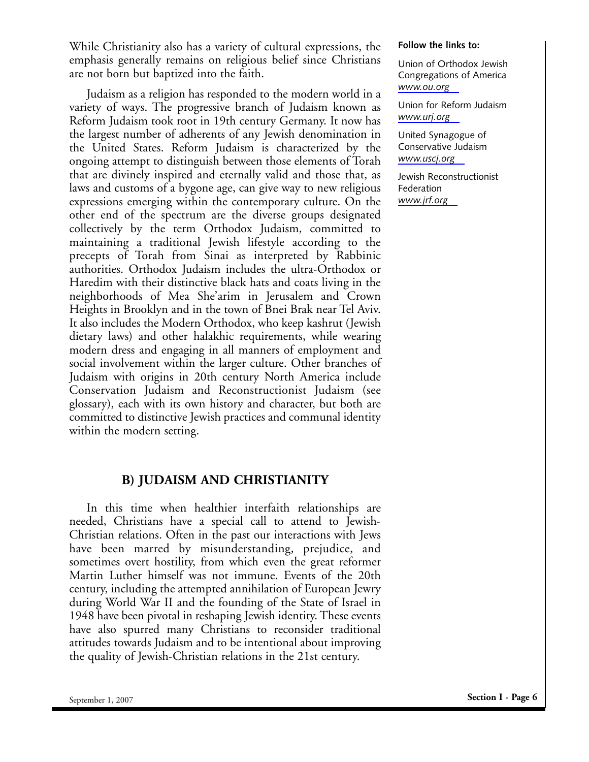While Christianity also has a variety of cultural expressions, the emphasis generally remains on religious belief since Christians are not born but baptized into the faith.

Judaism as a religion has responded to the modern world in a variety of ways. The progressive branch of Judaism known as Reform Judaism took root in 19th century Germany. It now has the largest number of adherents of any Jewish denomination in the United States. Reform Judaism is characterized by the ongoing attempt to distinguish between those elements of Torah that are divinely inspired and eternally valid and those that, as laws and customs of a bygone age, can give way to new religious expressions emerging within the contemporary culture. On the other end of the spectrum are the diverse groups designated collectively by the term Orthodox Judaism, committed to maintaining a traditional Jewish lifestyle according to the precepts of Torah from Sinai as interpreted by Rabbinic authorities. Orthodox Judaism includes the ultra-Orthodox or Haredim with their distinctive black hats and coats living in the neighborhoods of Mea She'arim in Jerusalem and Crown Heights in Brooklyn and in the town of Bnei Brak near Tel Aviv. It also includes the Modern Orthodox, who keep kashrut (Jewish dietary laws) and other halakhic requirements, while wearing modern dress and engaging in all manners of employment and social involvement within the larger culture. Other branches of Judaism with origins in 20th century North America include Conservation Judaism and Reconstructionist Judaism (see glossary), each with its own history and character, but both are committed to distinctive Jewish practices and communal identity within the modern setting.

**Follow the links to:**

Union of Orthodox Jewish Congregations of America
*www.ou.org*

Union for Reform Judaism
*www.urj.org*

United Synagogue of Conservative Judaism
*www.uscj.org*

Jewish Reconstructionist Federation
*www.jrf.org*

## B) JUDAISM AND CHRISTIANITY

In this time when healthier interfaith relationships are needed, Christians have a special call to attend to Jewish-Christian relations. Often in the past our interactions with Jews have been marred by misunderstanding, prejudice, and sometimes overt hostility, from which even the great reformer Martin Luther himself was not immune. Events of the 20th century, including the attempted annihilation of European Jewry during World War II and the founding of the State of Israel in 1948 have been pivotal in reshaping Jewish identity. These events have also spurred many Christians to reconsider traditional attitudes towards Judaism and to be intentional about improving the quality of Jewish-Christian relations in the 21st century.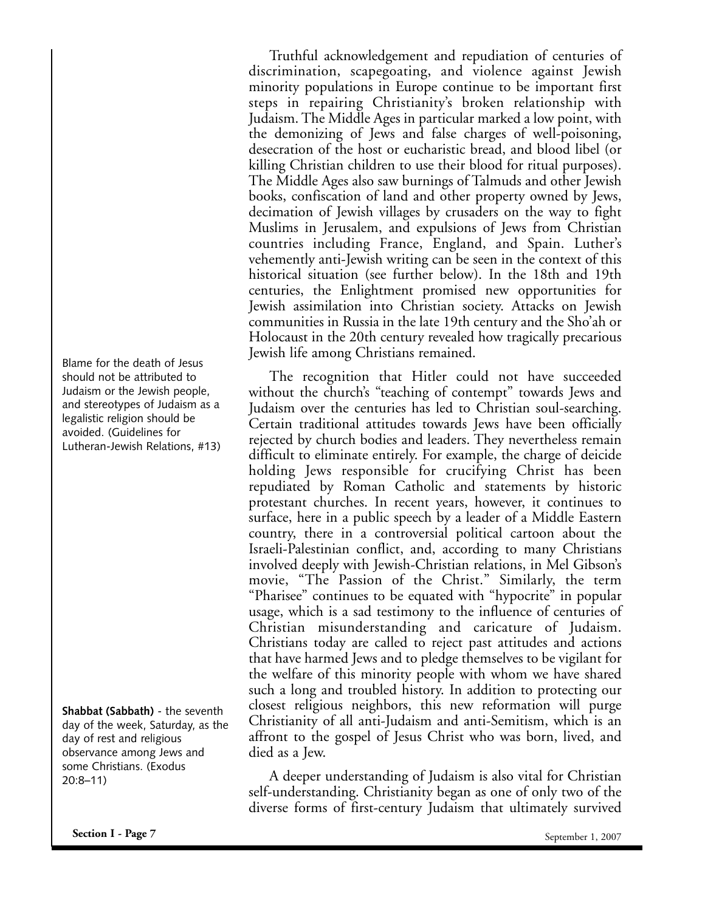Truthful acknowledgement and repudiation of centuries of discrimination, scapegoating, and violence against Jewish minority populations in Europe continue to be important first steps in repairing Christianity's broken relationship with Judaism. The Middle Ages in particular marked a low point, with the demonizing of Jews and false charges of well-poisoning, desecration of the host or eucharistic bread, and blood libel (or killing Christian children to use their blood for ritual purposes). The Middle Ages also saw burnings of Talmuds and other Jewish books, confiscation of land and other property owned by Jews, decimation of Jewish villages by crusaders on the way to fight Muslims in Jerusalem, and expulsions of Jews from Christian countries including France, England, and Spain. Luther's vehemently anti-Jewish writing can be seen in the context of this historical situation (see further below). In the 18th and 19th centuries, the Enlightment promised new opportunities for Jewish assimilation into Christian society. Attacks on Jewish communities in Russia in the late 19th century and the Sho'ah or Holocaust in the 20th century revealed how tragically precarious Jewish life among Christians remained.

Blame for the death of Jesus should not be attributed to Judaism or the Jewish people, and stereotypes of Judaism as a legalistic religion should be avoided. (Guidelines for Lutheran-Jewish Relations, #13)

The recognition that Hitler could not have succeeded without the church's "teaching of contempt" towards Jews and Judaism over the centuries has led to Christian soul-searching. Certain traditional attitudes towards Jews have been officially rejected by church bodies and leaders. They nevertheless remain difficult to eliminate entirely. For example, the charge of deicide holding Jews responsible for crucifying Christ has been repudiated by Roman Catholic and statements by historic protestant churches. In recent years, however, it continues to surface, here in a public speech by a leader of a Middle Eastern country, there in a controversial political cartoon about the Israeli-Palestinian conflict, and, according to many Christians involved deeply with Jewish-Christian relations, in Mel Gibson's movie, "The Passion of the Christ." Similarly, the term "Pharisee" continues to be equated with "hypocrite" in popular usage, which is a sad testimony to the influence of centuries of Christian misunderstanding and caricature of Judaism. Christians today are called to reject past attitudes and actions that have harmed Jews and to pledge themselves to be vigilant for the welfare of this minority people with whom we have shared such a long and troubled history. In addition to protecting our closest religious neighbors, this new reformation will purge Christianity of all anti-Judaism and anti-Semitism, which is an affront to the gospel of Jesus Christ who was born, lived, and died as a Jew.

**Shabbat (Sabbath)** - the seventh day of the week, Saturday, as the day of rest and religious observance among Jews and some Christians. (Exodus 20:8–11)

A deeper understanding of Judaism is also vital for Christian self-understanding. Christianity began as one of only two of the diverse forms of first-century Judaism that ultimately survived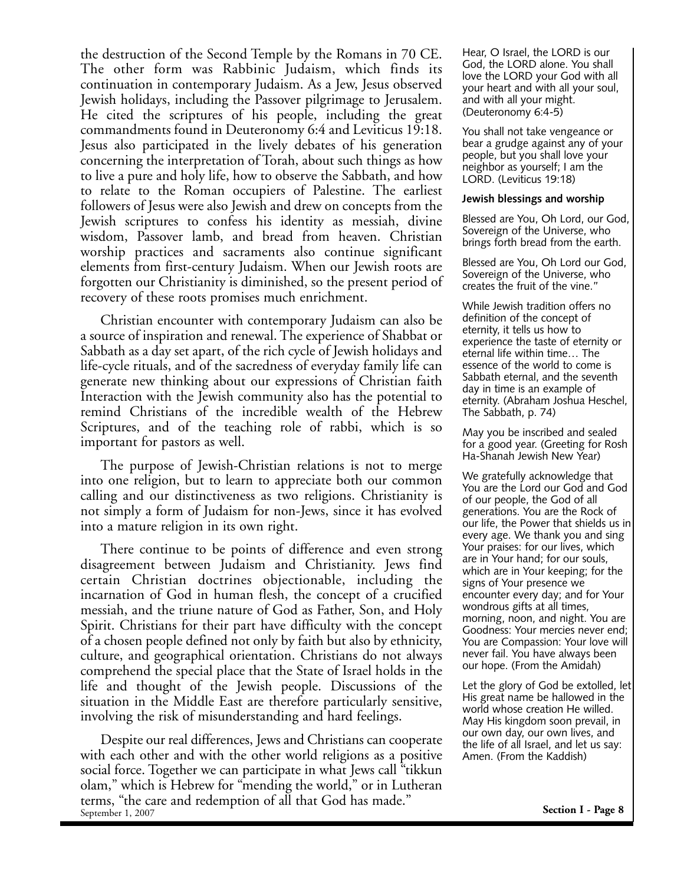the destruction of the Second Temple by the Romans in 70 CE. The other form was Rabbinic Judaism, which finds its continuation in contemporary Judaism. As a Jew, Jesus observed Jewish holidays, including the Passover pilgrimage to Jerusalem. He cited the scriptures of his people, including the great commandments found in Deuteronomy 6:4 and Leviticus 19:18. Jesus also participated in the lively debates of his generation concerning the interpretation of Torah, about such things as how to live a pure and holy life, how to observe the Sabbath, and how to relate to the Roman occupiers of Palestine. The earliest followers of Jesus were also Jewish and drew on concepts from the Jewish scriptures to confess his identity as messiah, divine wisdom, Passover lamb, and bread from heaven. Christian worship practices and sacraments also continue significant elements from first-century Judaism. When our Jewish roots are forgotten our Christianity is diminished, so the present period of recovery of these roots promises much enrichment.

Christian encounter with contemporary Judaism can also be a source of inspiration and renewal. The experience of Shabbat or Sabbath as a day set apart, of the rich cycle of Jewish holidays and life-cycle rituals, and of the sacredness of everyday family life can generate new thinking about our expressions of Christian faith Interaction with the Jewish community also has the potential to remind Christians of the incredible wealth of the Hebrew Scriptures, and of the teaching role of rabbi, which is so important for pastors as well.

The purpose of Jewish-Christian relations is not to merge into one religion, but to learn to appreciate both our common calling and our distinctiveness as two religions. Christianity is not simply a form of Judaism for non-Jews, since it has evolved into a mature religion in its own right.

There continue to be points of difference and even strong disagreement between Judaism and Christianity. Jews find certain Christian doctrines objectionable, including the incarnation of God in human flesh, the concept of a crucified messiah, and the triune nature of God as Father, Son, and Holy Spirit. Christians for their part have difficulty with the concept of a chosen people defined not only by faith but also by ethnicity, culture, and geographical orientation. Christians do not always comprehend the special place that the State of Israel holds in the life and thought of the Jewish people. Discussions of the situation in the Middle East are therefore particularly sensitive, involving the risk of misunderstanding and hard feelings.

Despite our real differences, Jews and Christians can cooperate with each other and with the other world religions as a positive social force. Together we can participate in what Jews call "tikkun olam," which is Hebrew for "mending the world," or in Lutheran terms, "the care and redemption of all that God has made."

Hear, O Israel, the LORD is our God, the LORD alone. You shall love the LORD your God with all your heart and with all your soul, and with all your might. (Deuteronomy 6:4-5)

You shall not take vengeance or bear a grudge against any of your people, but you shall love your neighbor as yourself; I am the LORD. (Leviticus 19:18)

**Jewish blessings and worship**

Blessed are You, Oh Lord, our God, Sovereign of the Universe, who brings forth bread from the earth.

Blessed are You, Oh Lord our God, Sovereign of the Universe, who creates the fruit of the vine."

While Jewish tradition offers no definition of the concept of eternity, it tells us how to experience the taste of eternity or eternal life within time… The essence of the world to come is Sabbath eternal, and the seventh day in time is an example of eternity. (Abraham Joshua Heschel, The Sabbath, p. 74)

May you be inscribed and sealed for a good year. (Greeting for Rosh Ha-Shanah Jewish New Year)

We gratefully acknowledge that You are the Lord our God and God of our people, the God of all generations. You are the Rock of our life, the Power that shields us in every age. We thank you and sing Your praises: for our lives, which are in Your hand; for our souls, which are in Your keeping; for the signs of Your presence we encounter every day; and for Your wondrous gifts at all times, morning, noon, and night. You are Goodness: Your mercies never end; You are Compassion: Your love will never fail. You have always been our hope. (From the Amidah)

Let the glory of God be extolled, let His great name be hallowed in the world whose creation He willed. May His kingdom soon prevail, in our own day, our own lives, and the life of all Israel, and let us say: Amen. (From the Kaddish)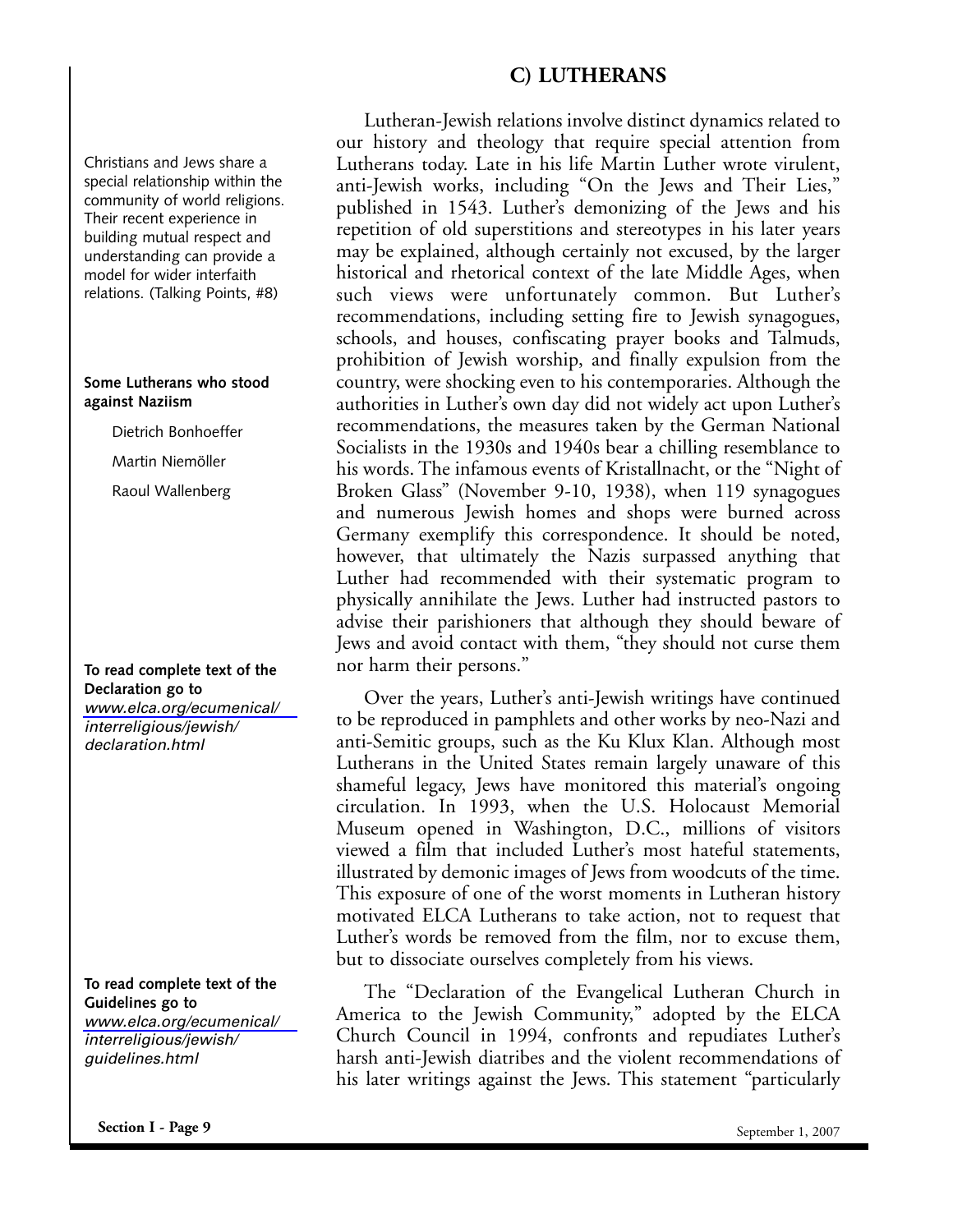## C) LUTHERANS

Lutheran-Jewish relations involve distinct dynamics related to our history and theology that require special attention from Lutherans today. Late in his life Martin Luther wrote virulent, anti-Jewish works, including "On the Jews and Their Lies," published in 1543. Luther's demonizing of the Jews and his repetition of old superstitions and stereotypes in his later years may be explained, although certainly not excused, by the larger historical and rhetorical context of the late Middle Ages, when such views were unfortunately common. But Luther's recommendations, including setting fire to Jewish synagogues, schools, and houses, confiscating prayer books and Talmuds, prohibition of Jewish worship, and finally expulsion from the country, were shocking even to his contemporaries. Although the authorities in Luther's own day did not widely act upon Luther's recommendations, the measures taken by the German National Socialists in the 1930s and 1940s bear a chilling resemblance to his words. The infamous events of Kristallnacht, or the "Night of Broken Glass" (November 9-10, 1938), when 119 synagogues and numerous Jewish homes and shops were burned across Germany exemplify this correspondence. It should be noted, however, that ultimately the Nazis surpassed anything that Luther had recommended with their systematic program to physically annihilate the Jews. Luther had instructed pastors to advise their parishioners that although they should beware of Jews and avoid contact with them, "they should not curse them nor harm their persons."

Over the years, Luther's anti-Jewish writings have continued to be reproduced in pamphlets and other works by neo-Nazi and anti-Semitic groups, such as the Ku Klux Klan. Although most Lutherans in the United States remain largely unaware of this shameful legacy, Jews have monitored this material's ongoing circulation. In 1993, when the U.S. Holocaust Memorial Museum opened in Washington, D.C., millions of visitors viewed a film that included Luther's most hateful statements, illustrated by demonic images of Jews from woodcuts of the time. This exposure of one of the worst moments in Lutheran history motivated ELCA Lutherans to take action, not to request that Luther's words be removed from the film, nor to excuse them, but to dissociate ourselves completely from his views.

The "Declaration of the Evangelical Lutheran Church in America to the Jewish Community," adopted by the ELCA Church Council in 1994, confronts and repudiates Luther's harsh anti-Jewish diatribes and the violent recommendations of his later writings against the Jews. This statement "particularly

Christians and Jews share a special relationship within the community of world religions. Their recent experience in building mutual respect and understanding can provide a model for wider interfaith relations. (Talking Points, #8)

**Some Lutherans who stood against Naziism**

- Dietrich Bonhoeffer
- Martin Niemöller
- Raoul Wallenberg

**To read complete text of the Declaration go to** *www.elca.org/ecumenical/interreligious/jewish/declaration.html*

**To read complete text of the Guidelines go to** *www.elca.org/ecumenical/interreligious/jewish/guidelines.html*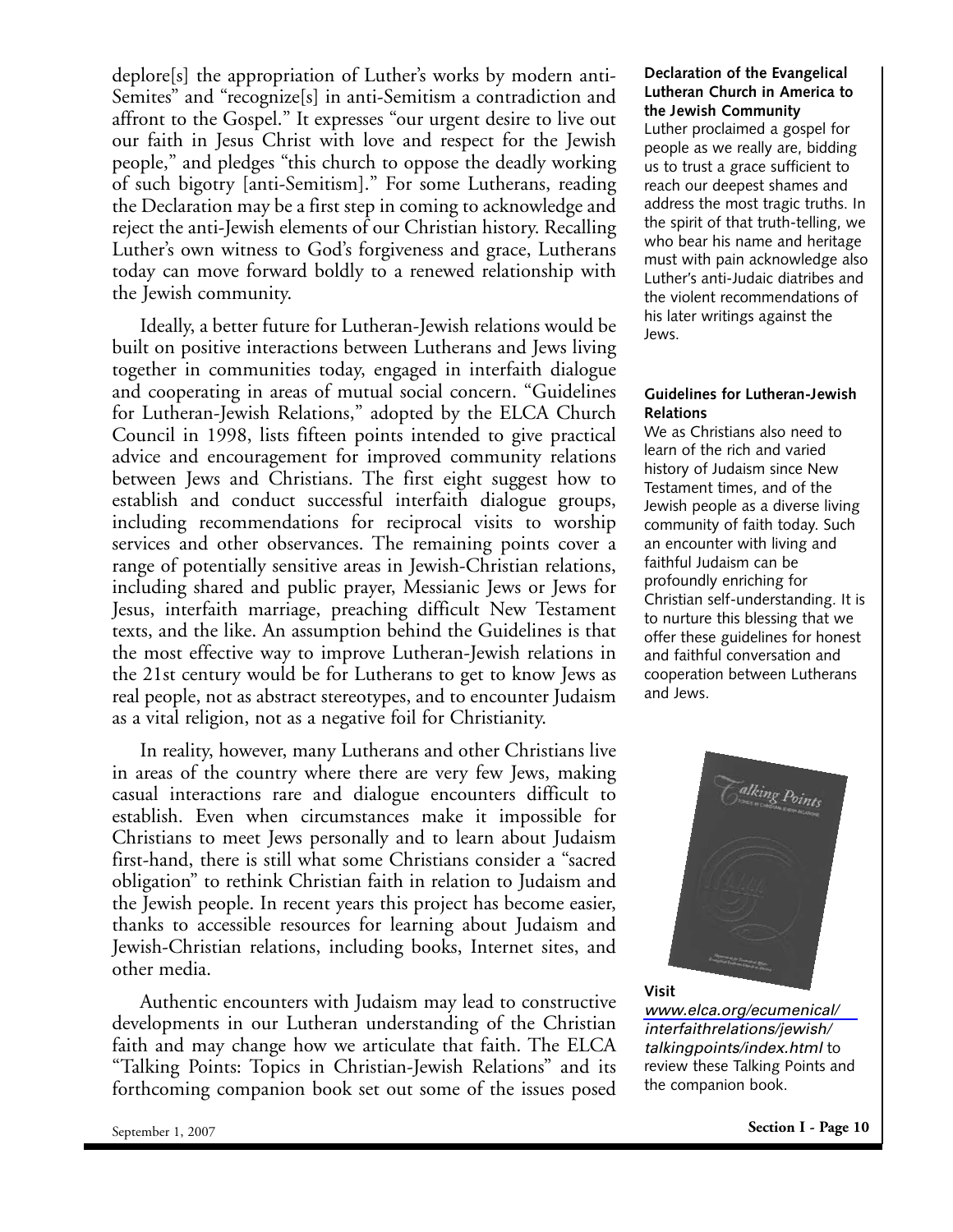deplore[s] the appropriation of Luther's works by modern anti-Semites" and "recognize[s] in anti-Semitism a contradiction and affront to the Gospel." It expresses "our urgent desire to live out our faith in Jesus Christ with love and respect for the Jewish people," and pledges "this church to oppose the deadly working of such bigotry [anti-Semitism]." For some Lutherans, reading the Declaration may be a first step in coming to acknowledge and reject the anti-Jewish elements of our Christian history. Recalling Luther's own witness to God's forgiveness and grace, Lutherans today can move forward boldly to a renewed relationship with the Jewish community.

Ideally, a better future for Lutheran-Jewish relations would be built on positive interactions between Lutherans and Jews living together in communities today, engaged in interfaith dialogue and cooperating in areas of mutual social concern. "Guidelines for Lutheran-Jewish Relations," adopted by the ELCA Church Council in 1998, lists fifteen points intended to give practical advice and encouragement for improved community relations between Jews and Christians. The first eight suggest how to establish and conduct successful interfaith dialogue groups, including recommendations for reciprocal visits to worship services and other observances. The remaining points cover a range of potentially sensitive areas in Jewish-Christian relations, including shared and public prayer, Messianic Jews or Jews for Jesus, interfaith marriage, preaching difficult New Testament texts, and the like. An assumption behind the Guidelines is that the most effective way to improve Lutheran-Jewish relations in the 21st century would be for Lutherans to get to know Jews as real people, not as abstract stereotypes, and to encounter Judaism as a vital religion, not as a negative foil for Christianity.

In reality, however, many Lutherans and other Christians live in areas of the country where there are very few Jews, making casual interactions rare and dialogue encounters difficult to establish. Even when circumstances make it impossible for Christians to meet Jews personally and to learn about Judaism first-hand, there is still what some Christians consider a "sacred obligation" to rethink Christian faith in relation to Judaism and the Jewish people. In recent years this project has become easier, thanks to accessible resources for learning about Judaism and Jewish-Christian relations, including books, Internet sites, and other media.

Authentic encounters with Judaism may lead to constructive developments in our Lutheran understanding of the Christian faith and may change how we articulate that faith. The ELCA "Talking Points: Topics in Christian-Jewish Relations" and its forthcoming companion book set out some of the issues posed

**Declaration of the Evangelical Lutheran Church in America to the Jewish Community**

Luther proclaimed a gospel for people as we really are, bidding us to trust a grace sufficient to reach our deepest shames and address the most tragic truths. In the spirit of that truth-telling, we who bear his name and heritage must with pain acknowledge also Luther's anti-Judaic diatribes and the violent recommendations of his later writings against the Jews.

**Guidelines for Lutheran-Jewish Relations**

We as Christians also need to learn of the rich and varied history of Judaism since New Testament times, and of the Jewish people as a diverse living community of faith today. Such an encounter with living and faithful Judaism can be profoundly enriching for Christian self-understanding. It is to nurture this blessing that we offer these guidelines for honest and faithful conversation and cooperation between Lutherans and Jews.

**Visit**

*www.elca.org/ecumenical/interfaithrelations/jewish/talkingpoints/index.html* to review these Talking Points and the companion book.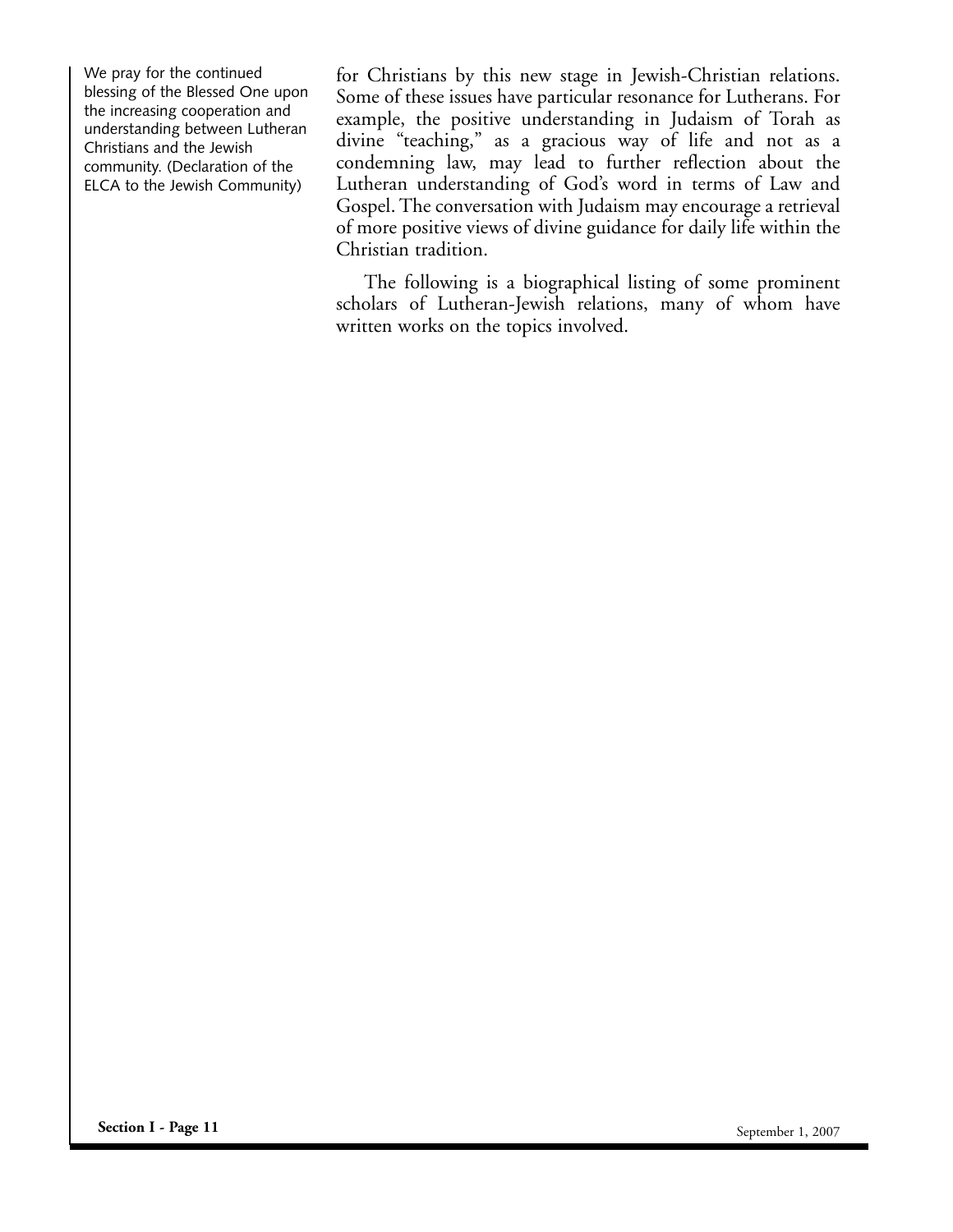We pray for the continued blessing of the Blessed One upon the increasing cooperation and understanding between Lutheran Christians and the Jewish community. (Declaration of the ELCA to the Jewish Community)

for Christians by this new stage in Jewish-Christian relations. Some of these issues have particular resonance for Lutherans. For example, the positive understanding in Judaism of Torah as divine "teaching," as a gracious way of life and not as a condemning law, may lead to further reflection about the Lutheran understanding of God's word in terms of Law and Gospel. The conversation with Judaism may encourage a retrieval of more positive views of divine guidance for daily life within the Christian tradition.

The following is a biographical listing of some prominent scholars of Lutheran-Jewish relations, many of whom have written works on the topics involved.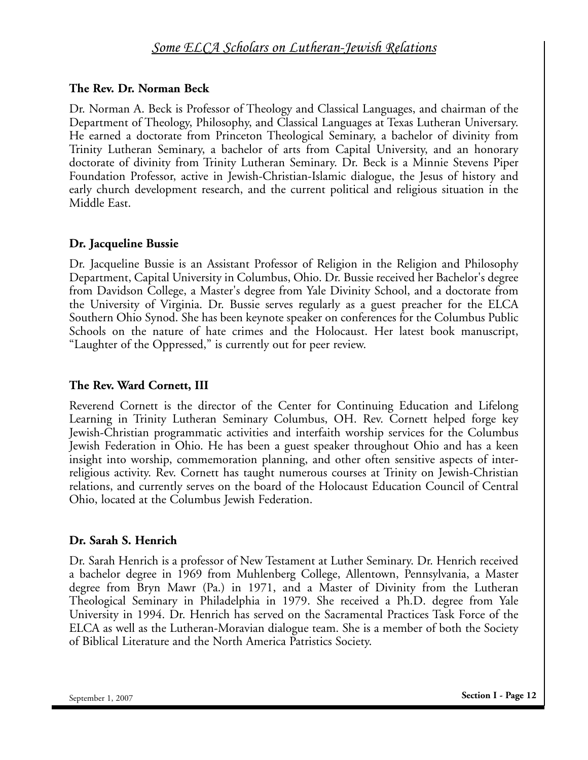# *Some ELCA Scholars on Lutheran-Jewish Relations*

**The Rev. Dr. Norman Beck**

Dr. Norman A. Beck is Professor of Theology and Classical Languages, and chairman of the Department of Theology, Philosophy, and Classical Languages at Texas Lutheran Universary. He earned a doctorate from Princeton Theological Seminary, a bachelor of divinity from Trinity Lutheran Seminary, a bachelor of arts from Capital University, and an honorary doctorate of divinity from Trinity Lutheran Seminary. Dr. Beck is a Minnie Stevens Piper Foundation Professor, active in Jewish-Christian-Islamic dialogue, the Jesus of history and early church development research, and the current political and religious situation in the Middle East.

**Dr. Jacqueline Bussie**

Dr. Jacqueline Bussie is an Assistant Professor of Religion in the Religion and Philosophy Department, Capital University in Columbus, Ohio. Dr. Bussie received her Bachelor's degree from Davidson College, a Master's degree from Yale Divinity School, and a doctorate from the University of Virginia. Dr. Bussie serves regularly as a guest preacher for the ELCA Southern Ohio Synod. She has been keynote speaker on conferences for the Columbus Public Schools on the nature of hate crimes and the Holocaust. Her latest book manuscript, "Laughter of the Oppressed," is currently out for peer review.

**The Rev. Ward Cornett, III**

Reverend Cornett is the director of the Center for Continuing Education and Lifelong Learning in Trinity Lutheran Seminary Columbus, OH. Rev. Cornett helped forge key Jewish-Christian programmatic activities and interfaith worship services for the Columbus Jewish Federation in Ohio. He has been a guest speaker throughout Ohio and has a keen insight into worship, commemoration planning, and other often sensitive aspects of inter-religious activity. Rev. Cornett has taught numerous courses at Trinity on Jewish-Christian relations, and currently serves on the board of the Holocaust Education Council of Central Ohio, located at the Columbus Jewish Federation.

**Dr. Sarah S. Henrich**

Dr. Sarah Henrich is a professor of New Testament at Luther Seminary. Dr. Henrich received a bachelor degree in 1969 from Muhlenberg College, Allentown, Pennsylvania, a Master degree from Bryn Mawr (Pa.) in 1971, and a Master of Divinity from the Lutheran Theological Seminary in Philadelphia in 1979. She received a Ph.D. degree from Yale University in 1994. Dr. Henrich has served on the Sacramental Practices Task Force of the ELCA as well as the Lutheran-Moravian dialogue team. She is a member of both the Society of Biblical Literature and the North America Patristics Society.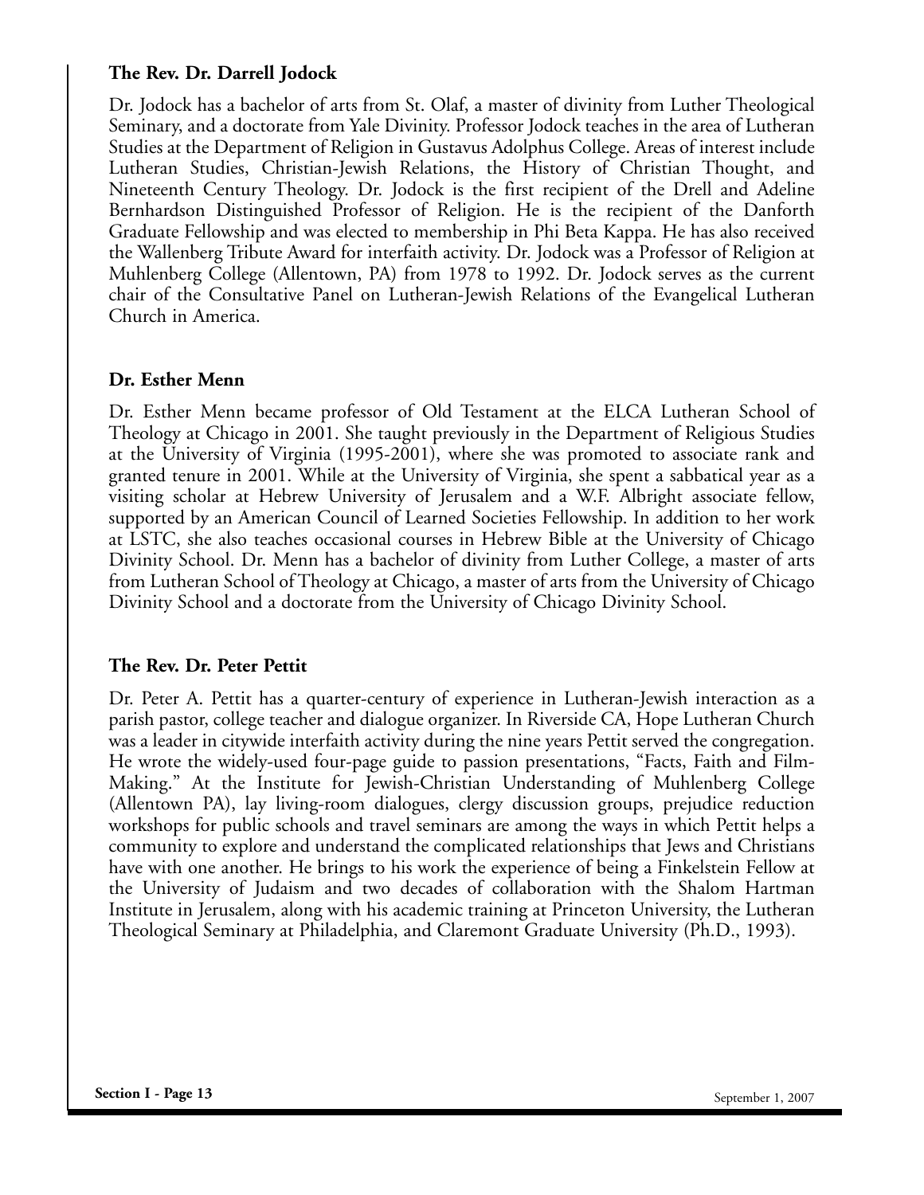**The Rev. Dr. Darrell Jodock**

Dr. Jodock has a bachelor of arts from St. Olaf, a master of divinity from Luther Theological Seminary, and a doctorate from Yale Divinity. Professor Jodock teaches in the area of Lutheran Studies at the Department of Religion in Gustavus Adolphus College. Areas of interest include Lutheran Studies, Christian-Jewish Relations, the History of Christian Thought, and Nineteenth Century Theology. Dr. Jodock is the first recipient of the Drell and Adeline Bernhardson Distinguished Professor of Religion. He is the recipient of the Danforth Graduate Fellowship and was elected to membership in Phi Beta Kappa. He has also received the Wallenberg Tribute Award for interfaith activity. Dr. Jodock was a Professor of Religion at Muhlenberg College (Allentown, PA) from 1978 to 1992. Dr. Jodock serves as the current chair of the Consultative Panel on Lutheran-Jewish Relations of the Evangelical Lutheran Church in America.

**Dr. Esther Menn**

Dr. Esther Menn became professor of Old Testament at the ELCA Lutheran School of Theology at Chicago in 2001. She taught previously in the Department of Religious Studies at the University of Virginia (1995-2001), where she was promoted to associate rank and granted tenure in 2001. While at the University of Virginia, she spent a sabbatical year as a visiting scholar at Hebrew University of Jerusalem and a W.F. Albright associate fellow, supported by an American Council of Learned Societies Fellowship. In addition to her work at LSTC, she also teaches occasional courses in Hebrew Bible at the University of Chicago Divinity School. Dr. Menn has a bachelor of divinity from Luther College, a master of arts from Lutheran School of Theology at Chicago, a master of arts from the University of Chicago Divinity School and a doctorate from the University of Chicago Divinity School.

**The Rev. Dr. Peter Pettit**

Dr. Peter A. Pettit has a quarter-century of experience in Lutheran-Jewish interaction as a parish pastor, college teacher and dialogue organizer. In Riverside CA, Hope Lutheran Church was a leader in citywide interfaith activity during the nine years Pettit served the congregation. He wrote the widely-used four-page guide to passion presentations, "Facts, Faith and Film-Making." At the Institute for Jewish-Christian Understanding of Muhlenberg College (Allentown PA), lay living-room dialogues, clergy discussion groups, prejudice reduction workshops for public schools and travel seminars are among the ways in which Pettit helps a community to explore and understand the complicated relationships that Jews and Christians have with one another. He brings to his work the experience of being a Finkelstein Fellow at the University of Judaism and two decades of collaboration with the Shalom Hartman Institute in Jerusalem, along with his academic training at Princeton University, the Lutheran Theological Seminary at Philadelphia, and Claremont Graduate University (Ph.D., 1993).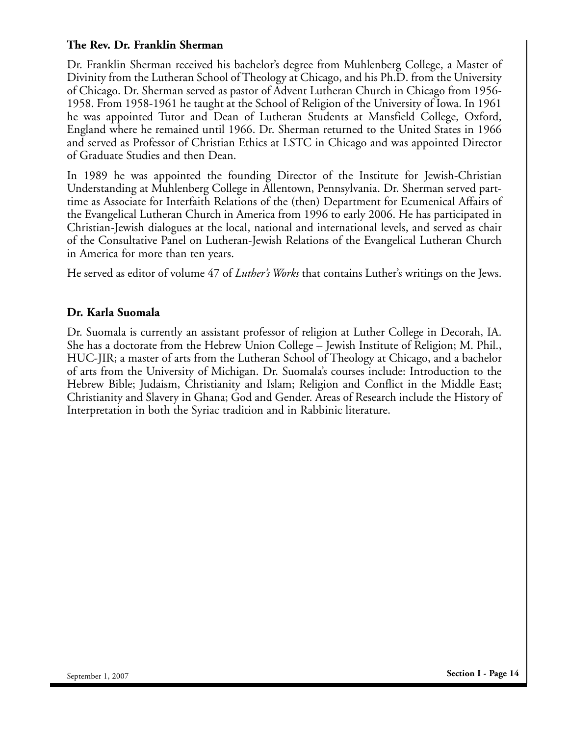### The Rev. Dr. Franklin Sherman

Dr. Franklin Sherman received his bachelor's degree from Muhlenberg College, a Master of Divinity from the Lutheran School of Theology at Chicago, and his Ph.D. from the University of Chicago. Dr. Sherman served as pastor of Advent Lutheran Church in Chicago from 1956-1958. From 1958-1961 he taught at the School of Religion of the University of Iowa. In 1961 he was appointed Tutor and Dean of Lutheran Students at Mansfield College, Oxford, England where he remained until 1966. Dr. Sherman returned to the United States in 1966 and served as Professor of Christian Ethics at LSTC in Chicago and was appointed Director of Graduate Studies and then Dean.

In 1989 he was appointed the founding Director of the Institute for Jewish-Christian Understanding at Muhlenberg College in Allentown, Pennsylvania. Dr. Sherman served part-time as Associate for Interfaith Relations of the (then) Department for Ecumenical Affairs of the Evangelical Lutheran Church in America from 1996 to early 2006. He has participated in Christian-Jewish dialogues at the local, national and international levels, and served as chair of the Consultative Panel on Lutheran-Jewish Relations of the Evangelical Lutheran Church in America for more than ten years.

He served as editor of volume 47 of *Luther's Works* that contains Luther's writings on the Jews.

### Dr. Karla Suomala

Dr. Suomala is currently an assistant professor of religion at Luther College in Decorah, IA. She has a doctorate from the Hebrew Union College – Jewish Institute of Religion; M. Phil., HUC-JIR; a master of arts from the Lutheran School of Theology at Chicago, and a bachelor of arts from the University of Michigan. Dr. Suomala's courses include: Introduction to the Hebrew Bible; Judaism, Christianity and Islam; Religion and Conflict in the Middle East; Christianity and Slavery in Ghana; God and Gender. Areas of Research include the History of Interpretation in both the Syriac tradition and in Rabbinic literature.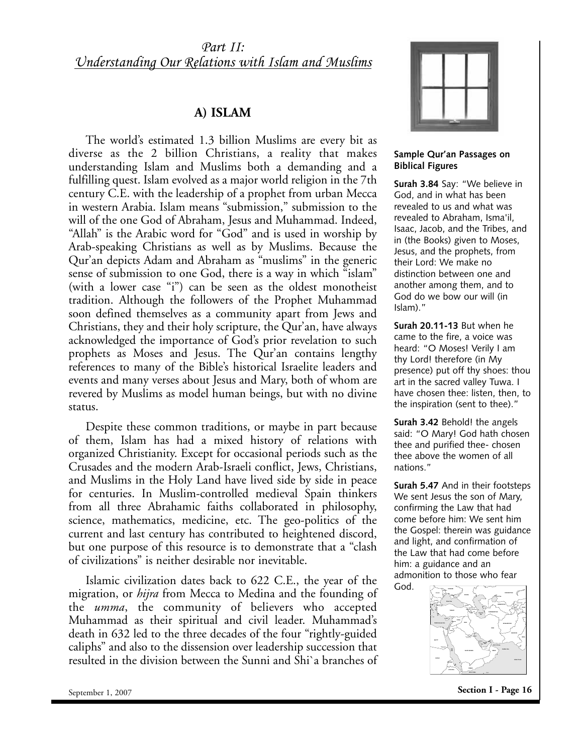## *Part II: Understanding Our Relations with Islam and Muslims*

### A) ISLAM

The world's estimated 1.3 billion Muslims are every bit as diverse as the 2 billion Christians, a reality that makes understanding Islam and Muslims both a demanding and a fulfilling quest. Islam evolved as a major world religion in the 7th century C.E. with the leadership of a prophet from urban Mecca in western Arabia. Islam means "submission," submission to the will of the one God of Abraham, Jesus and Muhammad. Indeed, "Allah" is the Arabic word for "God" and is used in worship by Arab-speaking Christians as well as by Muslims. Because the Qur'an depicts Adam and Abraham as "muslims" in the generic sense of submission to one God, there is a way in which "islam" (with a lower case "i") can be seen as the oldest monotheist tradition. Although the followers of the Prophet Muhammad soon defined themselves as a community apart from Jews and Christians, they and their holy scripture, the Qur'an, have always acknowledged the importance of God's prior revelation to such prophets as Moses and Jesus. The Qur'an contains lengthy references to many of the Bible's historical Israelite leaders and events and many verses about Jesus and Mary, both of whom are revered by Muslims as model human beings, but with no divine status.

Despite these common traditions, or maybe in part because of them, Islam has had a mixed history of relations with organized Christianity. Except for occasional periods such as the Crusades and the modern Arab-Israeli conflict, Jews, Christians, and Muslims in the Holy Land have lived side by side in peace for centuries. In Muslim-controlled medieval Spain thinkers from all three Abrahamic faiths collaborated in philosophy, science, mathematics, medicine, etc. The geo-politics of the current and last century has contributed to heightened discord, but one purpose of this resource is to demonstrate that a "clash of civilizations" is neither desirable nor inevitable.

Islamic civilization dates back to 622 C.E., the year of the migration, or *hijra* from Mecca to Medina and the founding of the *umma*, the community of believers who accepted Muhammad as their spiritual and civil leader. Muhammad's death in 632 led to the three decades of the four "rightly-guided caliphs" and also to the dissension over leadership succession that resulted in the division between the Sunni and Shi`a branches of

**Sample Qur'an Passages on Biblical Figures**

**Surah 3.84** Say: "We believe in God, and in what has been revealed to us and what was revealed to Abraham, Isma'il, Isaac, Jacob, and the Tribes, and in (the Books) given to Moses, Jesus, and the prophets, from their Lord: We make no distinction between one and another among them, and to God do we bow our will (in Islam)."

**Surah 20.11-13** But when he came to the fire, a voice was heard: "O Moses! Verily I am thy Lord! therefore (in My presence) put off thy shoes: thou art in the sacred valley Tuwa. I have chosen thee: listen, then, to the inspiration (sent to thee)."

**Surah 3.42** Behold! the angels said: "O Mary! God hath chosen thee and purified thee- chosen thee above the women of all nations."

**Surah 5.47** And in their footsteps We sent Jesus the son of Mary, confirming the Law that had come before him: We sent him the Gospel: therein was guidance and light, and confirmation of the Law that had come before him: a guidance and an admonition to those who fear God.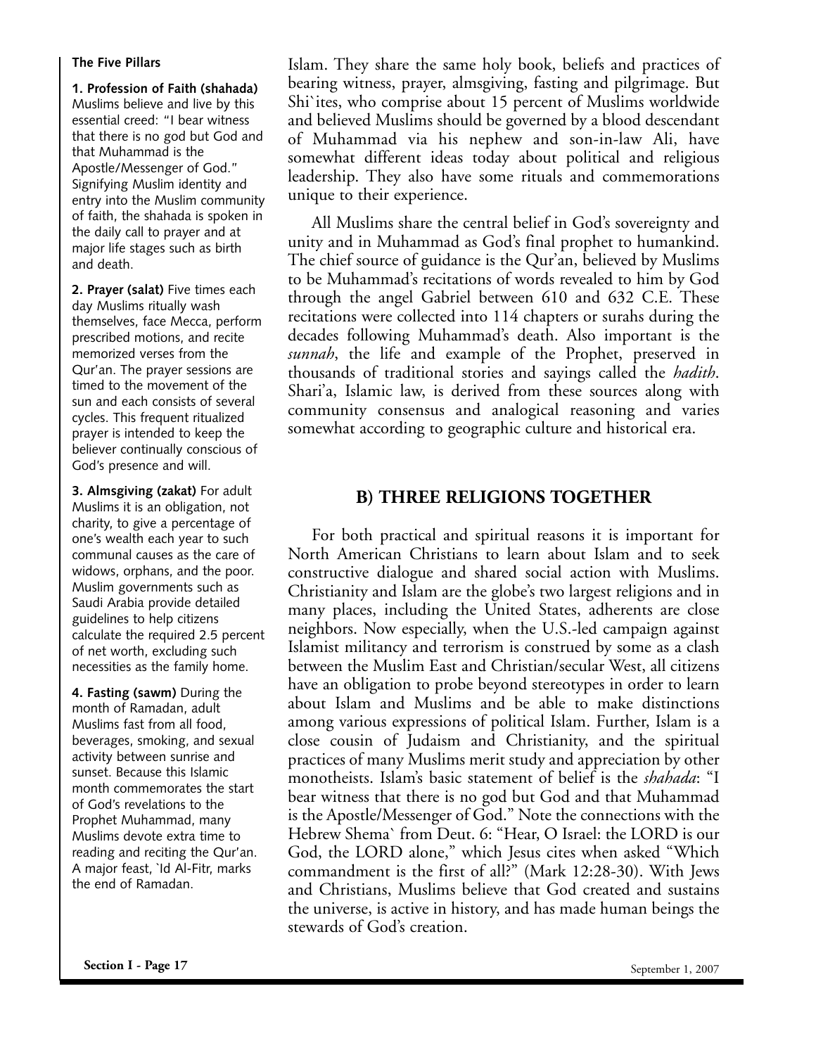**The Five Pillars**

**1. Profession of Faith (shahada)** Muslims believe and live by this essential creed: "I bear witness that there is no god but God and that Muhammad is the Apostle/Messenger of God." Signifying Muslim identity and entry into the Muslim community of faith, the shahada is spoken in the daily call to prayer and at major life stages such as birth and death.

**2. Prayer (salat)** Five times each day Muslims ritually wash themselves, face Mecca, perform prescribed motions, and recite memorized verses from the Qur'an. The prayer sessions are timed to the movement of the sun and each consists of several cycles. This frequent ritualized prayer is intended to keep the believer continually conscious of God's presence and will.

**3. Almsgiving (zakat)** For adult Muslims it is an obligation, not charity, to give a percentage of one's wealth each year to such communal causes as the care of widows, orphans, and the poor. Muslim governments such as Saudi Arabia provide detailed guidelines to help citizens calculate the required 2.5 percent of net worth, excluding such necessities as the family home.

**4. Fasting (sawm)** During the month of Ramadan, adult Muslims fast from all food, beverages, smoking, and sexual activity between sunrise and sunset. Because this Islamic month commemorates the start of God's revelations to the Prophet Muhammad, many Muslims devote extra time to reading and reciting the Qur'an. A major feast, `Id Al-Fitr, marks the end of Ramadan.

Islam. They share the same holy book, beliefs and practices of bearing witness, prayer, almsgiving, fasting and pilgrimage. But Shi`ites, who comprise about 15 percent of Muslims worldwide and believed Muslims should be governed by a blood descendant of Muhammad via his nephew and son-in-law Ali, have somewhat different ideas today about political and religious leadership. They also have some rituals and commemorations unique to their experience.

All Muslims share the central belief in God's sovereignty and unity and in Muhammad as God's final prophet to humankind. The chief source of guidance is the Qur'an, believed by Muslims to be Muhammad's recitations of words revealed to him by God through the angel Gabriel between 610 and 632 C.E. These recitations were collected into 114 chapters or surahs during the decades following Muhammad's death. Also important is the *sunnah*, the life and example of the Prophet, preserved in thousands of traditional stories and sayings called the *hadith*. Shari'a, Islamic law, is derived from these sources along with community consensus and analogical reasoning and varies somewhat according to geographic culture and historical era.

## B) THREE RELIGIONS TOGETHER

For both practical and spiritual reasons it is important for North American Christians to learn about Islam and to seek constructive dialogue and shared social action with Muslims. Christianity and Islam are the globe's two largest religions and in many places, including the United States, adherents are close neighbors. Now especially, when the U.S.-led campaign against Islamist militancy and terrorism is construed by some as a clash between the Muslim East and Christian/secular West, all citizens have an obligation to probe beyond stereotypes in order to learn about Islam and Muslims and be able to make distinctions among various expressions of political Islam. Further, Islam is a close cousin of Judaism and Christianity, and the spiritual practices of many Muslims merit study and appreciation by other monotheists. Islam's basic statement of belief is the *shahada*: "I bear witness that there is no god but God and that Muhammad is the Apostle/Messenger of God." Note the connections with the Hebrew Shema` from Deut. 6: "Hear, O Israel: the LORD is our God, the LORD alone," which Jesus cites when asked "Which commandment is the first of all?" (Mark 12:28-30). With Jews and Christians, Muslims believe that God created and sustains the universe, is active in history, and has made human beings the stewards of God's creation.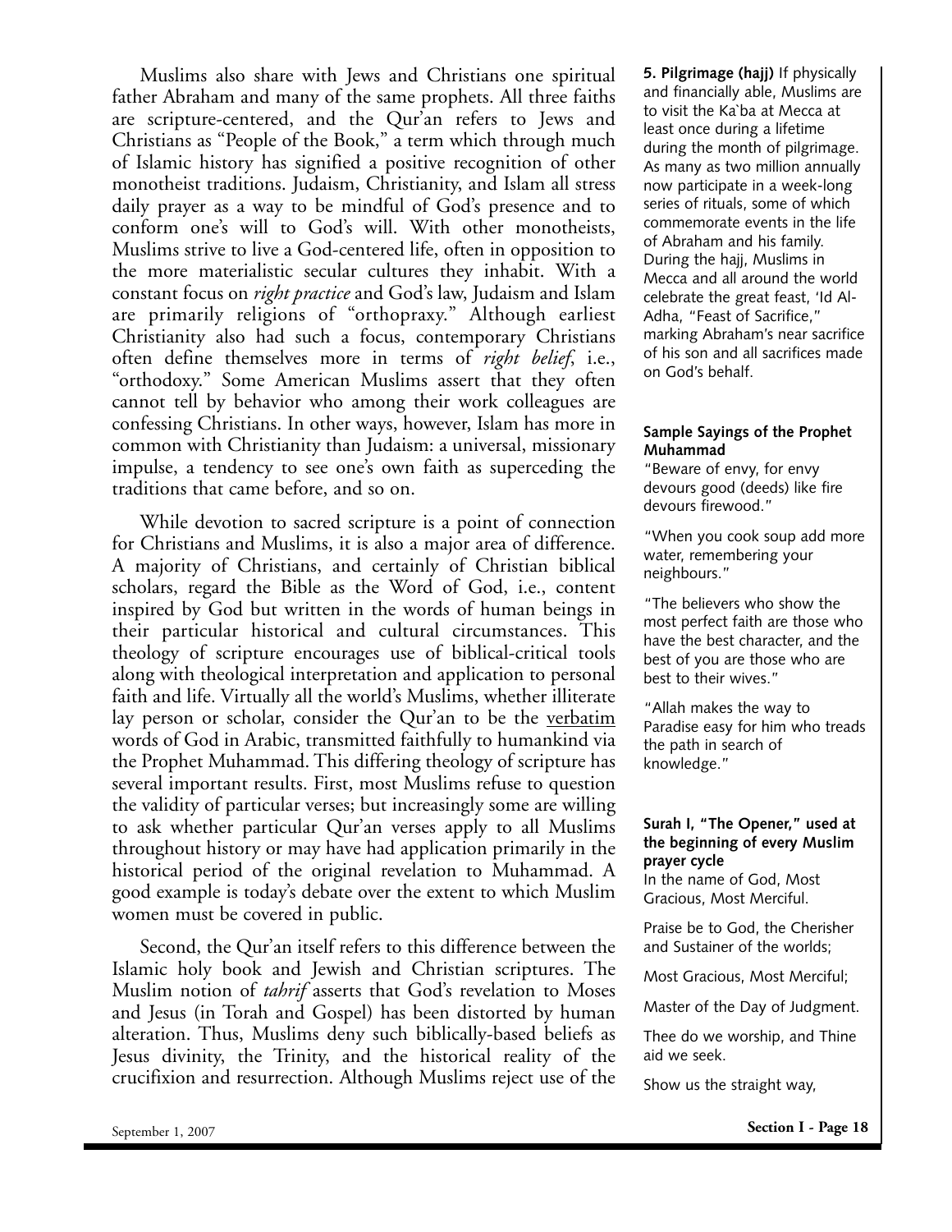Muslims also share with Jews and Christians one spiritual father Abraham and many of the same prophets. All three faiths are scripture-centered, and the Qur'an refers to Jews and Christians as "People of the Book," a term which through much of Islamic history has signified a positive recognition of other monotheist traditions. Judaism, Christianity, and Islam all stress daily prayer as a way to be mindful of God's presence and to conform one's will to God's will. With other monotheists, Muslims strive to live a God-centered life, often in opposition to the more materialistic secular cultures they inhabit. With a constant focus on *right practice* and God's law, Judaism and Islam are primarily religions of "orthopraxy." Although earliest Christianity also had such a focus, contemporary Christians often define themselves more in terms of *right belief*, i.e., "orthodoxy." Some American Muslims assert that they often cannot tell by behavior who among their work colleagues are confessing Christians. In other ways, however, Islam has more in common with Christianity than Judaism: a universal, missionary impulse, a tendency to see one's own faith as superceding the traditions that came before, and so on.

While devotion to sacred scripture is a point of connection for Christians and Muslims, it is also a major area of difference. A majority of Christians, and certainly of Christian biblical scholars, regard the Bible as the Word of God, i.e., content inspired by God but written in the words of human beings in their particular historical and cultural circumstances. This theology of scripture encourages use of biblical-critical tools along with theological interpretation and application to personal faith and life. Virtually all the world's Muslims, whether illiterate lay person or scholar, consider the Qur'an to be the <u>verbatim</u> words of God in Arabic, transmitted faithfully to humankind via the Prophet Muhammad. This differing theology of scripture has several important results. First, most Muslims refuse to question the validity of particular verses; but increasingly some are willing to ask whether particular Qur'an verses apply to all Muslims throughout history or may have had application primarily in the historical period of the original revelation to Muhammad. A good example is today's debate over the extent to which Muslim women must be covered in public.

Second, the Qur'an itself refers to this difference between the Islamic holy book and Jewish and Christian scriptures. The Muslim notion of *tahrif* asserts that God's revelation to Moses and Jesus (in Torah and Gospel) has been distorted by human alteration. Thus, Muslims deny such biblically-based beliefs as Jesus divinity, the Trinity, and the historical reality of the crucifixion and resurrection. Although Muslims reject use of the

**5. Pilgrimage (hajj)** If physically and financially able, Muslims are to visit the Ka`ba at Mecca at least once during a lifetime during the month of pilgrimage. As many as two million annually now participate in a week-long series of rituals, some of which commemorate events in the life of Abraham and his family. During the hajj, Muslims in Mecca and all around the world celebrate the great feast, 'Id Al-Adha, "Feast of Sacrifice," marking Abraham's near sacrifice of his son and all sacrifices made on God's behalf.

**Sample Sayings of the Prophet Muhammad**

"Beware of envy, for envy devours good (deeds) like fire devours firewood."

"When you cook soup add more water, remembering your neighbours."

"The believers who show the most perfect faith are those who have the best character, and the best of you are those who are best to their wives."

"Allah makes the way to Paradise easy for him who treads the path in search of knowledge."

**Surah I, "The Opener," used at the beginning of every Muslim prayer cycle**

In the name of God, Most Gracious, Most Merciful.

Praise be to God, the Cherisher and Sustainer of the worlds;

Most Gracious, Most Merciful;

Master of the Day of Judgment.

Thee do we worship, and Thine aid we seek.

Show us the straight way,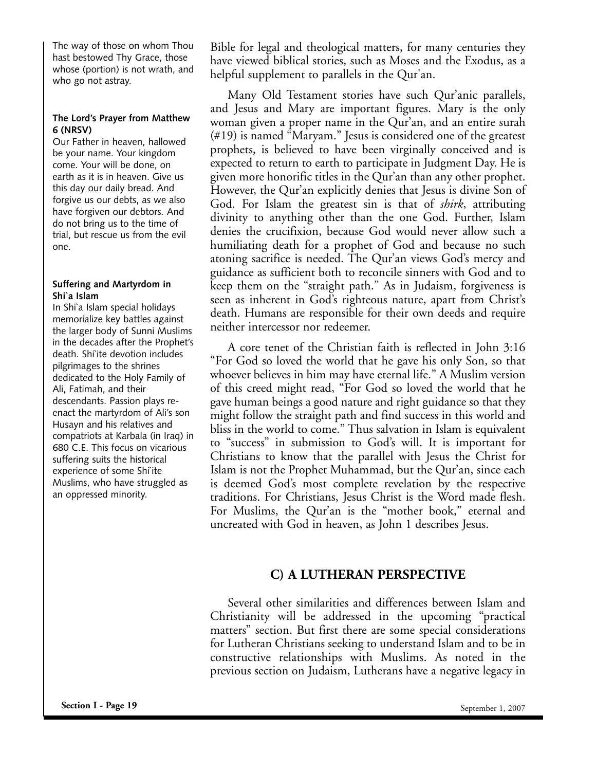The way of those on whom Thou hast bestowed Thy Grace, those whose (portion) is not wrath, and who go not astray.

**The Lord's Prayer from Matthew 6 (NRSV)**

Our Father in heaven, hallowed be your name. Your kingdom come. Your will be done, on earth as it is in heaven. Give us this day our daily bread. And forgive us our debts, as we also have forgiven our debtors. And do not bring us to the time of trial, but rescue us from the evil one.

**Suffering and Martyrdom in Shi`a Islam**

In Shi`a Islam special holidays memorialize key battles against the larger body of Sunni Muslims in the decades after the Prophet's death. Shi`ite devotion includes pilgrimages to the shrines dedicated to the Holy Family of Ali, Fatimah, and their descendants. Passion plays re-enact the martyrdom of Ali's son Husayn and his relatives and compatriots at Karbala (in Iraq) in 680 C.E. This focus on vicarious suffering suits the historical experience of some Shi`ite Muslims, who have struggled as an oppressed minority.

Bible for legal and theological matters, for many centuries they have viewed biblical stories, such as Moses and the Exodus, as a helpful supplement to parallels in the Qur'an.

Many Old Testament stories have such Qur'anic parallels, and Jesus and Mary are important figures. Mary is the only woman given a proper name in the Qur'an, and an entire surah (#19) is named "Maryam." Jesus is considered one of the greatest prophets, is believed to have been virginally conceived and is expected to return to earth to participate in Judgment Day. He is given more honorific titles in the Qur'an than any other prophet. However, the Qur'an explicitly denies that Jesus is divine Son of God. For Islam the greatest sin is that of *shirk*, attributing divinity to anything other than the one God. Further, Islam denies the crucifixion, because God would never allow such a humiliating death for a prophet of God and because no such atoning sacrifice is needed. The Qur'an views God's mercy and guidance as sufficient both to reconcile sinners with God and to keep them on the "straight path." As in Judaism, forgiveness is seen as inherent in God's righteous nature, apart from Christ's death. Humans are responsible for their own deeds and require neither intercessor nor redeemer.

A core tenet of the Christian faith is reflected in John 3:16 "For God so loved the world that he gave his only Son, so that whoever believes in him may have eternal life." A Muslim version of this creed might read, "For God so loved the world that he gave human beings a good nature and right guidance so that they might follow the straight path and find success in this world and bliss in the world to come." Thus salvation in Islam is equivalent to "success" in submission to God's will. It is important for Christians to know that the parallel with Jesus the Christ for Islam is not the Prophet Muhammad, but the Qur'an, since each is deemed God's most complete revelation by the respective traditions. For Christians, Jesus Christ is the Word made flesh. For Muslims, the Qur'an is the "mother book," eternal and uncreated with God in heaven, as John 1 describes Jesus.

## C) A LUTHERAN PERSPECTIVE

Several other similarities and differences between Islam and Christianity will be addressed in the upcoming "practical matters" section. But first there are some special considerations for Lutheran Christians seeking to understand Islam and to be in constructive relationships with Muslims. As noted in the previous section on Judaism, Lutherans have a negative legacy in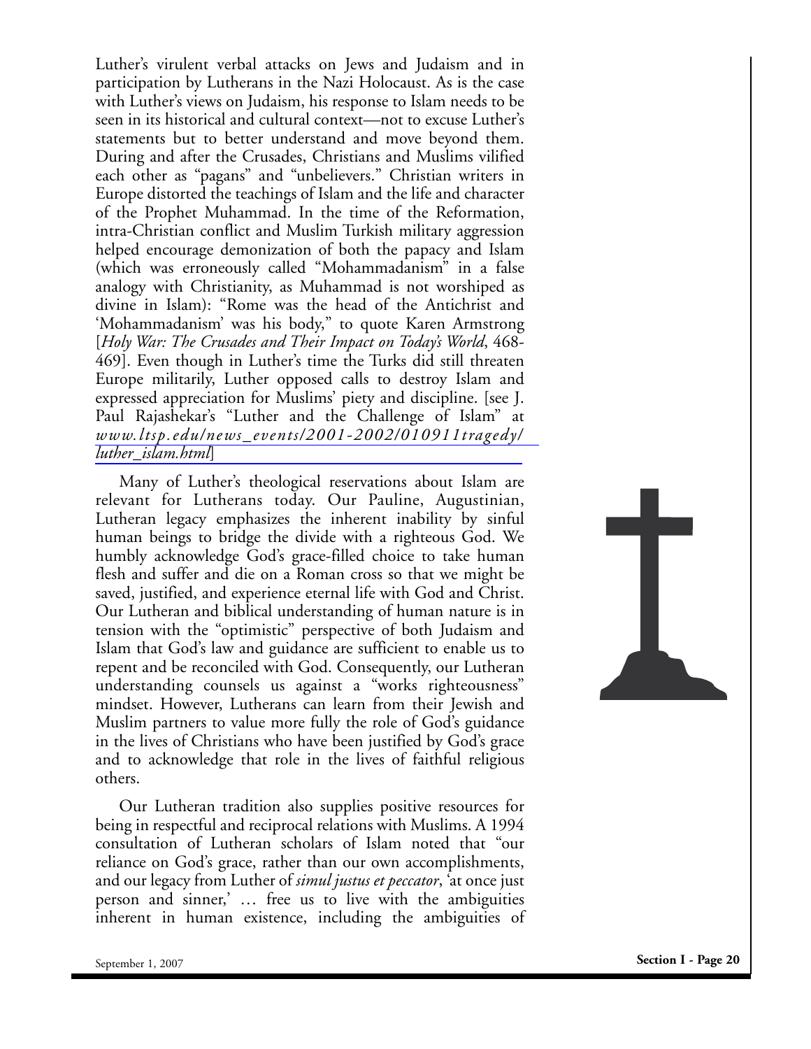Luther's virulent verbal attacks on Jews and Judaism and in participation by Lutherans in the Nazi Holocaust. As is the case with Luther's views on Judaism, his response to Islam needs to be seen in its historical and cultural context—not to excuse Luther's statements but to better understand and move beyond them. During and after the Crusades, Christians and Muslims vilified each other as "pagans" and "unbelievers." Christian writers in Europe distorted the teachings of Islam and the life and character of the Prophet Muhammad. In the time of the Reformation, intra-Christian conflict and Muslim Turkish military aggression helped encourage demonization of both the papacy and Islam (which was erroneously called "Mohammadanism" in a false analogy with Christianity, as Muhammad is not worshiped as divine in Islam): "Rome was the head of the Antichrist and 'Mohammadanism' was his body," to quote Karen Armstrong [*Holy War: The Crusades and Their Impact on Today's World*, 468-469]. Even though in Luther's time the Turks did still threaten Europe militarily, Luther opposed calls to destroy Islam and expressed appreciation for Muslims' piety and discipline. [see J. Paul Rajashekar's "Luther and the Challenge of Islam" at *www.ltsp.edu/news_events/2001-2002/010911tragedy/luther_islam.html*]

Many of Luther's theological reservations about Islam are relevant for Lutherans today. Our Pauline, Augustinian, Lutheran legacy emphasizes the inherent inability by sinful human beings to bridge the divide with a righteous God. We humbly acknowledge God's grace-filled choice to take human flesh and suffer and die on a Roman cross so that we might be saved, justified, and experience eternal life with God and Christ. Our Lutheran and biblical understanding of human nature is in tension with the "optimistic" perspective of both Judaism and Islam that God's law and guidance are sufficient to enable us to repent and be reconciled with God. Consequently, our Lutheran understanding counsels us against a "works righteousness" mindset. However, Lutherans can learn from their Jewish and Muslim partners to value more fully the role of God's guidance in the lives of Christians who have been justified by God's grace and to acknowledge that role in the lives of faithful religious others.

Our Lutheran tradition also supplies positive resources for being in respectful and reciprocal relations with Muslims. A 1994 consultation of Lutheran scholars of Islam noted that "our reliance on God's grace, rather than our own accomplishments, and our legacy from Luther of *simul justus et peccator*, 'at once just person and sinner,' … free us to live with the ambiguities inherent in human existence, including the ambiguities of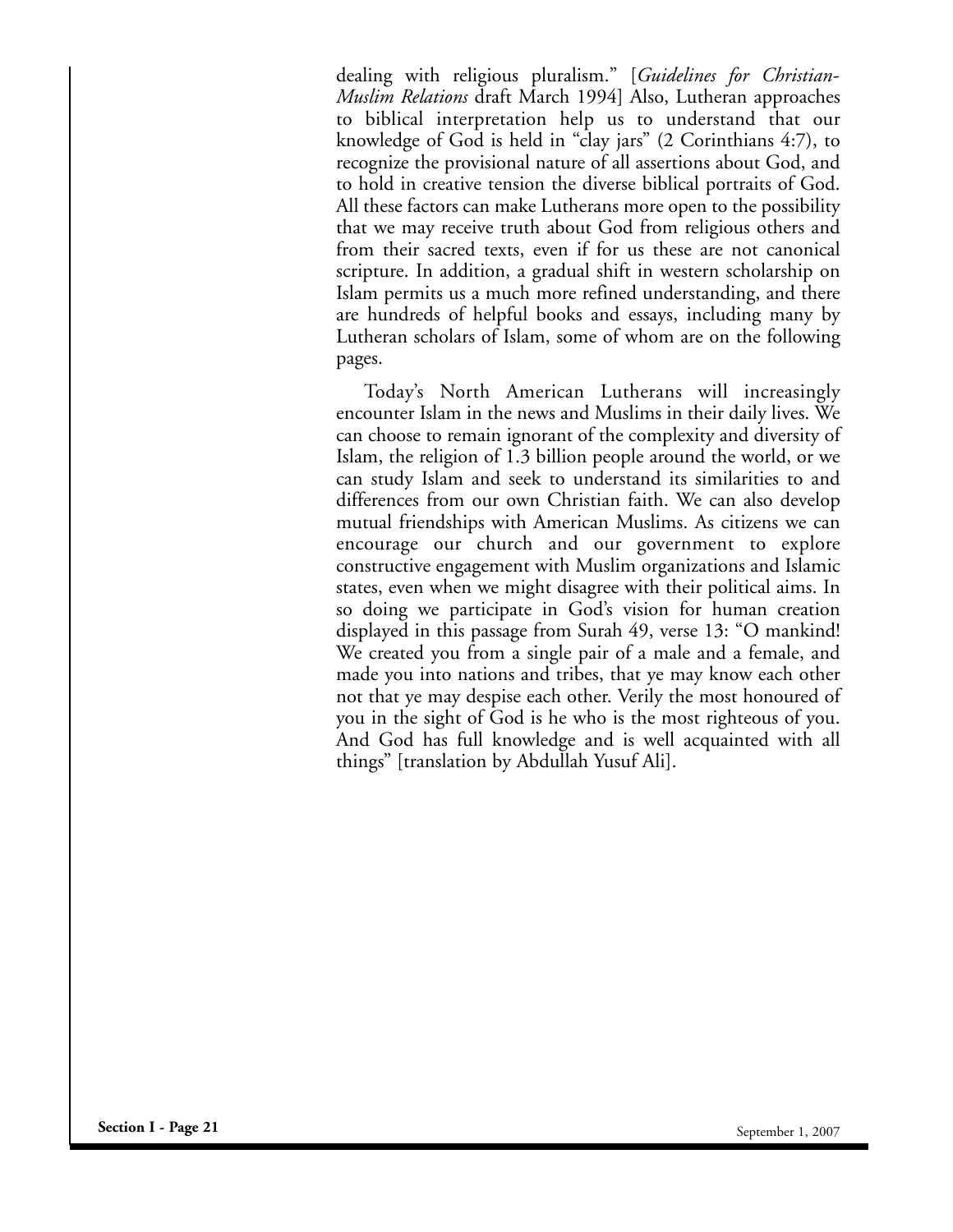dealing with religious pluralism." [*Guidelines for Christian-Muslim Relations* draft March 1994] Also, Lutheran approaches to biblical interpretation help us to understand that our knowledge of God is held in "clay jars" (2 Corinthians 4:7), to recognize the provisional nature of all assertions about God, and to hold in creative tension the diverse biblical portraits of God. All these factors can make Lutherans more open to the possibility that we may receive truth about God from religious others and from their sacred texts, even if for us these are not canonical scripture. In addition, a gradual shift in western scholarship on Islam permits us a much more refined understanding, and there are hundreds of helpful books and essays, including many by Lutheran scholars of Islam, some of whom are on the following pages.

Today's North American Lutherans will increasingly encounter Islam in the news and Muslims in their daily lives. We can choose to remain ignorant of the complexity and diversity of Islam, the religion of 1.3 billion people around the world, or we can study Islam and seek to understand its similarities to and differences from our own Christian faith. We can also develop mutual friendships with American Muslims. As citizens we can encourage our church and our government to explore constructive engagement with Muslim organizations and Islamic states, even when we might disagree with their political aims. In so doing we participate in God's vision for human creation displayed in this passage from Surah 49, verse 13: "O mankind! We created you from a single pair of a male and a female, and made you into nations and tribes, that ye may know each other not that ye may despise each other. Verily the most honoured of you in the sight of God is he who is the most righteous of you. And God has full knowledge and is well acquainted with all things" [translation by Abdullah Yusuf Ali].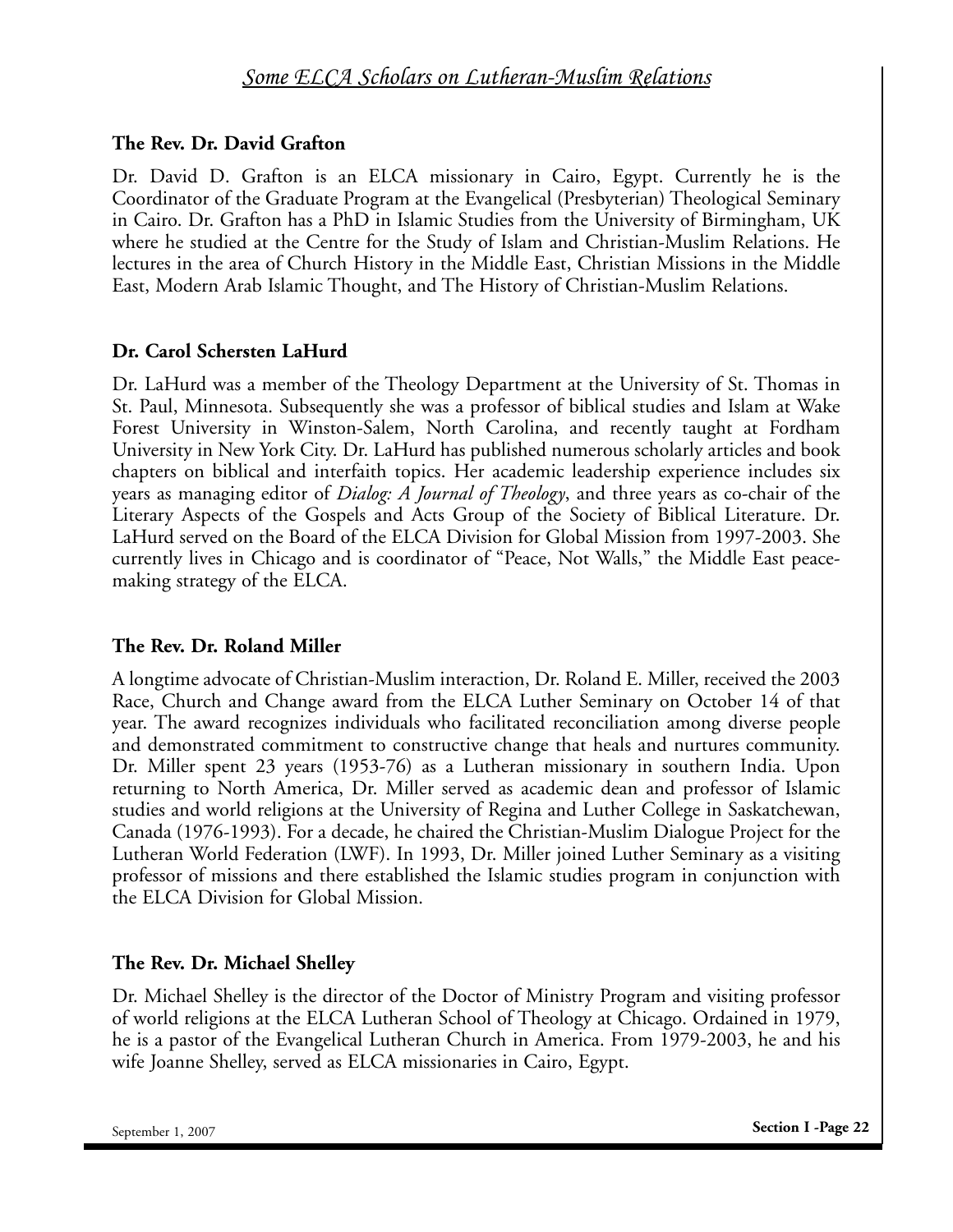## *Some ELCA Scholars on Lutheran-Muslim Relations*

### The Rev. Dr. David Grafton

Dr. David D. Grafton is an ELCA missionary in Cairo, Egypt. Currently he is the Coordinator of the Graduate Program at the Evangelical (Presbyterian) Theological Seminary in Cairo. Dr. Grafton has a PhD in Islamic Studies from the University of Birmingham, UK where he studied at the Centre for the Study of Islam and Christian-Muslim Relations. He lectures in the area of Church History in the Middle East, Christian Missions in the Middle East, Modern Arab Islamic Thought, and The History of Christian-Muslim Relations.

### Dr. Carol Schersten LaHurd

Dr. LaHurd was a member of the Theology Department at the University of St. Thomas in St. Paul, Minnesota. Subsequently she was a professor of biblical studies and Islam at Wake Forest University in Winston-Salem, North Carolina, and recently taught at Fordham University in New York City. Dr. LaHurd has published numerous scholarly articles and book chapters on biblical and interfaith topics. Her academic leadership experience includes six years as managing editor of *Dialog: A Journal of Theology*, and three years as co-chair of the Literary Aspects of the Gospels and Acts Group of the Society of Biblical Literature. Dr. LaHurd served on the Board of the ELCA Division for Global Mission from 1997-2003. She currently lives in Chicago and is coordinator of "Peace, Not Walls," the Middle East peace-making strategy of the ELCA.

### The Rev. Dr. Roland Miller

A longtime advocate of Christian-Muslim interaction, Dr. Roland E. Miller, received the 2003 Race, Church and Change award from the ELCA Luther Seminary on October 14 of that year. The award recognizes individuals who facilitated reconciliation among diverse people and demonstrated commitment to constructive change that heals and nurtures community. Dr. Miller spent 23 years (1953-76) as a Lutheran missionary in southern India. Upon returning to North America, Dr. Miller served as academic dean and professor of Islamic studies and world religions at the University of Regina and Luther College in Saskatchewan, Canada (1976-1993). For a decade, he chaired the Christian-Muslim Dialogue Project for the Lutheran World Federation (LWF). In 1993, Dr. Miller joined Luther Seminary as a visiting professor of missions and there established the Islamic studies program in conjunction with the ELCA Division for Global Mission.

### The Rev. Dr. Michael Shelley

Dr. Michael Shelley is the director of the Doctor of Ministry Program and visiting professor of world religions at the ELCA Lutheran School of Theology at Chicago. Ordained in 1979, he is a pastor of the Evangelical Lutheran Church in America. From 1979-2003, he and his wife Joanne Shelley, served as ELCA missionaries in Cairo, Egypt.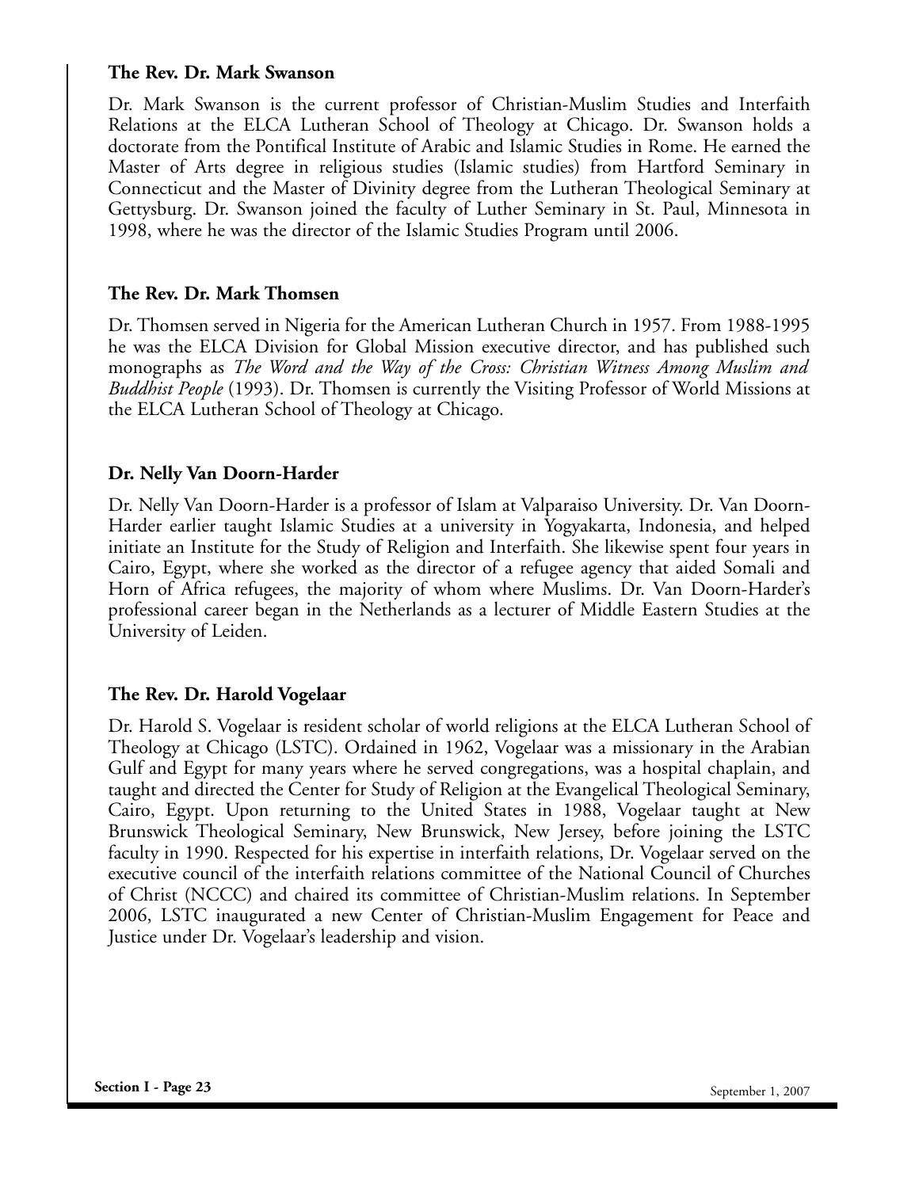### The Rev. Dr. Mark Swanson

Dr. Mark Swanson is the current professor of Christian-Muslim Studies and Interfaith Relations at the ELCA Lutheran School of Theology at Chicago. Dr. Swanson holds a doctorate from the Pontifical Institute of Arabic and Islamic Studies in Rome. He earned the Master of Arts degree in religious studies (Islamic studies) from Hartford Seminary in Connecticut and the Master of Divinity degree from the Lutheran Theological Seminary at Gettysburg. Dr. Swanson joined the faculty of Luther Seminary in St. Paul, Minnesota in 1998, where he was the director of the Islamic Studies Program until 2006.

### The Rev. Dr. Mark Thomsen

Dr. Thomsen served in Nigeria for the American Lutheran Church in 1957. From 1988-1995 he was the ELCA Division for Global Mission executive director, and has published such monographs as *The Word and the Way of the Cross: Christian Witness Among Muslim and Buddhist People* (1993). Dr. Thomsen is currently the Visiting Professor of World Missions at the ELCA Lutheran School of Theology at Chicago.

### Dr. Nelly Van Doorn-Harder

Dr. Nelly Van Doorn-Harder is a professor of Islam at Valparaiso University. Dr. Van Doorn-Harder earlier taught Islamic Studies at a university in Yogyakarta, Indonesia, and helped initiate an Institute for the Study of Religion and Interfaith. She likewise spent four years in Cairo, Egypt, where she worked as the director of a refugee agency that aided Somali and Horn of Africa refugees, the majority of whom where Muslims. Dr. Van Doorn-Harder's professional career began in the Netherlands as a lecturer of Middle Eastern Studies at the University of Leiden.

### The Rev. Dr. Harold Vogelaar

Dr. Harold S. Vogelaar is resident scholar of world religions at the ELCA Lutheran School of Theology at Chicago (LSTC). Ordained in 1962, Vogelaar was a missionary in the Arabian Gulf and Egypt for many years where he served congregations, was a hospital chaplain, and taught and directed the Center for Study of Religion at the Evangelical Theological Seminary, Cairo, Egypt. Upon returning to the United States in 1988, Vogelaar taught at New Brunswick Theological Seminary, New Brunswick, New Jersey, before joining the LSTC faculty in 1990. Respected for his expertise in interfaith relations, Dr. Vogelaar served on the executive council of the interfaith relations committee of the National Council of Churches of Christ (NCCC) and chaired its committee of Christian-Muslim relations. In September 2006, LSTC inaugurated a new Center of Christian-Muslim Engagement for Peace and Justice under Dr. Vogelaar's leadership and vision.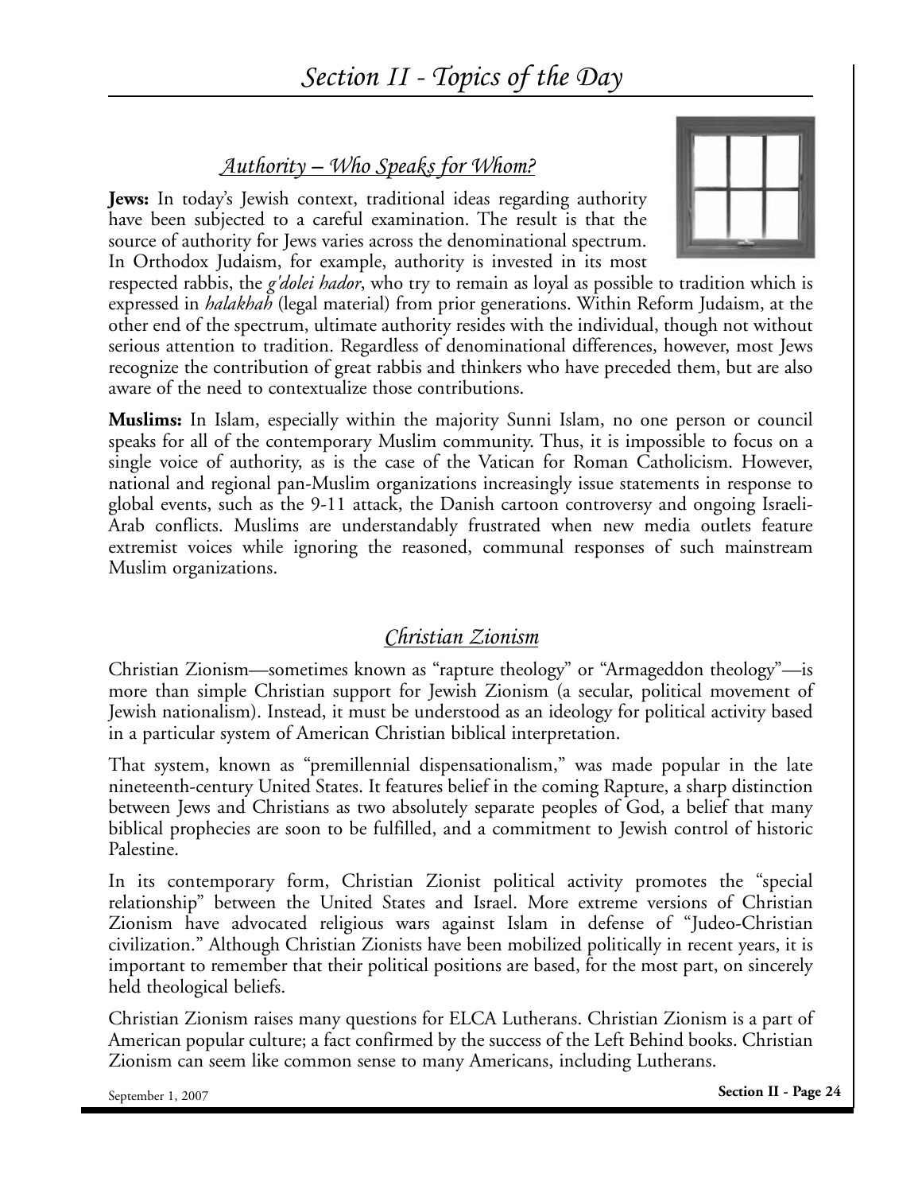# Section II - Topics of the Day

## *Authority – Who Speaks for Whom?*

**Jews:** In today's Jewish context, traditional ideas regarding authority have been subjected to a careful examination. The result is that the source of authority for Jews varies across the denominational spectrum. In Orthodox Judaism, for example, authority is invested in its most respected rabbis, the *g'dolei hador*, who try to remain as loyal as possible to tradition which is expressed in *halakhah* (legal material) from prior generations. Within Reform Judaism, at the other end of the spectrum, ultimate authority resides with the individual, though not without serious attention to tradition. Regardless of denominational differences, however, most Jews recognize the contribution of great rabbis and thinkers who have preceded them, but are also aware of the need to contextualize those contributions.

**Muslims:** In Islam, especially within the majority Sunni Islam, no one person or council speaks for all of the contemporary Muslim community. Thus, it is impossible to focus on a single voice of authority, as is the case of the Vatican for Roman Catholicism. However, national and regional pan-Muslim organizations increasingly issue statements in response to global events, such as the 9-11 attack, the Danish cartoon controversy and ongoing Israeli-Arab conflicts. Muslims are understandably frustrated when new media outlets feature extremist voices while ignoring the reasoned, communal responses of such mainstream Muslim organizations.

## *Christian Zionism*

Christian Zionism—sometimes known as "rapture theology" or "Armageddon theology"—is more than simple Christian support for Jewish Zionism (a secular, political movement of Jewish nationalism). Instead, it must be understood as an ideology for political activity based in a particular system of American Christian biblical interpretation.

That system, known as "premillennial dispensationalism," was made popular in the late nineteenth-century United States. It features belief in the coming Rapture, a sharp distinction between Jews and Christians as two absolutely separate peoples of God, a belief that many biblical prophecies are soon to be fulfilled, and a commitment to Jewish control of historic Palestine.

In its contemporary form, Christian Zionist political activity promotes the "special relationship" between the United States and Israel. More extreme versions of Christian Zionism have advocated religious wars against Islam in defense of "Judeo-Christian civilization." Although Christian Zionists have been mobilized politically in recent years, it is important to remember that their political positions are based, for the most part, on sincerely held theological beliefs.

Christian Zionism raises many questions for ELCA Lutherans. Christian Zionism is a part of American popular culture; a fact confirmed by the success of the Left Behind books. Christian Zionism can seem like common sense to many Americans, including Lutherans.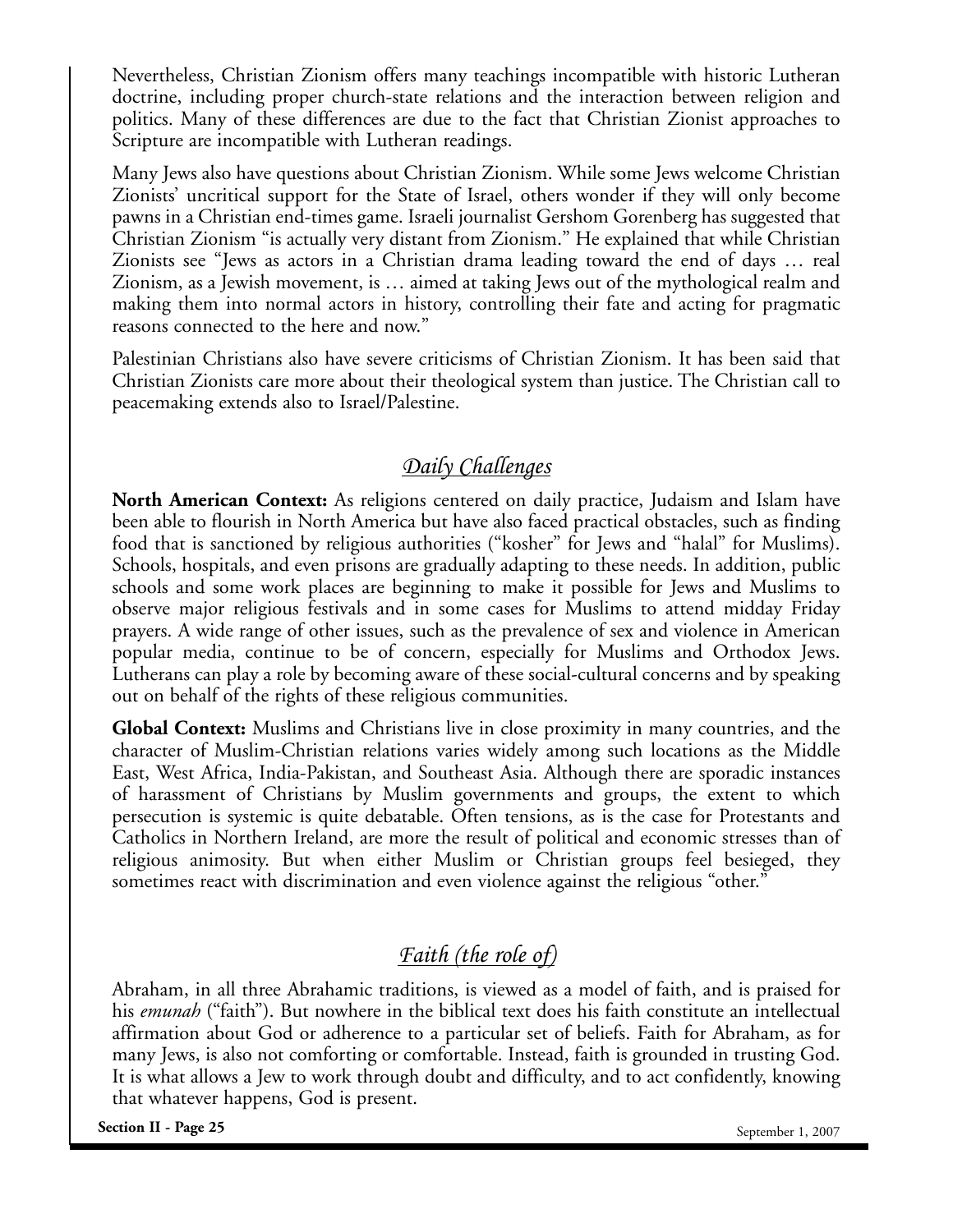Nevertheless, Christian Zionism offers many teachings incompatible with historic Lutheran doctrine, including proper church-state relations and the interaction between religion and politics. Many of these differences are due to the fact that Christian Zionist approaches to Scripture are incompatible with Lutheran readings.

Many Jews also have questions about Christian Zionism. While some Jews welcome Christian Zionists' uncritical support for the State of Israel, others wonder if they will only become pawns in a Christian end-times game. Israeli journalist Gershom Gorenberg has suggested that Christian Zionism "is actually very distant from Zionism." He explained that while Christian Zionists see "Jews as actors in a Christian drama leading toward the end of days … real Zionism, as a Jewish movement, is … aimed at taking Jews out of the mythological realm and making them into normal actors in history, controlling their fate and acting for pragmatic reasons connected to the here and now."

Palestinian Christians also have severe criticisms of Christian Zionism. It has been said that Christian Zionists care more about their theological system than justice. The Christian call to peacemaking extends also to Israel/Palestine.

## *Daily Challenges*

**North American Context:** As religions centered on daily practice, Judaism and Islam have been able to flourish in North America but have also faced practical obstacles, such as finding food that is sanctioned by religious authorities ("kosher" for Jews and "halal" for Muslims). Schools, hospitals, and even prisons are gradually adapting to these needs. In addition, public schools and some work places are beginning to make it possible for Jews and Muslims to observe major religious festivals and in some cases for Muslims to attend midday Friday prayers. A wide range of other issues, such as the prevalence of sex and violence in American popular media, continue to be of concern, especially for Muslims and Orthodox Jews. Lutherans can play a role by becoming aware of these social-cultural concerns and by speaking out on behalf of the rights of these religious communities.

**Global Context:** Muslims and Christians live in close proximity in many countries, and the character of Muslim-Christian relations varies widely among such locations as the Middle East, West Africa, India-Pakistan, and Southeast Asia. Although there are sporadic instances of harassment of Christians by Muslim governments and groups, the extent to which persecution is systemic is quite debatable. Often tensions, as is the case for Protestants and Catholics in Northern Ireland, are more the result of political and economic stresses than of religious animosity. But when either Muslim or Christian groups feel besieged, they sometimes react with discrimination and even violence against the religious "other."

## *Faith (the role of)*

Abraham, in all three Abrahamic traditions, is viewed as a model of faith, and is praised for his *emunah* ("faith"). But nowhere in the biblical text does his faith constitute an intellectual affirmation about God or adherence to a particular set of beliefs. Faith for Abraham, as for many Jews, is also not comforting or comfortable. Instead, faith is grounded in trusting God. It is what allows a Jew to work through doubt and difficulty, and to act confidently, knowing that whatever happens, God is present.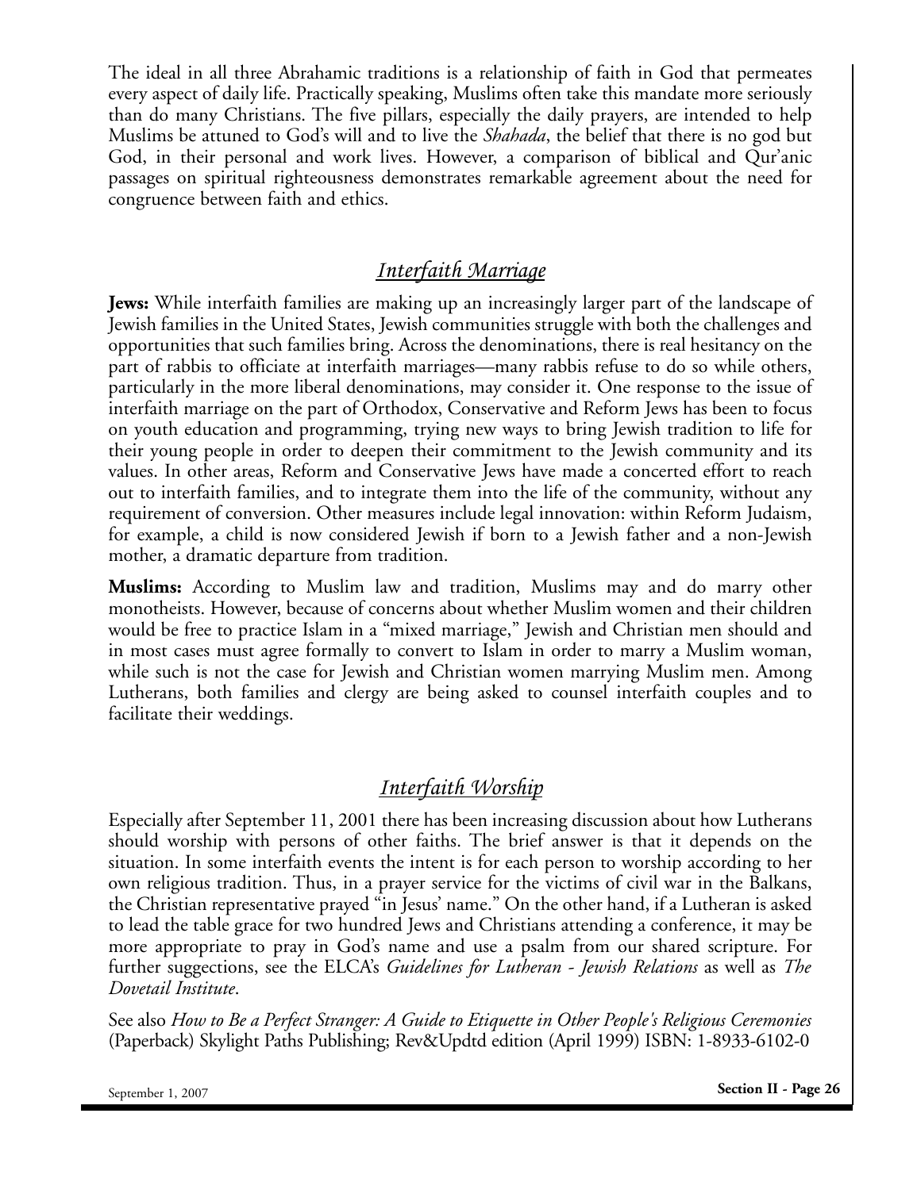The ideal in all three Abrahamic traditions is a relationship of faith in God that permeates every aspect of daily life. Practically speaking, Muslims often take this mandate more seriously than do many Christians. The five pillars, especially the daily prayers, are intended to help Muslims be attuned to God's will and to live the *Shahada*, the belief that there is no god but God, in their personal and work lives. However, a comparison of biblical and Qur'anic passages on spiritual righteousness demonstrates remarkable agreement about the need for congruence between faith and ethics.

## *Interfaith Marriage*

**Jews:** While interfaith families are making up an increasingly larger part of the landscape of Jewish families in the United States, Jewish communities struggle with both the challenges and opportunities that such families bring. Across the denominations, there is real hesitancy on the part of rabbis to officiate at interfaith marriages—many rabbis refuse to do so while others, particularly in the more liberal denominations, may consider it. One response to the issue of interfaith marriage on the part of Orthodox, Conservative and Reform Jews has been to focus on youth education and programming, trying new ways to bring Jewish tradition to life for their young people in order to deepen their commitment to the Jewish community and its values. In other areas, Reform and Conservative Jews have made a concerted effort to reach out to interfaith families, and to integrate them into the life of the community, without any requirement of conversion. Other measures include legal innovation: within Reform Judaism, for example, a child is now considered Jewish if born to a Jewish father and a non-Jewish mother, a dramatic departure from tradition.

**Muslims:** According to Muslim law and tradition, Muslims may and do marry other monotheists. However, because of concerns about whether Muslim women and their children would be free to practice Islam in a "mixed marriage," Jewish and Christian men should and in most cases must agree formally to convert to Islam in order to marry a Muslim woman, while such is not the case for Jewish and Christian women marrying Muslim men. Among Lutherans, both families and clergy are being asked to counsel interfaith couples and to facilitate their weddings.

## *Interfaith Worship*

Especially after September 11, 2001 there has been increasing discussion about how Lutherans should worship with persons of other faiths. The brief answer is that it depends on the situation. In some interfaith events the intent is for each person to worship according to her own religious tradition. Thus, in a prayer service for the victims of civil war in the Balkans, the Christian representative prayed "in Jesus' name." On the other hand, if a Lutheran is asked to lead the table grace for two hundred Jews and Christians attending a conference, it may be more appropriate to pray in God's name and use a psalm from our shared scripture. For further suggections, see the ELCA's *Guidelines for Lutheran - Jewish Relations* as well as *The Dovetail Institute*.

See also *How to Be a Perfect Stranger: A Guide to Etiquette in Other People's Religious Ceremonies* (Paperback) Skylight Paths Publishing; Rev&Updtd edition (April 1999) ISBN: 1-8933-6102-0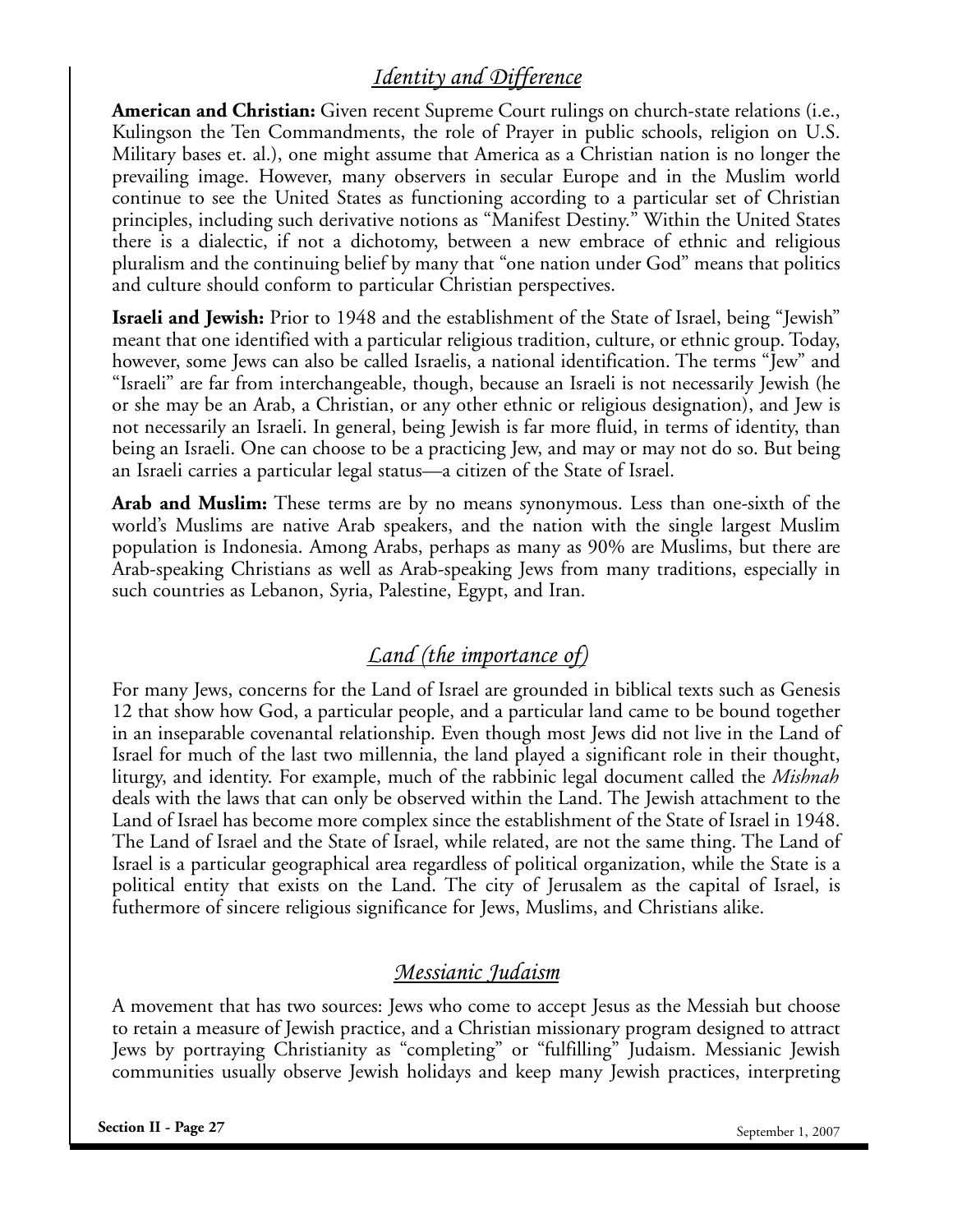## *Identity and Difference*

**American and Christian:** Given recent Supreme Court rulings on church-state relations (i.e., Kulingson the Ten Commandments, the role of Prayer in public schools, religion on U.S. Military bases et. al.), one might assume that America as a Christian nation is no longer the prevailing image. However, many observers in secular Europe and in the Muslim world continue to see the United States as functioning according to a particular set of Christian principles, including such derivative notions as "Manifest Destiny." Within the United States there is a dialectic, if not a dichotomy, between a new embrace of ethnic and religious pluralism and the continuing belief by many that "one nation under God" means that politics and culture should conform to particular Christian perspectives.

**Israeli and Jewish:** Prior to 1948 and the establishment of the State of Israel, being "Jewish" meant that one identified with a particular religious tradition, culture, or ethnic group. Today, however, some Jews can also be called Israelis, a national identification. The terms "Jew" and "Israeli" are far from interchangeable, though, because an Israeli is not necessarily Jewish (he or she may be an Arab, a Christian, or any other ethnic or religious designation), and Jew is not necessarily an Israeli. In general, being Jewish is far more fluid, in terms of identity, than being an Israeli. One can choose to be a practicing Jew, and may or may not do so. But being an Israeli carries a particular legal status—a citizen of the State of Israel.

**Arab and Muslim:** These terms are by no means synonymous. Less than one-sixth of the world's Muslims are native Arab speakers, and the nation with the single largest Muslim population is Indonesia. Among Arabs, perhaps as many as 90% are Muslims, but there are Arab-speaking Christians as well as Arab-speaking Jews from many traditions, especially in such countries as Lebanon, Syria, Palestine, Egypt, and Iran.

## *Land (the importance of)*

For many Jews, concerns for the Land of Israel are grounded in biblical texts such as Genesis 12 that show how God, a particular people, and a particular land came to be bound together in an inseparable covenantal relationship. Even though most Jews did not live in the Land of Israel for much of the last two millennia, the land played a significant role in their thought, liturgy, and identity. For example, much of the rabbinic legal document called the *Mishnah* deals with the laws that can only be observed within the Land. The Jewish attachment to the Land of Israel has become more complex since the establishment of the State of Israel in 1948. The Land of Israel and the State of Israel, while related, are not the same thing. The Land of Israel is a particular geographical area regardless of political organization, while the State is a political entity that exists on the Land. The city of Jerusalem as the capital of Israel, is futhermore of sincere religious significance for Jews, Muslims, and Christians alike.

## *Messianic Judaism*

A movement that has two sources: Jews who come to accept Jesus as the Messiah but choose to retain a measure of Jewish practice, and a Christian missionary program designed to attract Jews by portraying Christianity as "completing" or "fulfilling" Judaism. Messianic Jewish communities usually observe Jewish holidays and keep many Jewish practices, interpreting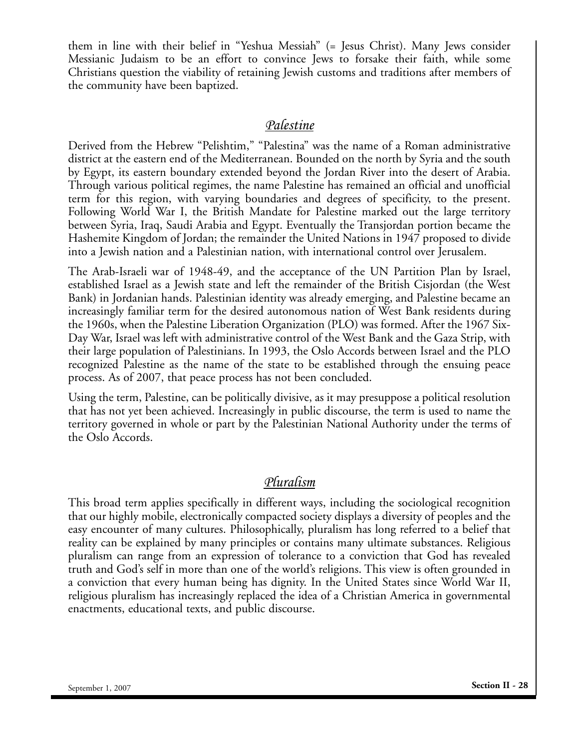them in line with their belief in "Yeshua Messiah" (= Jesus Christ). Many Jews consider Messianic Judaism to be an effort to convince Jews to forsake their faith, while some Christians question the viability of retaining Jewish customs and traditions after members of the community have been baptized.

## *Palestine*

Derived from the Hebrew "Pelishtim," "Palestina" was the name of a Roman administrative district at the eastern end of the Mediterranean. Bounded on the north by Syria and the south by Egypt, its eastern boundary extended beyond the Jordan River into the desert of Arabia. Through various political regimes, the name Palestine has remained an official and unofficial term for this region, with varying boundaries and degrees of specificity, to the present. Following World War I, the British Mandate for Palestine marked out the large territory between Syria, Iraq, Saudi Arabia and Egypt. Eventually the Transjordan portion became the Hashemite Kingdom of Jordan; the remainder the United Nations in 1947 proposed to divide into a Jewish nation and a Palestinian nation, with international control over Jerusalem.

The Arab-Israeli war of 1948-49, and the acceptance of the UN Partition Plan by Israel, established Israel as a Jewish state and left the remainder of the British Cisjordan (the West Bank) in Jordanian hands. Palestinian identity was already emerging, and Palestine became an increasingly familiar term for the desired autonomous nation of West Bank residents during the 1960s, when the Palestine Liberation Organization (PLO) was formed. After the 1967 Six-Day War, Israel was left with administrative control of the West Bank and the Gaza Strip, with their large population of Palestinians. In 1993, the Oslo Accords between Israel and the PLO recognized Palestine as the name of the state to be established through the ensuing peace process. As of 2007, that peace process has not been concluded.

Using the term, Palestine, can be politically divisive, as it may presuppose a political resolution that has not yet been achieved. Increasingly in public discourse, the term is used to name the territory governed in whole or part by the Palestinian National Authority under the terms of the Oslo Accords.

## *Pluralism*

This broad term applies specifically in different ways, including the sociological recognition that our highly mobile, electronically compacted society displays a diversity of peoples and the easy encounter of many cultures. Philosophically, pluralism has long referred to a belief that reality can be explained by many principles or contains many ultimate substances. Religious pluralism can range from an expression of tolerance to a conviction that God has revealed truth and God's self in more than one of the world's religions. This view is often grounded in a conviction that every human being has dignity. In the United States since World War II, religious pluralism has increasingly replaced the idea of a Christian America in governmental enactments, educational texts, and public discourse.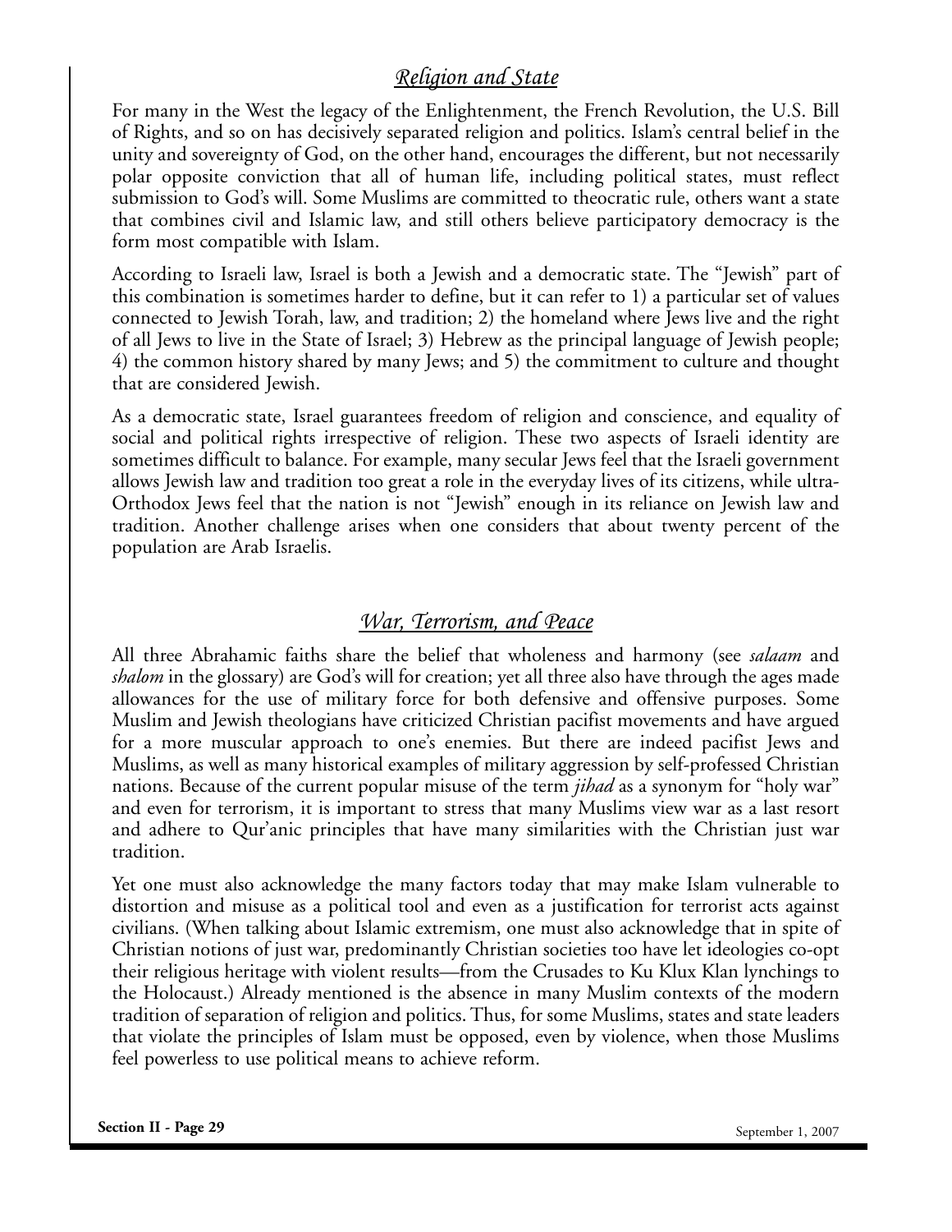## *Religion and State*

For many in the West the legacy of the Enlightenment, the French Revolution, the U.S. Bill of Rights, and so on has decisively separated religion and politics. Islam's central belief in the unity and sovereignty of God, on the other hand, encourages the different, but not necessarily polar opposite conviction that all of human life, including political states, must reflect submission to God's will. Some Muslims are committed to theocratic rule, others want a state that combines civil and Islamic law, and still others believe participatory democracy is the form most compatible with Islam.

According to Israeli law, Israel is both a Jewish and a democratic state. The "Jewish" part of this combination is sometimes harder to define, but it can refer to 1) a particular set of values connected to Jewish Torah, law, and tradition; 2) the homeland where Jews live and the right of all Jews to live in the State of Israel; 3) Hebrew as the principal language of Jewish people; 4) the common history shared by many Jews; and 5) the commitment to culture and thought that are considered Jewish.

As a democratic state, Israel guarantees freedom of religion and conscience, and equality of social and political rights irrespective of religion. These two aspects of Israeli identity are sometimes difficult to balance. For example, many secular Jews feel that the Israeli government allows Jewish law and tradition too great a role in the everyday lives of its citizens, while ultra-Orthodox Jews feel that the nation is not "Jewish" enough in its reliance on Jewish law and tradition. Another challenge arises when one considers that about twenty percent of the population are Arab Israelis.

## *War, Terrorism, and Peace*

All three Abrahamic faiths share the belief that wholeness and harmony (see *salaam* and *shalom* in the glossary) are God's will for creation; yet all three also have through the ages made allowances for the use of military force for both defensive and offensive purposes. Some Muslim and Jewish theologians have criticized Christian pacifist movements and have argued for a more muscular approach to one's enemies. But there are indeed pacifist Jews and Muslims, as well as many historical examples of military aggression by self-professed Christian nations. Because of the current popular misuse of the term *jihad* as a synonym for "holy war" and even for terrorism, it is important to stress that many Muslims view war as a last resort and adhere to Qur'anic principles that have many similarities with the Christian just war tradition.

Yet one must also acknowledge the many factors today that may make Islam vulnerable to distortion and misuse as a political tool and even as a justification for terrorist acts against civilians. (When talking about Islamic extremism, one must also acknowledge that in spite of Christian notions of just war, predominantly Christian societies too have let ideologies co-opt their religious heritage with violent results—from the Crusades to Ku Klux Klan lynchings to the Holocaust.) Already mentioned is the absence in many Muslim contexts of the modern tradition of separation of religion and politics. Thus, for some Muslims, states and state leaders that violate the principles of Islam must be opposed, even by violence, when those Muslims feel powerless to use political means to achieve reform.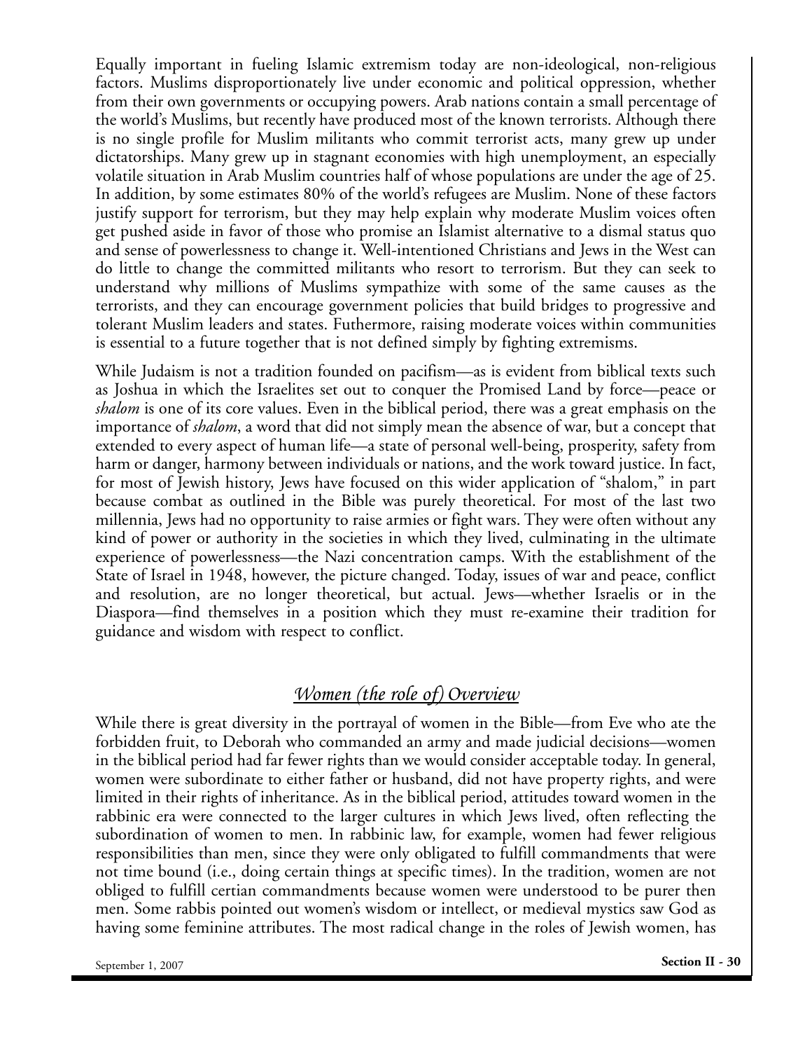Equally important in fueling Islamic extremism today are non-ideological, non-religious factors. Muslims disproportionately live under economic and political oppression, whether from their own governments or occupying powers. Arab nations contain a small percentage of the world's Muslims, but recently have produced most of the known terrorists. Although there is no single profile for Muslim militants who commit terrorist acts, many grew up under dictatorships. Many grew up in stagnant economies with high unemployment, an especially volatile situation in Arab Muslim countries half of whose populations are under the age of 25. In addition, by some estimates 80% of the world's refugees are Muslim. None of these factors justify support for terrorism, but they may help explain why moderate Muslim voices often get pushed aside in favor of those who promise an Islamist alternative to a dismal status quo and sense of powerlessness to change it. Well-intentioned Christians and Jews in the West can do little to change the committed militants who resort to terrorism. But they can seek to understand why millions of Muslims sympathize with some of the same causes as the terrorists, and they can encourage government policies that build bridges to progressive and tolerant Muslim leaders and states. Futhermore, raising moderate voices within communities is essential to a future together that is not defined simply by fighting extremisms.

While Judaism is not a tradition founded on pacifism—as is evident from biblical texts such as Joshua in which the Israelites set out to conquer the Promised Land by force—peace or *shalom* is one of its core values. Even in the biblical period, there was a great emphasis on the importance of *shalom*, a word that did not simply mean the absence of war, but a concept that extended to every aspect of human life—a state of personal well-being, prosperity, safety from harm or danger, harmony between individuals or nations, and the work toward justice. In fact, for most of Jewish history, Jews have focused on this wider application of "shalom," in part because combat as outlined in the Bible was purely theoretical. For most of the last two millennia, Jews had no opportunity to raise armies or fight wars. They were often without any kind of power or authority in the societies in which they lived, culminating in the ultimate experience of powerlessness—the Nazi concentration camps. With the establishment of the State of Israel in 1948, however, the picture changed. Today, issues of war and peace, conflict and resolution, are no longer theoretical, but actual. Jews—whether Israelis or in the Diaspora—find themselves in a position which they must re-examine their tradition for guidance and wisdom with respect to conflict.

## *Women (the role of) Overview*

While there is great diversity in the portrayal of women in the Bible—from Eve who ate the forbidden fruit, to Deborah who commanded an army and made judicial decisions—women in the biblical period had far fewer rights than we would consider acceptable today. In general, women were subordinate to either father or husband, did not have property rights, and were limited in their rights of inheritance. As in the biblical period, attitudes toward women in the rabbinic era were connected to the larger cultures in which Jews lived, often reflecting the subordination of women to men. In rabbinic law, for example, women had fewer religious responsibilities than men, since they were only obligated to fulfill commandments that were not time bound (i.e., doing certain things at specific times). In the tradition, women are not obliged to fulfill certian commandments because women were understood to be purer then men. Some rabbis pointed out women's wisdom or intellect, or medieval mystics saw God as having some feminine attributes. The most radical change in the roles of Jewish women, has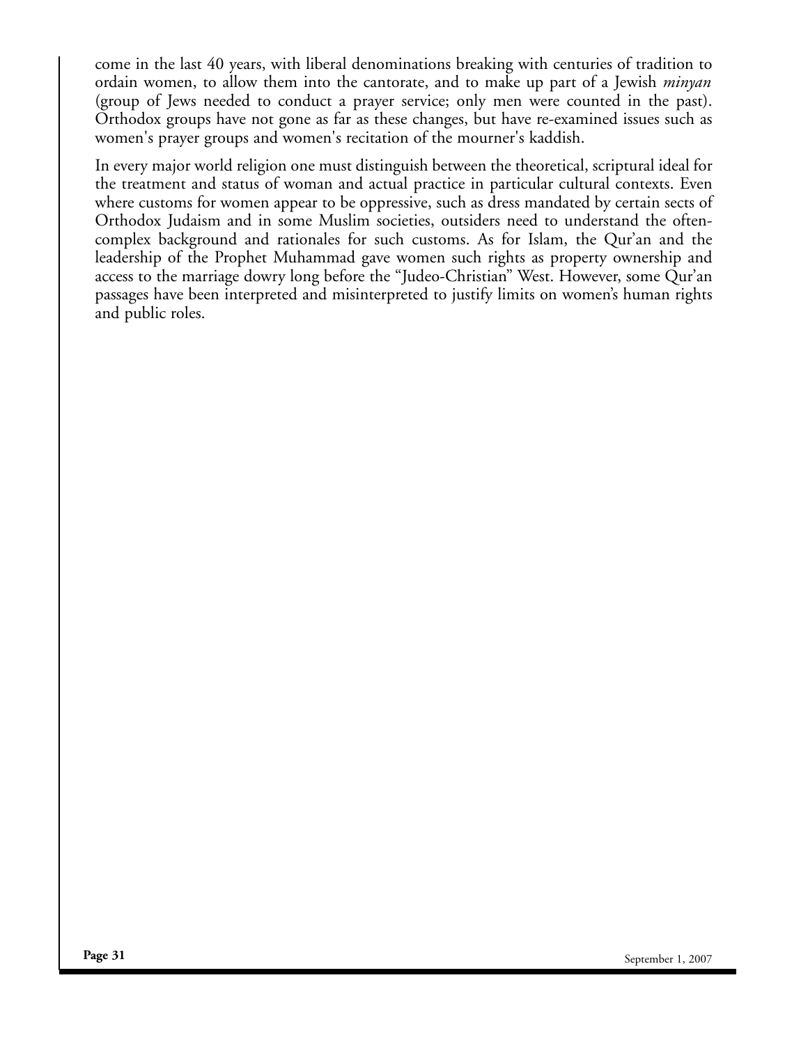come in the last 40 years, with liberal denominations breaking with centuries of tradition to ordain women, to allow them into the cantorate, and to make up part of a Jewish *minyan* (group of Jews needed to conduct a prayer service; only men were counted in the past). Orthodox groups have not gone as far as these changes, but have re-examined issues such as women's prayer groups and women's recitation of the mourner's kaddish.

In every major world religion one must distinguish between the theoretical, scriptural ideal for the treatment and status of woman and actual practice in particular cultural contexts. Even where customs for women appear to be oppressive, such as dress mandated by certain sects of Orthodox Judaism and in some Muslim societies, outsiders need to understand the often-complex background and rationales for such customs. As for Islam, the Qur'an and the leadership of the Prophet Muhammad gave women such rights as property ownership and access to the marriage dowry long before the "Judeo-Christian" West. However, some Qur'an passages have been interpreted and misinterpreted to justify limits on women's human rights and public roles.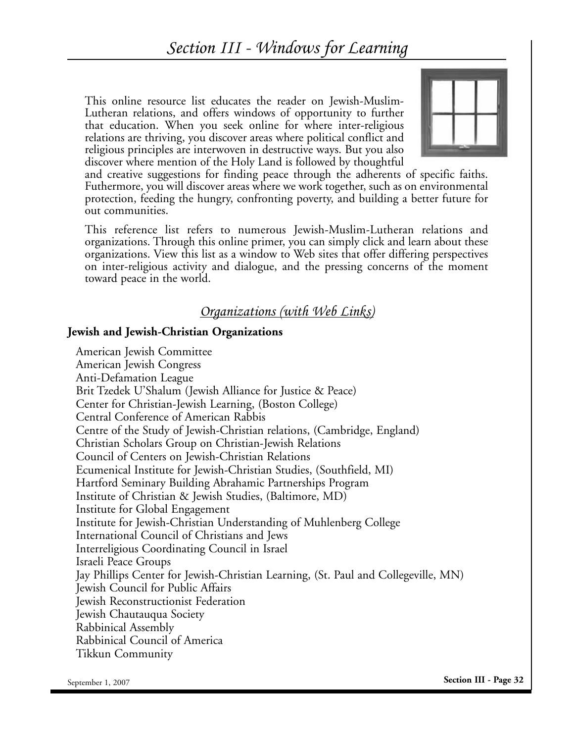# *Section III - Windows for Learning*

This online resource list educates the reader on Jewish-Muslim-Lutheran relations, and offers windows of opportunity to further that education. When you seek online for where inter-religious relations are thriving, you discover areas where political conflict and religious principles are interwoven in destructive ways. But you also discover where mention of the Holy Land is followed by thoughtful and creative suggestions for finding peace through the adherents of specific faiths. Futhermore, you will discover areas where we work together, such as on environmental protection, feeding the hungry, confronting poverty, and building a better future for out communities.

This reference list refers to numerous Jewish-Muslim-Lutheran relations and organizations. Through this online primer, you can simply click and learn about these organizations. View this list as a window to Web sites that offer differing perspectives on inter-religious activity and dialogue, and the pressing concerns of the moment toward peace in the world.

## *Organizations (with Web Links)*

### Jewish and Jewish-Christian Organizations

American Jewish Committee
American Jewish Congress
Anti-Defamation League
Brit Tzedek U'Shalum (Jewish Alliance for Justice & Peace)
Center for Christian-Jewish Learning, (Boston College)
Central Conference of American Rabbis
Centre of the Study of Jewish-Christian relations, (Cambridge, England)
Christian Scholars Group on Christian-Jewish Relations
Council of Centers on Jewish-Christian Relations
Ecumenical Institute for Jewish-Christian Studies, (Southfield, MI)
Hartford Seminary Building Abrahamic Partnerships Program
Institute of Christian & Jewish Studies, (Baltimore, MD)
Institute for Global Engagement
Institute for Jewish-Christian Understanding of Muhlenberg College
International Council of Christians and Jews
Interreligious Coordinating Council in Israel
Israeli Peace Groups
Jay Phillips Center for Jewish-Christian Learning, (St. Paul and Collegeville, MN)
Jewish Council for Public Affairs
Jewish Reconstructionist Federation
Jewish Chautauqua Society
Rabbinical Assembly
Rabbinical Council of America
Tikkun Community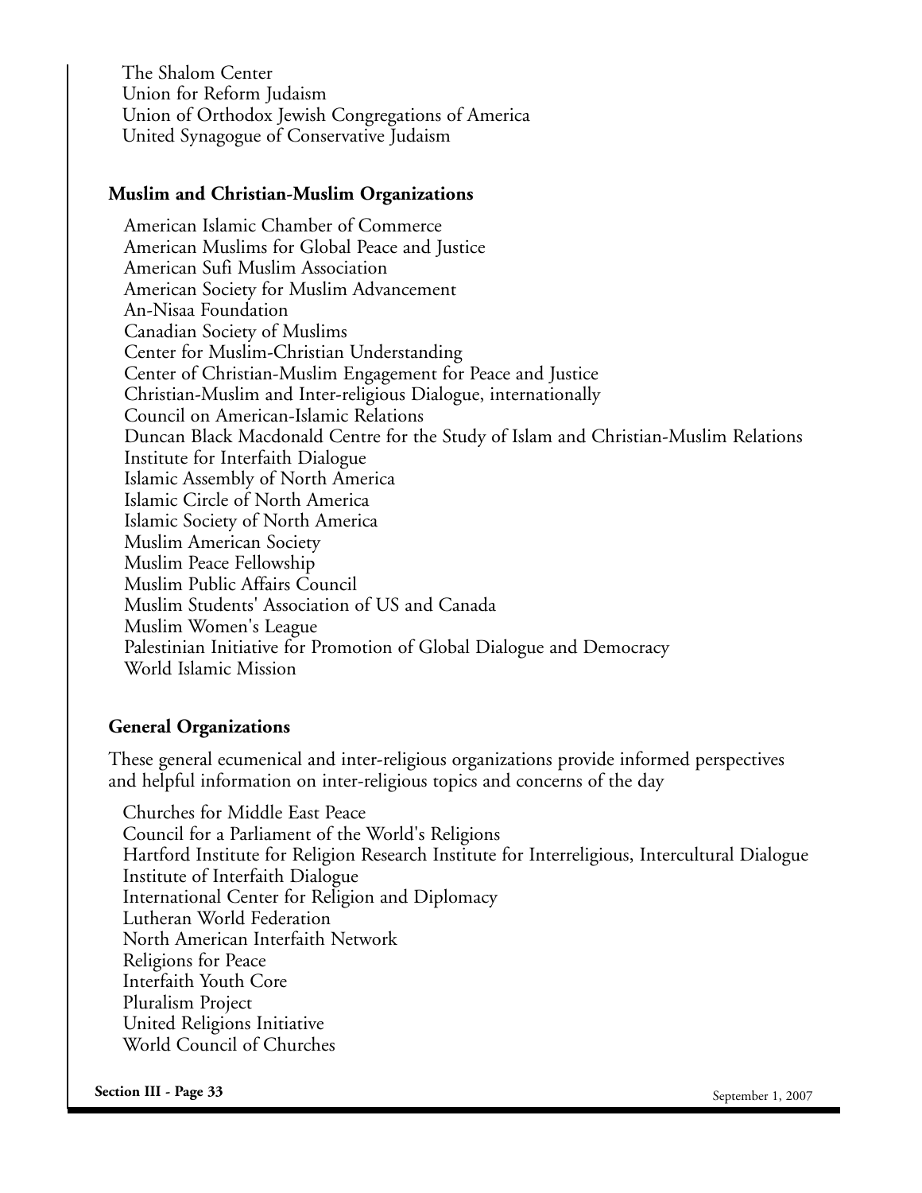The Shalom Center
Union for Reform Judaism
Union of Orthodox Jewish Congregations of America
United Synagogue of Conservative Judaism

### Muslim and Christian-Muslim Organizations

American Islamic Chamber of Commerce
American Muslims for Global Peace and Justice
American Sufi Muslim Association
American Society for Muslim Advancement
An-Nisaa Foundation
Canadian Society of Muslims
Center for Muslim-Christian Understanding
Center of Christian-Muslim Engagement for Peace and Justice
Christian-Muslim and Inter-religious Dialogue, internationally
Council on American-Islamic Relations
Duncan Black Macdonald Centre for the Study of Islam and Christian-Muslim Relations
Institute for Interfaith Dialogue
Islamic Assembly of North America
Islamic Circle of North America
Islamic Society of North America
Muslim American Society
Muslim Peace Fellowship
Muslim Public Affairs Council
Muslim Students' Association of US and Canada
Muslim Women's League
Palestinian Initiative for Promotion of Global Dialogue and Democracy
World Islamic Mission

### General Organizations

These general ecumenical and inter-religious organizations provide informed perspectives and helpful information on inter-religious topics and concerns of the day

Churches for Middle East Peace
Council for a Parliament of the World's Religions
Hartford Institute for Religion Research Institute for Interreligious, Intercultural Dialogue
Institute of Interfaith Dialogue
International Center for Religion and Diplomacy
Lutheran World Federation
North American Interfaith Network
Religions for Peace
Interfaith Youth Core
Pluralism Project
United Religions Initiative
World Council of Churches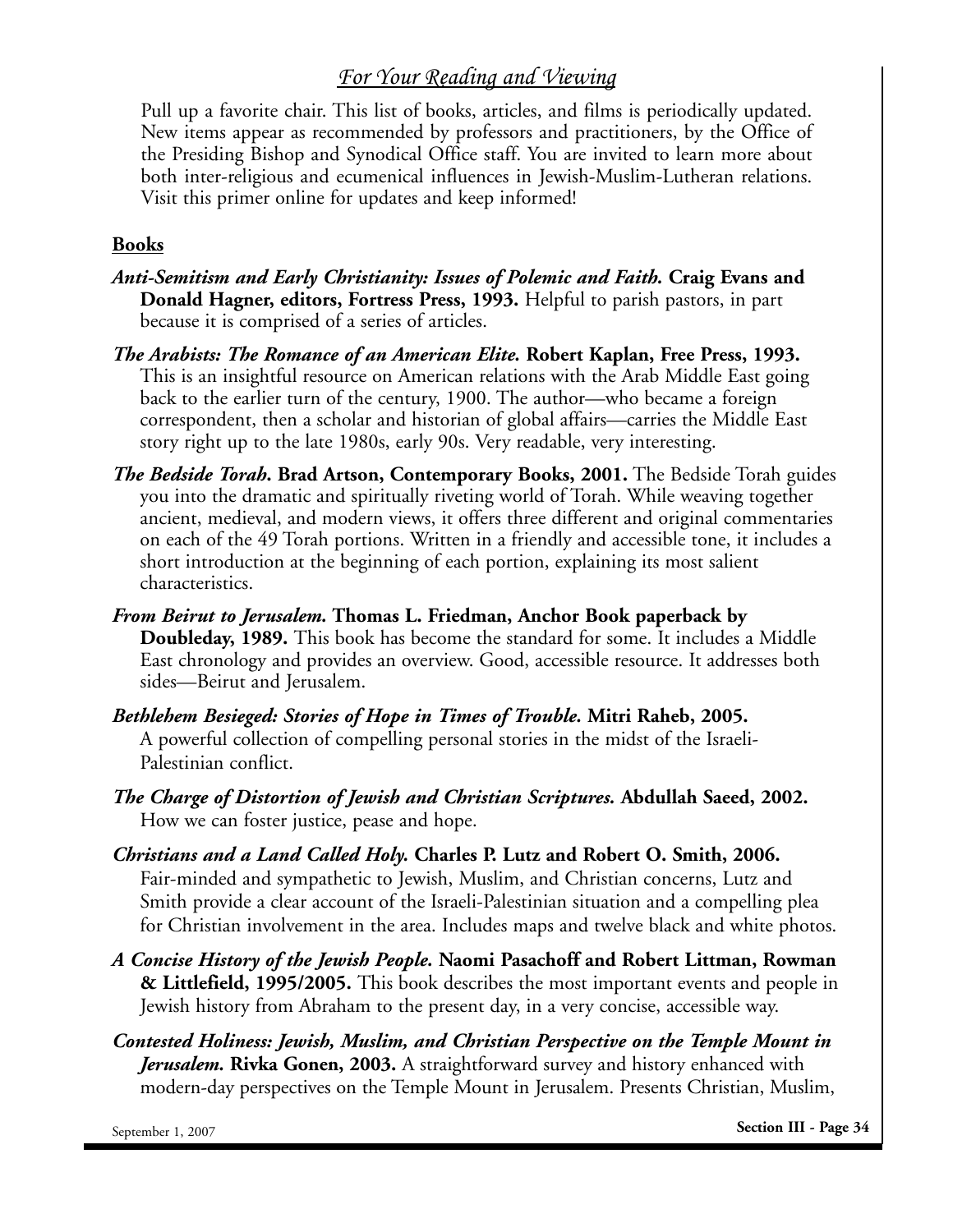## *For Your Reading and Viewing*

Pull up a favorite chair. This list of books, articles, and films is periodically updated. New items appear as recommended by professors and practitioners, by the Office of the Presiding Bishop and Synodical Office staff. You are invited to learn more about both inter-religious and ecumenical influences in Jewish-Muslim-Lutheran relations. Visit this primer online for updates and keep informed!

### Books

***Anti-Semitism and Early Christianity: Issues of Polemic and Faith.*** **Craig Evans and Donald Hagner, editors, Fortress Press, 1993.** Helpful to parish pastors, in part because it is comprised of a series of articles.

***The Arabists: The Romance of an American Elite.*** **Robert Kaplan, Free Press, 1993.** This is an insightful resource on American relations with the Arab Middle East going back to the earlier turn of the century, 1900. The author—who became a foreign correspondent, then a scholar and historian of global affairs—carries the Middle East story right up to the late 1980s, early 90s. Very readable, very interesting.

***The Bedside Torah.*** **Brad Artson, Contemporary Books, 2001.** The Bedside Torah guides you into the dramatic and spiritually riveting world of Torah. While weaving together ancient, medieval, and modern views, it offers three different and original commentaries on each of the 49 Torah portions. Written in a friendly and accessible tone, it includes a short introduction at the beginning of each portion, explaining its most salient characteristics.

***From Beirut to Jerusalem.*** **Thomas L. Friedman, Anchor Book paperback by Doubleday, 1989.** This book has become the standard for some. It includes a Middle East chronology and provides an overview. Good, accessible resource. It addresses both sides—Beirut and Jerusalem.

***Bethlehem Besieged: Stories of Hope in Times of Trouble.*** **Mitri Raheb, 2005.** A powerful collection of compelling personal stories in the midst of the Israeli-Palestinian conflict.

***The Charge of Distortion of Jewish and Christian Scriptures.*** **Abdullah Saeed, 2002.** How we can foster justice, pease and hope.

***Christians and a Land Called Holy.*** **Charles P. Lutz and Robert O. Smith, 2006.** Fair-minded and sympathetic to Jewish, Muslim, and Christian concerns, Lutz and Smith provide a clear account of the Israeli-Palestinian situation and a compelling plea for Christian involvement in the area. Includes maps and twelve black and white photos.

***A Concise History of the Jewish People.*** **Naomi Pasachoff and Robert Littman, Rowman & Littlefield, 1995/2005.** This book describes the most important events and people in Jewish history from Abraham to the present day, in a very concise, accessible way.

***Contested Holiness: Jewish, Muslim, and Christian Perspective on the Temple Mount in Jerusalem.*** **Rivka Gonen, 2003.** A straightforward survey and history enhanced with modern-day perspectives on the Temple Mount in Jerusalem. Presents Christian, Muslim,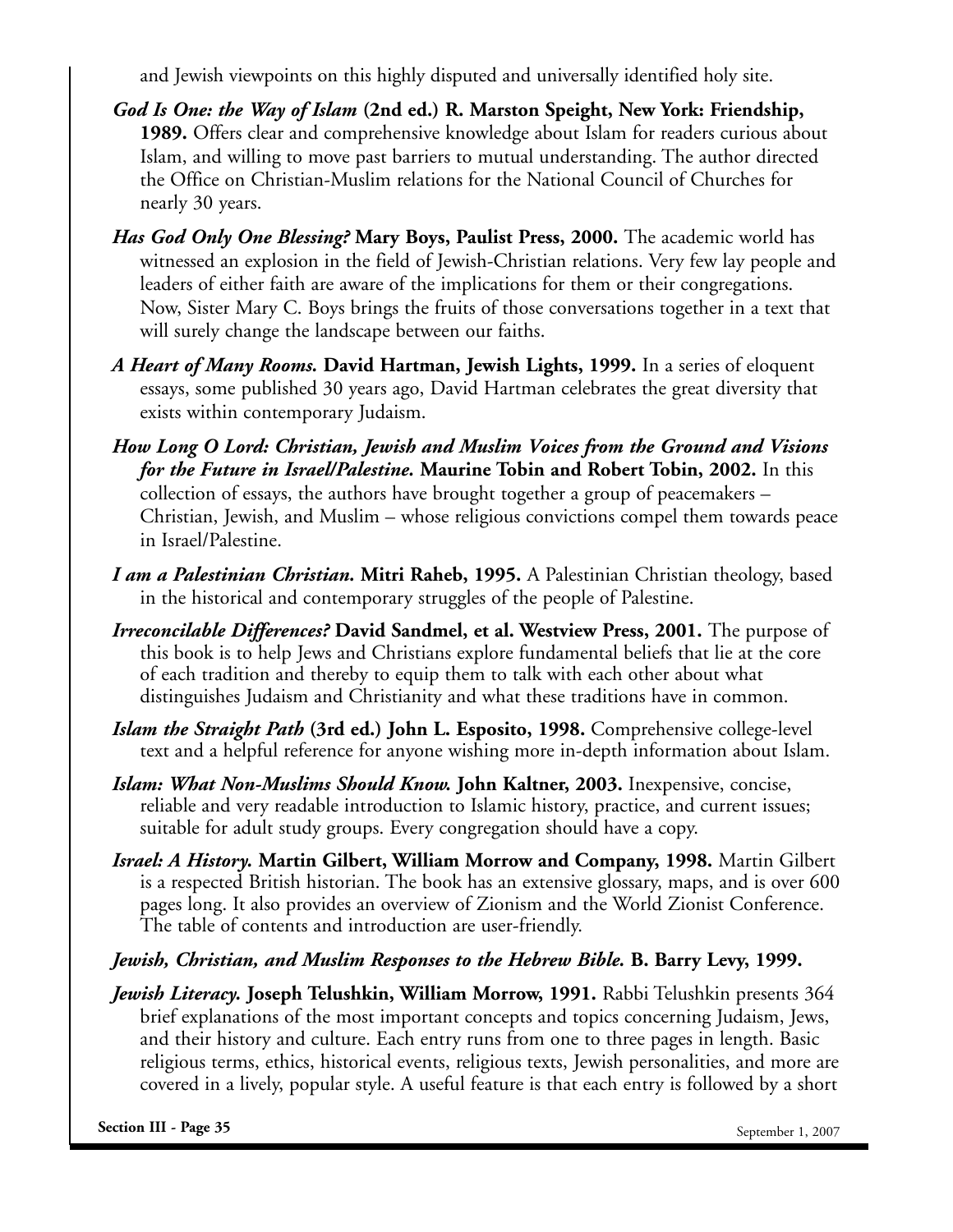and Jewish viewpoints on this highly disputed and universally identified holy site.

***God Is One: the Way of Islam*** **(2nd ed.) R. Marston Speight, New York: Friendship, 1989.** Offers clear and comprehensive knowledge about Islam for readers curious about Islam, and willing to move past barriers to mutual understanding. The author directed the Office on Christian-Muslim relations for the National Council of Churches for nearly 30 years.

***Has God Only One Blessing?*** **Mary Boys, Paulist Press, 2000.** The academic world has witnessed an explosion in the field of Jewish-Christian relations. Very few lay people and leaders of either faith are aware of the implications for them or their congregations. Now, Sister Mary C. Boys brings the fruits of those conversations together in a text that will surely change the landscape between our faiths.

***A Heart of Many Rooms.*** **David Hartman, Jewish Lights, 1999.** In a series of eloquent essays, some published 30 years ago, David Hartman celebrates the great diversity that exists within contemporary Judaism.

***How Long O Lord: Christian, Jewish and Muslim Voices from the Ground and Visions for the Future in Israel/Palestine.*** **Maurine Tobin and Robert Tobin, 2002.** In this collection of essays, the authors have brought together a group of peacemakers – Christian, Jewish, and Muslim – whose religious convictions compel them towards peace in Israel/Palestine.

***I am a Palestinian Christian.*** **Mitri Raheb, 1995.** A Palestinian Christian theology, based in the historical and contemporary struggles of the people of Palestine.

***Irreconcilable Differences?*** **David Sandmel, et al. Westview Press, 2001.** The purpose of this book is to help Jews and Christians explore fundamental beliefs that lie at the core of each tradition and thereby to equip them to talk with each other about what distinguishes Judaism and Christianity and what these traditions have in common.

***Islam the Straight Path*** **(3rd ed.) John L. Esposito, 1998.** Comprehensive college-level text and a helpful reference for anyone wishing more in-depth information about Islam.

***Islam: What Non-Muslims Should Know.*** **John Kaltner, 2003.** Inexpensive, concise, reliable and very readable introduction to Islamic history, practice, and current issues; suitable for adult study groups. Every congregation should have a copy.

***Israel: A History.*** **Martin Gilbert, William Morrow and Company, 1998.** Martin Gilbert is a respected British historian. The book has an extensive glossary, maps, and is over 600 pages long. It also provides an overview of Zionism and the World Zionist Conference. The table of contents and introduction are user-friendly.

***Jewish, Christian, and Muslim Responses to the Hebrew Bible.*** **B. Barry Levy, 1999.**

***Jewish Literacy.*** **Joseph Telushkin, William Morrow, 1991.** Rabbi Telushkin presents 364 brief explanations of the most important concepts and topics concerning Judaism, Jews, and their history and culture. Each entry runs from one to three pages in length. Basic religious terms, ethics, historical events, religious texts, Jewish personalities, and more are covered in a lively, popular style. A useful feature is that each entry is followed by a short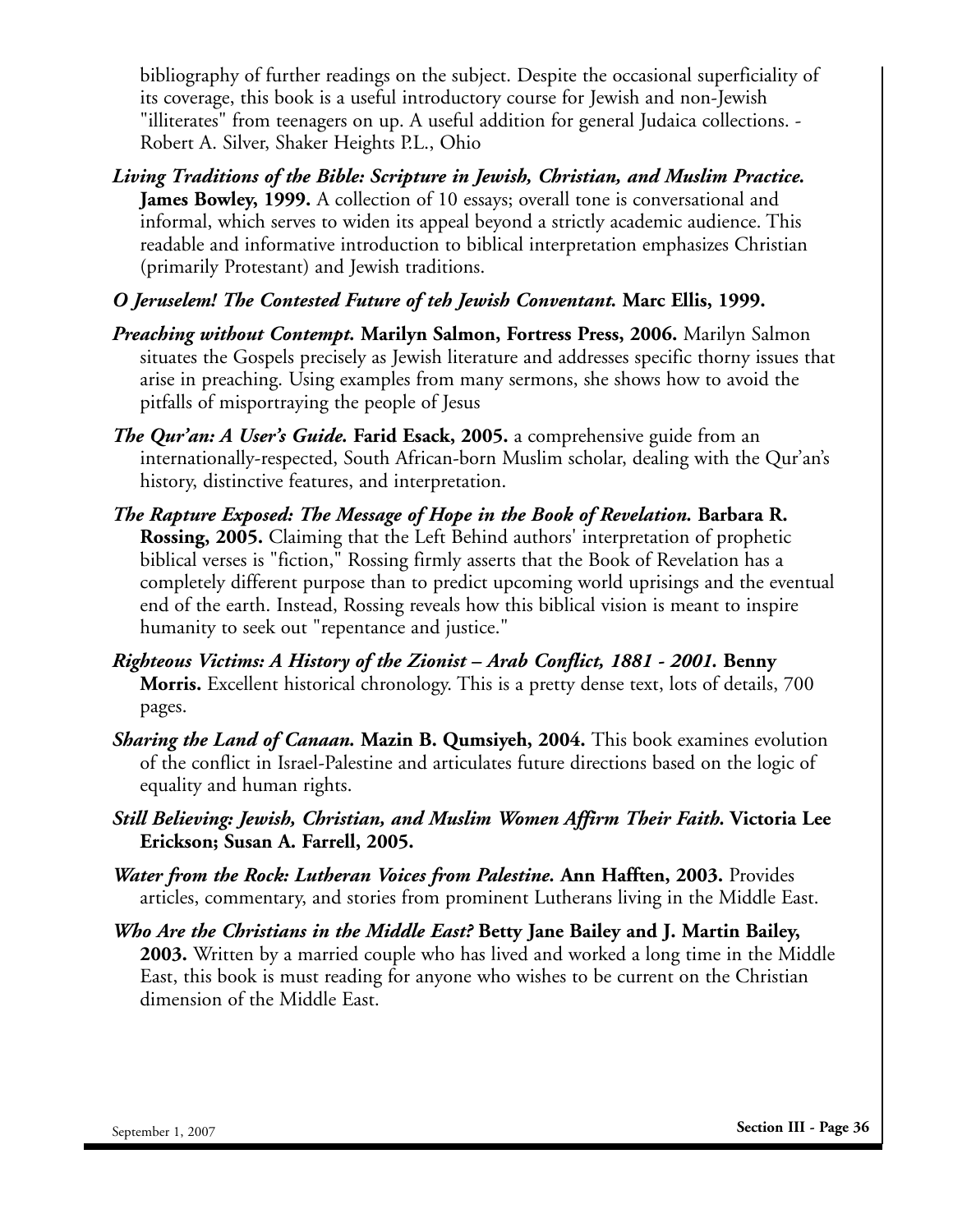bibliography of further readings on the subject. Despite the occasional superficiality of its coverage, this book is a useful introductory course for Jewish and non-Jewish "illiterates" from teenagers on up. A useful addition for general Judaica collections. - Robert A. Silver, Shaker Heights P.L., Ohio

***Living Traditions of the Bible: Scripture in Jewish, Christian, and Muslim Practice.*** **James Bowley, 1999.** A collection of 10 essays; overall tone is conversational and informal, which serves to widen its appeal beyond a strictly academic audience. This readable and informative introduction to biblical interpretation emphasizes Christian (primarily Protestant) and Jewish traditions.

***O Jeruselem! The Contested Future of teh Jewish Conventant.*** **Marc Ellis, 1999.**

***Preaching without Contempt.*** **Marilyn Salmon, Fortress Press, 2006.** Marilyn Salmon situates the Gospels precisely as Jewish literature and addresses specific thorny issues that arise in preaching. Using examples from many sermons, she shows how to avoid the pitfalls of misportraying the people of Jesus

***The Qur'an: A User's Guide.*** **Farid Esack, 2005.** a comprehensive guide from an internationally-respected, South African-born Muslim scholar, dealing with the Qur'an's history, distinctive features, and interpretation.

***The Rapture Exposed: The Message of Hope in the Book of Revelation.*** **Barbara R. Rossing, 2005.** Claiming that the Left Behind authors' interpretation of prophetic biblical verses is "fiction," Rossing firmly asserts that the Book of Revelation has a completely different purpose than to predict upcoming world uprisings and the eventual end of the earth. Instead, Rossing reveals how this biblical vision is meant to inspire humanity to seek out "repentance and justice."

***Righteous Victims: A History of the Zionist – Arab Conflict, 1881 - 2001.*** **Benny Morris.** Excellent historical chronology. This is a pretty dense text, lots of details, 700 pages.

***Sharing the Land of Canaan.*** **Mazin B. Qumsiyeh, 2004.** This book examines evolution of the conflict in Israel-Palestine and articulates future directions based on the logic of equality and human rights.

***Still Believing: Jewish, Christian, and Muslim Women Affirm Their Faith.*** **Victoria Lee Erickson; Susan A. Farrell, 2005.**

***Water from the Rock: Lutheran Voices from Palestine.*** **Ann Hafften, 2003.** Provides articles, commentary, and stories from prominent Lutherans living in the Middle East.

***Who Are the Christians in the Middle East?*** **Betty Jane Bailey and J. Martin Bailey, 2003.** Written by a married couple who has lived and worked a long time in the Middle East, this book is must reading for anyone who wishes to be current on the Christian dimension of the Middle East.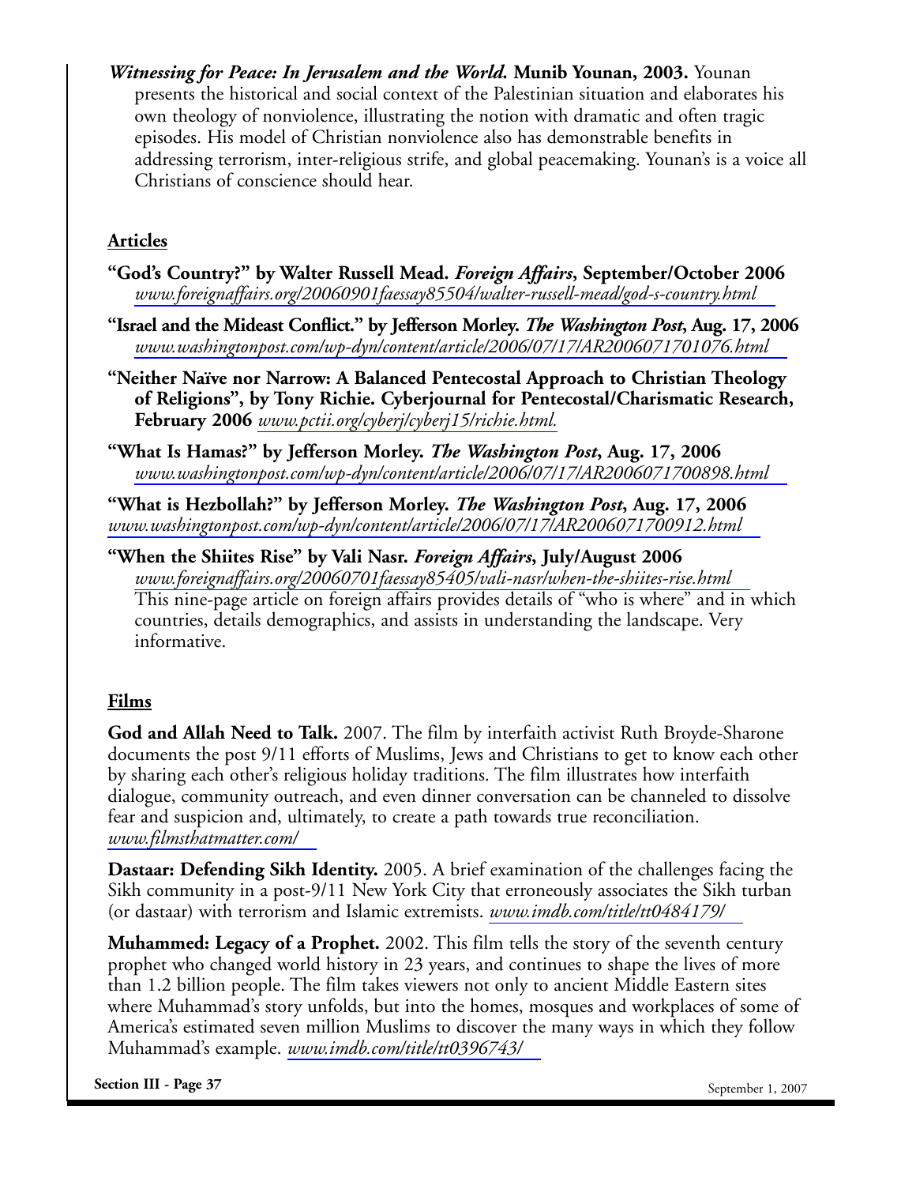***Witnessing for Peace: In Jerusalem and the World.* Munib Younan, 2003.** Younan presents the historical and social context of the Palestinian situation and elaborates his own theology of nonviolence, illustrating the notion with dramatic and often tragic episodes. His model of Christian nonviolence also has demonstrable benefits in addressing terrorism, inter-religious strife, and global peacemaking. Younan's is a voice all Christians of conscience should hear.

## Articles

**"God's Country?" by Walter Russell Mead. *Foreign Affairs*, September/October 2006**
*www.foreignaffairs.org/20060901faessay85504/walter-russell-mead/god-s-country.html*

**"Israel and the Mideast Conflict." by Jefferson Morley. *The Washington Post*, Aug. 17, 2006**
*www.washingtonpost.com/wp-dyn/content/article/2006/07/17/AR2006071701076.html*

**"Neither Naïve nor Narrow: A Balanced Pentecostal Approach to Christian Theology of Religions", by Tony Richie. Cyberjournal for Pentecostal/Charismatic Research, February 2006** *www.pctii.org/cyberj/cyberj15/richie.html.*

**"What Is Hamas?" by Jefferson Morley. *The Washington Post*, Aug. 17, 2006**
*www.washingtonpost.com/wp-dyn/content/article/2006/07/17/AR2006071700898.html*

**"What is Hezbollah?" by Jefferson Morley. *The Washington Post*, Aug. 17, 2006**
*www.washingtonpost.com/wp-dyn/content/article/2006/07/17/AR2006071700912.html*

**"When the Shiites Rise" by Vali Nasr. *Foreign Affairs*, July/August 2006**
*www.foreignaffairs.org/20060701faessay85405/vali-nasr/when-the-shiites-rise.html*
This nine-page article on foreign affairs provides details of "who is where" and in which countries, details demographics, and assists in understanding the landscape. Very informative.

## Films

**God and Allah Need to Talk.** 2007. The film by interfaith activist Ruth Broyde-Sharone documents the post 9/11 efforts of Muslims, Jews and Christians to get to know each other by sharing each other's religious holiday traditions. The film illustrates how interfaith dialogue, community outreach, and even dinner conversation can be channeled to dissolve fear and suspicion and, ultimately, to create a path towards true reconciliation.
*www.filmsthatmatter.com/*

**Dastaar: Defending Sikh Identity.** 2005. A brief examination of the challenges facing the Sikh community in a post-9/11 New York City that erroneously associates the Sikh turban (or dastaar) with terrorism and Islamic extremists. *www.imdb.com/title/tt0484179/*

**Muhammed: Legacy of a Prophet.** 2002. This film tells the story of the seventh century prophet who changed world history in 23 years, and continues to shape the lives of more than 1.2 billion people. The film takes viewers not only to ancient Middle Eastern sites where Muhammad's story unfolds, but into the homes, mosques and workplaces of some of America's estimated seven million Muslims to discover the many ways in which they follow Muhammad's example. *www.imdb.com/title/tt0396743/*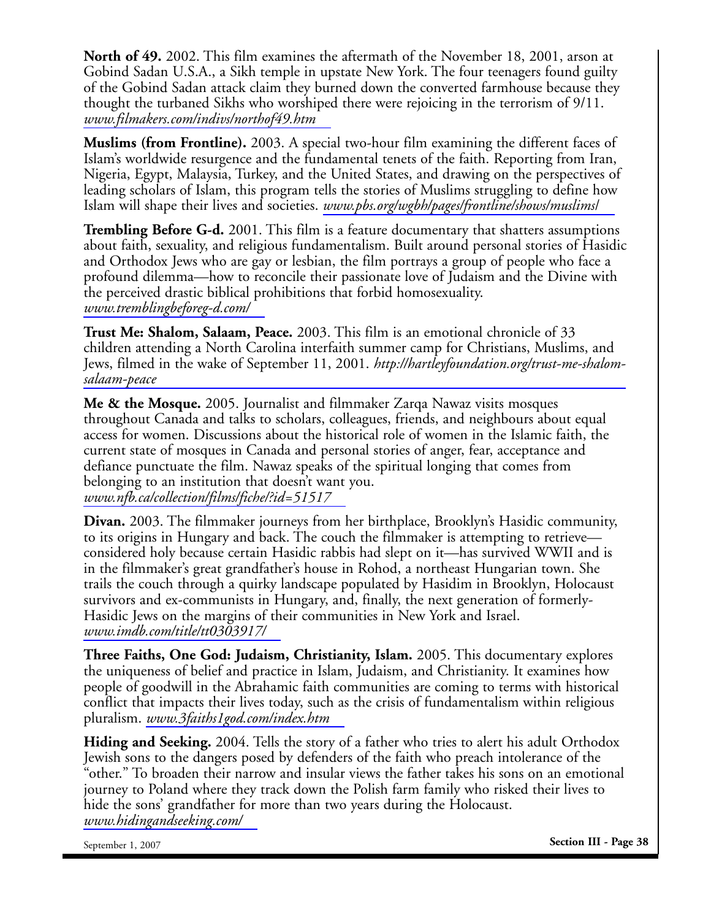**North of 49.** 2002. This film examines the aftermath of the November 18, 2001, arson at Gobind Sadan U.S.A., a Sikh temple in upstate New York. The four teenagers found guilty of the Gobind Sadan attack claim they burned down the converted farmhouse because they thought the turbaned Sikhs who worshiped there were rejoicing in the terrorism of 9/11. *www.filmakers.com/indivs/northof49.htm*

**Muslims (from Frontline).** 2003. A special two-hour film examining the different faces of Islam's worldwide resurgence and the fundamental tenets of the faith. Reporting from Iran, Nigeria, Egypt, Malaysia, Turkey, and the United States, and drawing on the perspectives of leading scholars of Islam, this program tells the stories of Muslims struggling to define how Islam will shape their lives and societies. *www.pbs.org/wgbh/pages/frontline/shows/muslims/*

**Trembling Before G-d.** 2001. This film is a feature documentary that shatters assumptions about faith, sexuality, and religious fundamentalism. Built around personal stories of Hasidic and Orthodox Jews who are gay or lesbian, the film portrays a group of people who face a profound dilemma—how to reconcile their passionate love of Judaism and the Divine with the perceived drastic biblical prohibitions that forbid homosexuality. *www.tremblingbeforeg-d.com/*

**Trust Me: Shalom, Salaam, Peace.** 2003. This film is an emotional chronicle of 33 children attending a North Carolina interfaith summer camp for Christians, Muslims, and Jews, filmed in the wake of September 11, 2001. *http://hartleyfoundation.org/trust-me-shalom-salaam-peace*

**Me & the Mosque.** 2005. Journalist and filmmaker Zarqa Nawaz visits mosques throughout Canada and talks to scholars, colleagues, friends, and neighbours about equal access for women. Discussions about the historical role of women in the Islamic faith, the current state of mosques in Canada and personal stories of anger, fear, acceptance and defiance punctuate the film. Nawaz speaks of the spiritual longing that comes from belonging to an institution that doesn't want you. *www.nfb.ca/collection/films/fiche/?id=51517*

**Divan.** 2003. The filmmaker journeys from her birthplace, Brooklyn's Hasidic community, to its origins in Hungary and back. The couch the filmmaker is attempting to retrieve—considered holy because certain Hasidic rabbis had slept on it—has survived WWII and is in the filmmaker's great grandfather's house in Rohod, a northeast Hungarian town. She trails the couch through a quirky landscape populated by Hasidim in Brooklyn, Holocaust survivors and ex-communists in Hungary, and, finally, the next generation of formerly-Hasidic Jews on the margins of their communities in New York and Israel. *www.imdb.com/title/tt0303917/*

**Three Faiths, One God: Judaism, Christianity, Islam.** 2005. This documentary explores the uniqueness of belief and practice in Islam, Judaism, and Christianity. It examines how people of goodwill in the Abrahamic faith communities are coming to terms with historical conflict that impacts their lives today, such as the crisis of fundamentalism within religious pluralism. *www.3faiths1god.com/index.htm*

**Hiding and Seeking.** 2004. Tells the story of a father who tries to alert his adult Orthodox Jewish sons to the dangers posed by defenders of the faith who preach intolerance of the "other." To broaden their narrow and insular views the father takes his sons on an emotional journey to Poland where they track down the Polish farm family who risked their lives to hide the sons' grandfather for more than two years during the Holocaust. *www.hidingandseeking.com/*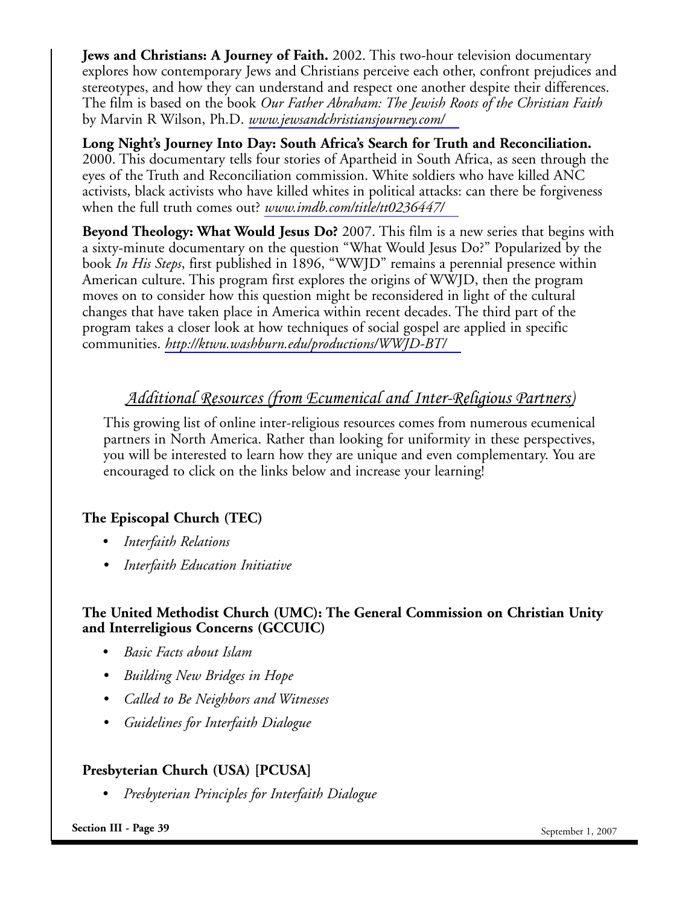**Jews and Christians: A Journey of Faith.** 2002. This two-hour television documentary explores how contemporary Jews and Christians perceive each other, confront prejudices and stereotypes, and how they can understand and respect one another despite their differences. The film is based on the book *Our Father Abraham: The Jewish Roots of the Christian Faith* by Marvin R Wilson, Ph.D. *www.jewsandchristiansjourney.com/*

**Long Night's Journey Into Day: South Africa's Search for Truth and Reconciliation.** 2000. This documentary tells four stories of Apartheid in South Africa, as seen through the eyes of the Truth and Reconciliation commission. White soldiers who have killed ANC activists, black activists who have killed whites in political attacks: can there be forgiveness when the full truth comes out? *www.imdb.com/title/tt0236447/*

**Beyond Theology: What Would Jesus Do?** 2007. This film is a new series that begins with a sixty-minute documentary on the question "What Would Jesus Do?" Popularized by the book *In His Steps*, first published in 1896, "WWJD" remains a perennial presence within American culture. This program first explores the origins of WWJD, then the program moves on to consider how this question might be reconsidered in light of the cultural changes that have taken place in America within recent decades. The third part of the program takes a closer look at how techniques of social gospel are applied in specific communities. *http://ktwu.washburn.edu/productions/WWJD-BT/*

## *Additional Resources (from Ecumenical and Inter-Religious Partners)*

This growing list of online inter-religious resources comes from numerous ecumenical partners in North America. Rather than looking for uniformity in these perspectives, you will be interested to learn how they are unique and even complementary. You are encouraged to click on the links below and increase your learning!

### The Episcopal Church (TEC)

- *Interfaith Relations*
- *Interfaith Education Initiative*

### The United Methodist Church (UMC): The General Commission on Christian Unity and Interreligious Concerns (GCCUIC)

- *Basic Facts about Islam*
- *Building New Bridges in Hope*
- *Called to Be Neighbors and Witnesses*
- *Guidelines for Interfaith Dialogue*

### Presbyterian Church (USA) [PCUSA]

- *Presbyterian Principles for Interfaith Dialogue*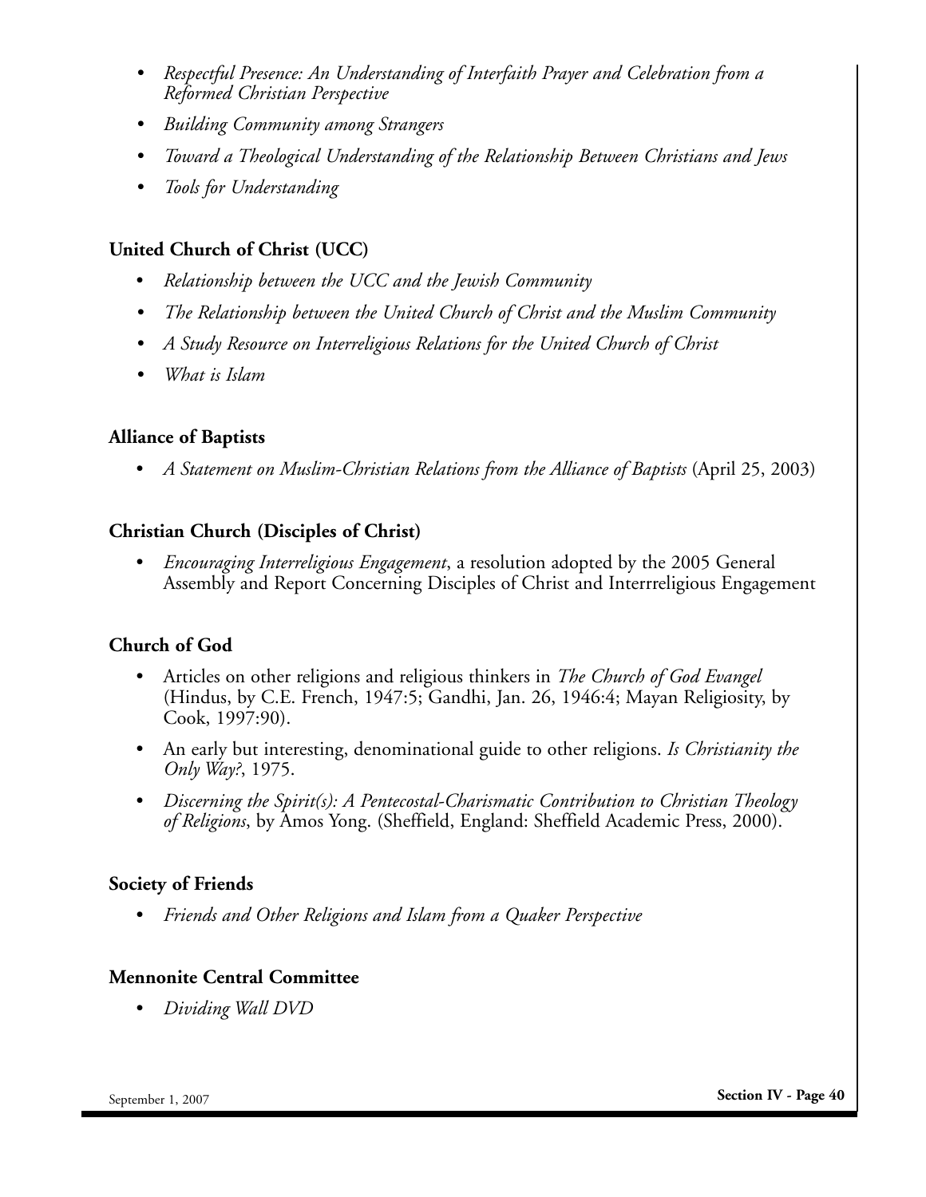- *Respectful Presence: An Understanding of Interfaith Prayer and Celebration from a Reformed Christian Perspective*
- *Building Community among Strangers*
- *Toward a Theological Understanding of the Relationship Between Christians and Jews*
- *Tools for Understanding*

**United Church of Christ (UCC)**

- *Relationship between the UCC and the Jewish Community*
- *The Relationship between the United Church of Christ and the Muslim Community*
- *A Study Resource on Interreligious Relations for the United Church of Christ*
- *What is Islam*

**Alliance of Baptists**

- *A Statement on Muslim-Christian Relations from the Alliance of Baptists* (April 25, 2003)

**Christian Church (Disciples of Christ)**

- *Encouraging Interreligious Engagement*, a resolution adopted by the 2005 General Assembly and Report Concerning Disciples of Christ and Interrreligious Engagement

**Church of God**

- Articles on other religions and religious thinkers in *The Church of God Evangel* (Hindus, by C.E. French, 1947:5; Gandhi, Jan. 26, 1946:4; Mayan Religiosity, by Cook, 1997:90).
- An early but interesting, denominational guide to other religions. *Is Christianity the Only Way?*, 1975.
- *Discerning the Spirit(s): A Pentecostal-Charismatic Contribution to Christian Theology of Religions*, by Amos Yong. (Sheffield, England: Sheffield Academic Press, 2000).

**Society of Friends**

- *Friends and Other Religions and Islam from a Quaker Perspective*

**Mennonite Central Committee**

- *Dividing Wall DVD*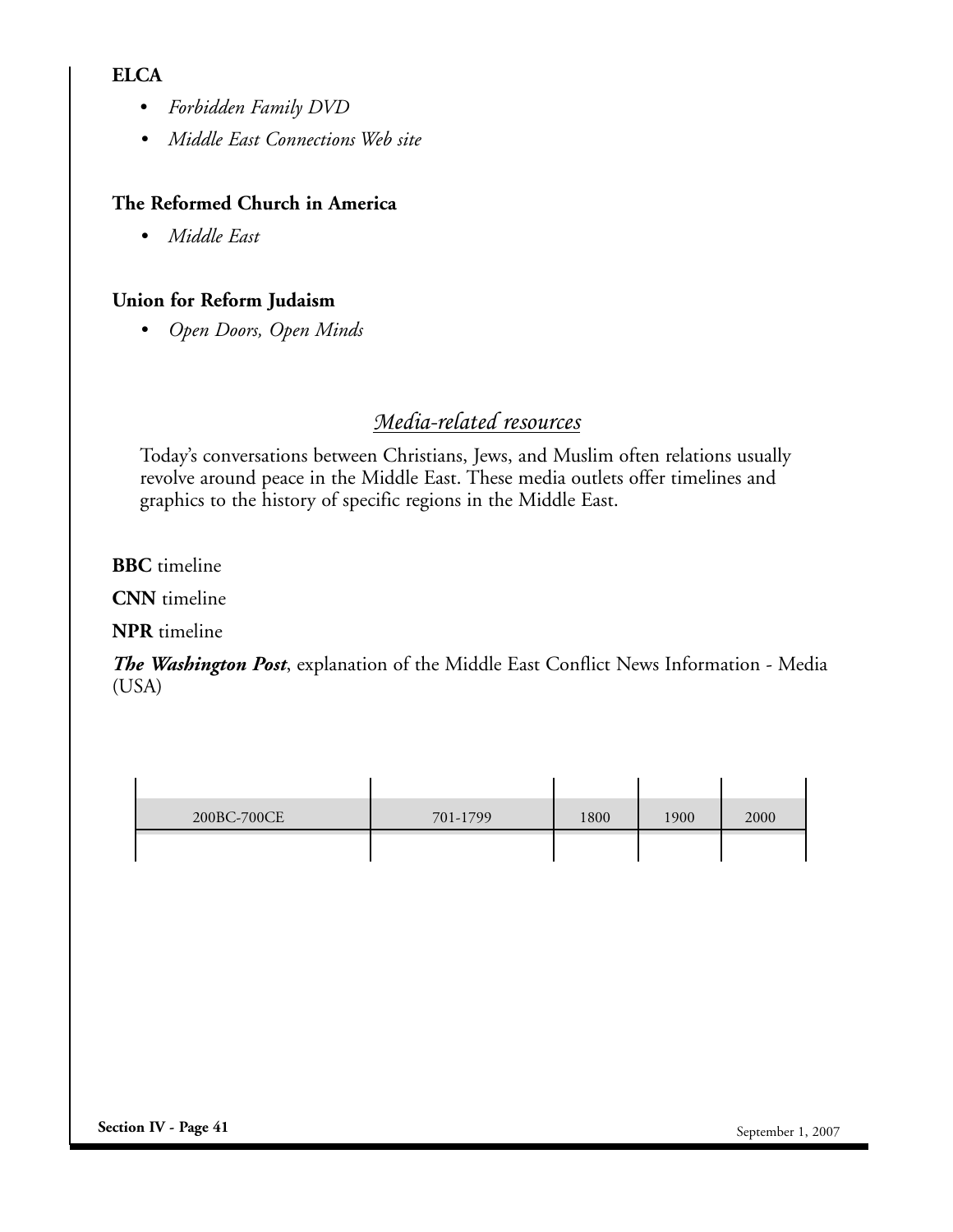**ELCA**

- *Forbidden Family DVD*
- *Middle East Connections Web site*

**The Reformed Church in America**

- *Middle East*

**Union for Reform Judaism**

- *Open Doors, Open Minds*

## *Media-related resources*

Today's conversations between Christians, Jews, and Muslim often relations usually revolve around peace in the Middle East. These media outlets offer timelines and graphics to the history of specific regions in the Middle East.

**BBC** timeline

**CNN** timeline

**NPR** timeline

***The Washington Post***, explanation of the Middle East Conflict News Information - Media (USA)

| 200BC-700CE | 701-1799 | 1800 | 1900 | 2000 |
|---|---|---|---|---|
| | | | | |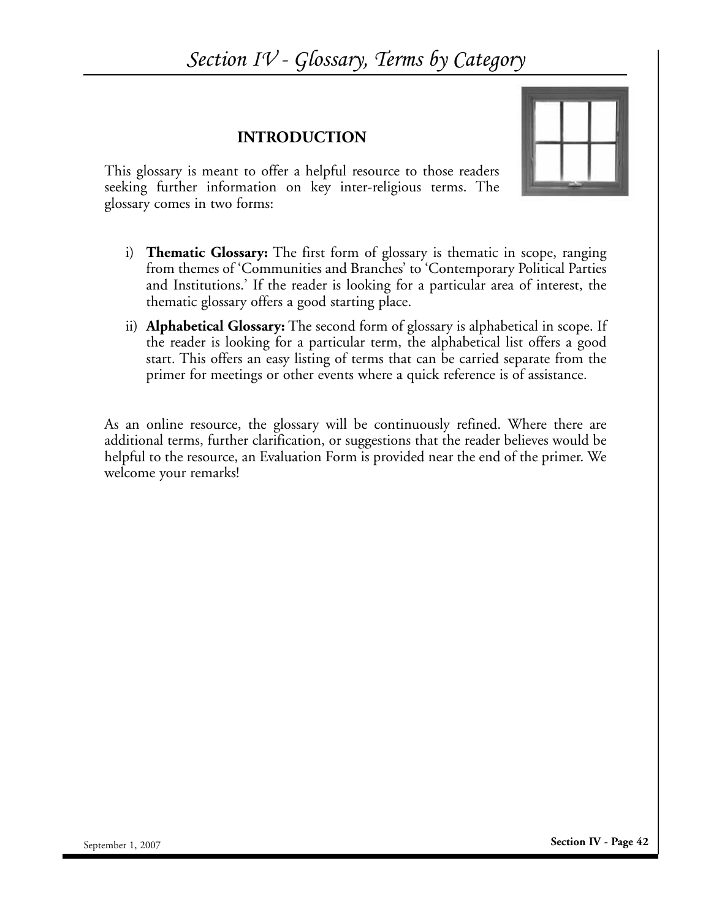# Section IV - Glossary, Terms by Category

## INTRODUCTION

This glossary is meant to offer a helpful resource to those readers seeking further information on key inter-religious terms. The glossary comes in two forms:

i) **Thematic Glossary:** The first form of glossary is thematic in scope, ranging from themes of 'Communities and Branches' to 'Contemporary Political Parties and Institutions.' If the reader is looking for a particular area of interest, the thematic glossary offers a good starting place.

ii) **Alphabetical Glossary:** The second form of glossary is alphabetical in scope. If the reader is looking for a particular term, the alphabetical list offers a good start. This offers an easy listing of terms that can be carried separate from the primer for meetings or other events where a quick reference is of assistance.

As an online resource, the glossary will be continuously refined. Where there are additional terms, further clarification, or suggestions that the reader believes would be helpful to the resource, an Evaluation Form is provided near the end of the primer. We welcome your remarks!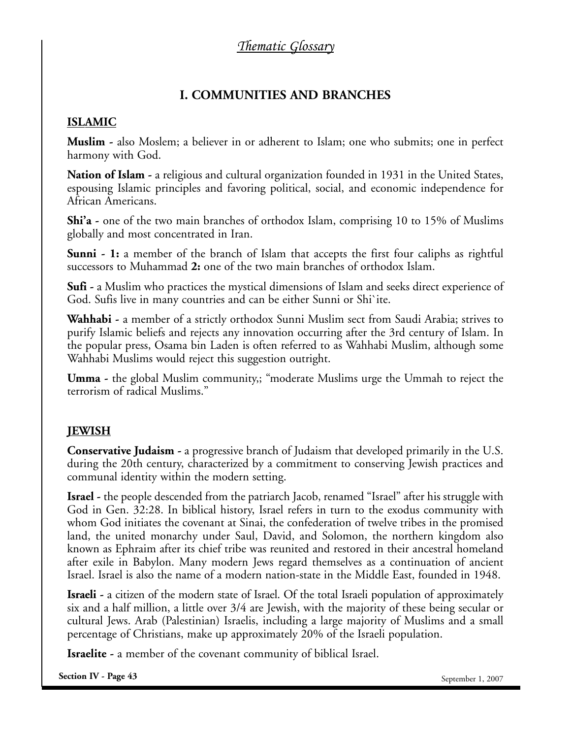*Thematic Glossary*

## I. COMMUNITIES AND BRANCHES

### ISLAMIC

**Muslim** - also Moslem; a believer in or adherent to Islam; one who submits; one in perfect harmony with God.

**Nation of Islam** - a religious and cultural organization founded in 1931 in the United States, espousing Islamic principles and favoring political, social, and economic independence for African Americans.

**Shi'a** - one of the two main branches of orthodox Islam, comprising 10 to 15% of Muslims globally and most concentrated in Iran.

**Sunni** - **1:** a member of the branch of Islam that accepts the first four caliphs as rightful successors to Muhammad **2:** one of the two main branches of orthodox Islam.

**Sufi** - a Muslim who practices the mystical dimensions of Islam and seeks direct experience of God. Sufis live in many countries and can be either Sunni or Shi`ite.

**Wahhabi** - a member of a strictly orthodox Sunni Muslim sect from Saudi Arabia; strives to purify Islamic beliefs and rejects any innovation occurring after the 3rd century of Islam. In the popular press, Osama bin Laden is often referred to as Wahhabi Muslim, although some Wahhabi Muslims would reject this suggestion outright.

**Umma** - the global Muslim community,; "moderate Muslims urge the Ummah to reject the terrorism of radical Muslims."

### JEWISH

**Conservative Judaism** - a progressive branch of Judaism that developed primarily in the U.S. during the 20th century, characterized by a commitment to conserving Jewish practices and communal identity within the modern setting.

**Israel** - the people descended from the patriarch Jacob, renamed "Israel" after his struggle with God in Gen. 32:28. In biblical history, Israel refers in turn to the exodus community with whom God initiates the covenant at Sinai, the confederation of twelve tribes in the promised land, the united monarchy under Saul, David, and Solomon, the northern kingdom also known as Ephraim after its chief tribe was reunited and restored in their ancestral homeland after exile in Babylon. Many modern Jews regard themselves as a continuation of ancient Israel. Israel is also the name of a modern nation-state in the Middle East, founded in 1948.

**Israeli** - a citizen of the modern state of Israel. Of the total Israeli population of approximately six and a half million, a little over 3/4 are Jewish, with the majority of these being secular or cultural Jews. Arab (Palestinian) Israelis, including a large majority of Muslims and a small percentage of Christians, make up approximately 20% of the Israeli population.

**Israelite** - a member of the covenant community of biblical Israel.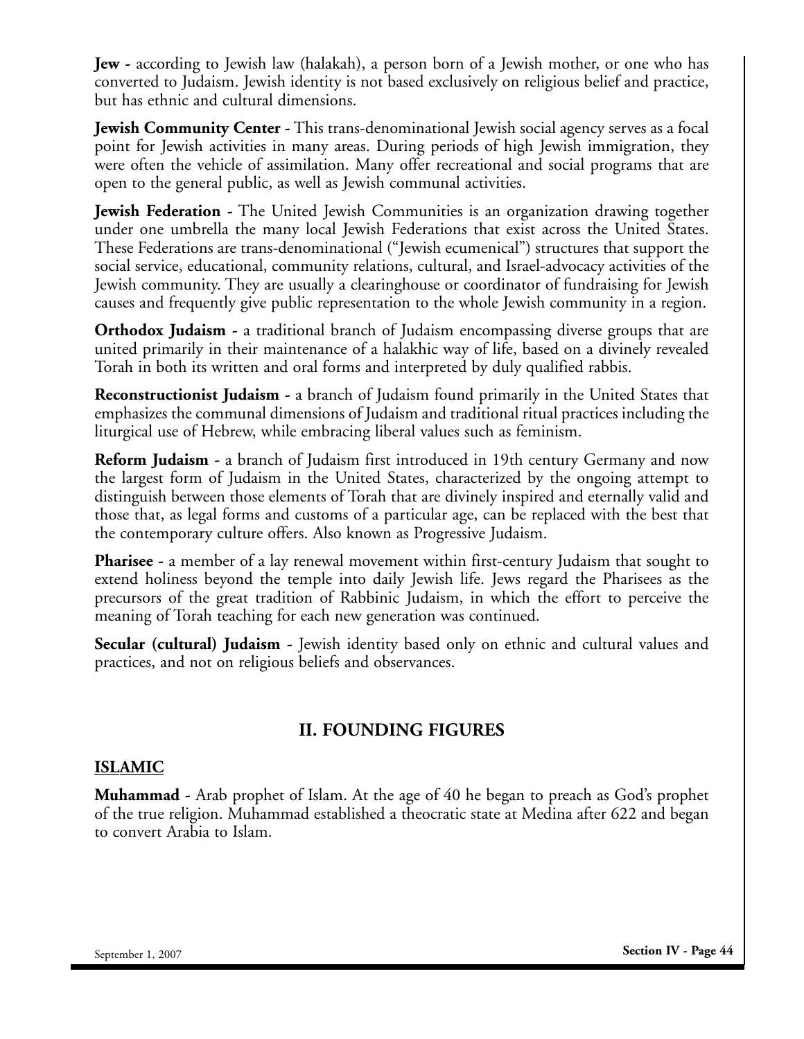**Jew -** according to Jewish law (halakah), a person born of a Jewish mother, or one who has converted to Judaism. Jewish identity is not based exclusively on religious belief and practice, but has ethnic and cultural dimensions.

**Jewish Community Center -** This trans-denominational Jewish social agency serves as a focal point for Jewish activities in many areas. During periods of high Jewish immigration, they were often the vehicle of assimilation. Many offer recreational and social programs that are open to the general public, as well as Jewish communal activities.

**Jewish Federation -** The United Jewish Communities is an organization drawing together under one umbrella the many local Jewish Federations that exist across the United States. These Federations are trans-denominational ("Jewish ecumenical") structures that support the social service, educational, community relations, cultural, and Israel-advocacy activities of the Jewish community. They are usually a clearinghouse or coordinator of fundraising for Jewish causes and frequently give public representation to the whole Jewish community in a region.

**Orthodox Judaism -** a traditional branch of Judaism encompassing diverse groups that are united primarily in their maintenance of a halakhic way of life, based on a divinely revealed Torah in both its written and oral forms and interpreted by duly qualified rabbis.

**Reconstructionist Judaism -** a branch of Judaism found primarily in the United States that emphasizes the communal dimensions of Judaism and traditional ritual practices including the liturgical use of Hebrew, while embracing liberal values such as feminism.

**Reform Judaism -** a branch of Judaism first introduced in 19th century Germany and now the largest form of Judaism in the United States, characterized by the ongoing attempt to distinguish between those elements of Torah that are divinely inspired and eternally valid and those that, as legal forms and customs of a particular age, can be replaced with the best that the contemporary culture offers. Also known as Progressive Judaism.

**Pharisee -** a member of a lay renewal movement within first-century Judaism that sought to extend holiness beyond the temple into daily Jewish life. Jews regard the Pharisees as the precursors of the great tradition of Rabbinic Judaism, in which the effort to perceive the meaning of Torah teaching for each new generation was continued.

**Secular (cultural) Judaism -** Jewish identity based only on ethnic and cultural values and practices, and not on religious beliefs and observances.

## II. FOUNDING FIGURES

### ISLAMIC

**Muhammad -** Arab prophet of Islam. At the age of 40 he began to preach as God's prophet of the true religion. Muhammad established a theocratic state at Medina after 622 and began to convert Arabia to Islam.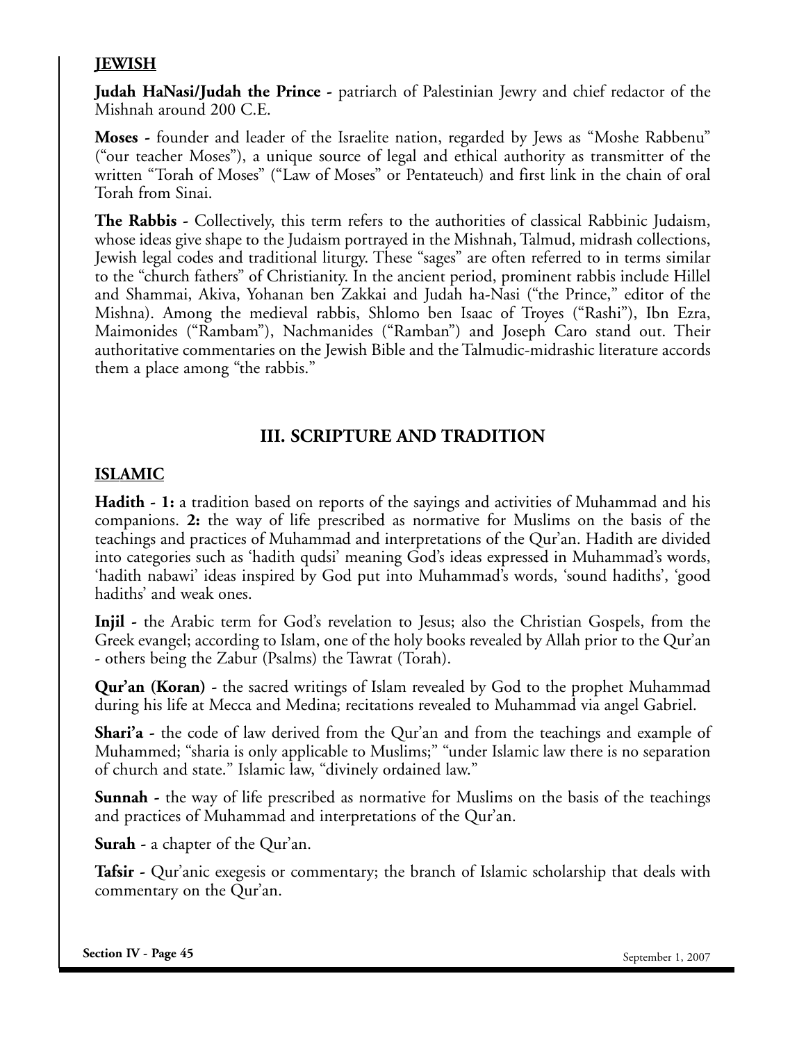### JEWISH

**Judah HaNasi/Judah the Prince -** patriarch of Palestinian Jewry and chief redactor of the Mishnah around 200 C.E.

**Moses -** founder and leader of the Israelite nation, regarded by Jews as "Moshe Rabbenu" ("our teacher Moses"), a unique source of legal and ethical authority as transmitter of the written "Torah of Moses" ("Law of Moses" or Pentateuch) and first link in the chain of oral Torah from Sinai.

**The Rabbis -** Collectively, this term refers to the authorities of classical Rabbinic Judaism, whose ideas give shape to the Judaism portrayed in the Mishnah, Talmud, midrash collections, Jewish legal codes and traditional liturgy. These "sages" are often referred to in terms similar to the "church fathers" of Christianity. In the ancient period, prominent rabbis include Hillel and Shammai, Akiva, Yohanan ben Zakkai and Judah ha-Nasi ("the Prince," editor of the Mishna). Among the medieval rabbis, Shlomo ben Isaac of Troyes ("Rashi"), Ibn Ezra, Maimonides ("Rambam"), Nachmanides ("Ramban") and Joseph Caro stand out. Their authoritative commentaries on the Jewish Bible and the Talmudic-midrashic literature accords them a place among "the rabbis."

## III. SCRIPTURE AND TRADITION

### ISLAMIC

**Hadith - 1:** a tradition based on reports of the sayings and activities of Muhammad and his companions. **2:** the way of life prescribed as normative for Muslims on the basis of the teachings and practices of Muhammad and interpretations of the Qur'an. Hadith are divided into categories such as 'hadith qudsi' meaning God's ideas expressed in Muhammad's words, 'hadith nabawi' ideas inspired by God put into Muhammad's words, 'sound hadiths', 'good hadiths' and weak ones.

**Injil -** the Arabic term for God's revelation to Jesus; also the Christian Gospels, from the Greek evangel; according to Islam, one of the holy books revealed by Allah prior to the Qur'an - others being the Zabur (Psalms) the Tawrat (Torah).

**Qur'an (Koran) -** the sacred writings of Islam revealed by God to the prophet Muhammad during his life at Mecca and Medina; recitations revealed to Muhammad via angel Gabriel.

**Shari'a -** the code of law derived from the Qur'an and from the teachings and example of Muhammed; "sharia is only applicable to Muslims;" "under Islamic law there is no separation of church and state." Islamic law, "divinely ordained law."

**Sunnah -** the way of life prescribed as normative for Muslims on the basis of the teachings and practices of Muhammad and interpretations of the Qur'an.

**Surah -** a chapter of the Qur'an.

**Tafsir -** Qur'anic exegesis or commentary; the branch of Islamic scholarship that deals with commentary on the Qur'an.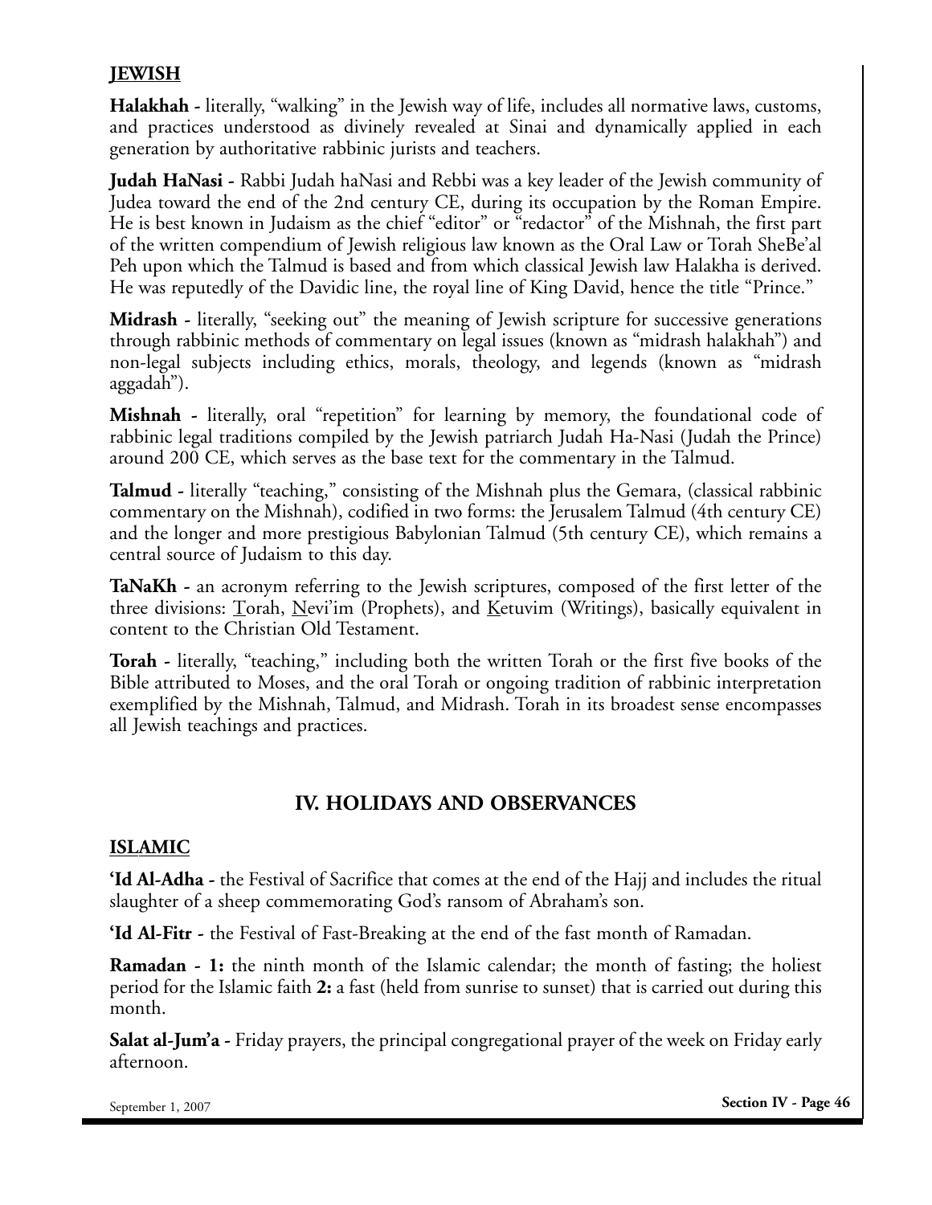**JEWISH**

**Halakhah -** literally, "walking" in the Jewish way of life, includes all normative laws, customs, and practices understood as divinely revealed at Sinai and dynamically applied in each generation by authoritative rabbinic jurists and teachers.

**Judah HaNasi -** Rabbi Judah haNasi and Rebbi was a key leader of the Jewish community of Judea toward the end of the 2nd century CE, during its occupation by the Roman Empire. He is best known in Judaism as the chief "editor" or "redactor" of the Mishnah, the first part of the written compendium of Jewish religious law known as the Oral Law or Torah SheBe'al Peh upon which the Talmud is based and from which classical Jewish law Halakha is derived. He was reputedly of the Davidic line, the royal line of King David, hence the title "Prince."

**Midrash -** literally, "seeking out" the meaning of Jewish scripture for successive generations through rabbinic methods of commentary on legal issues (known as "midrash halakhah") and non-legal subjects including ethics, morals, theology, and legends (known as "midrash aggadah").

**Mishnah -** literally, oral "repetition" for learning by memory, the foundational code of rabbinic legal traditions compiled by the Jewish patriarch Judah Ha-Nasi (Judah the Prince) around 200 CE, which serves as the base text for the commentary in the Talmud.

**Talmud -** literally "teaching," consisting of the Mishnah plus the Gemara, (classical rabbinic commentary on the Mishnah), codified in two forms: the Jerusalem Talmud (4th century CE) and the longer and more prestigious Babylonian Talmud (5th century CE), which remains a central source of Judaism to this day.

**TaNaKh -** an acronym referring to the Jewish scriptures, composed of the first letter of the three divisions: Torah, Nevi'im (Prophets), and Ketuvim (Writings), basically equivalent in content to the Christian Old Testament.

**Torah -** literally, "teaching," including both the written Torah or the first five books of the Bible attributed to Moses, and the oral Torah or ongoing tradition of rabbinic interpretation exemplified by the Mishnah, Talmud, and Midrash. Torah in its broadest sense encompasses all Jewish teachings and practices.

## IV. HOLIDAYS AND OBSERVANCES

**ISLAMIC**

**'Id Al-Adha -** the Festival of Sacrifice that comes at the end of the Hajj and includes the ritual slaughter of a sheep commemorating God's ransom of Abraham's son.

**'Id Al-Fitr -** the Festival of Fast-Breaking at the end of the fast month of Ramadan.

**Ramadan - 1:** the ninth month of the Islamic calendar; the month of fasting; the holiest period for the Islamic faith **2:** a fast (held from sunrise to sunset) that is carried out during this month.

**Salat al-Jum'a -** Friday prayers, the principal congregational prayer of the week on Friday early afternoon.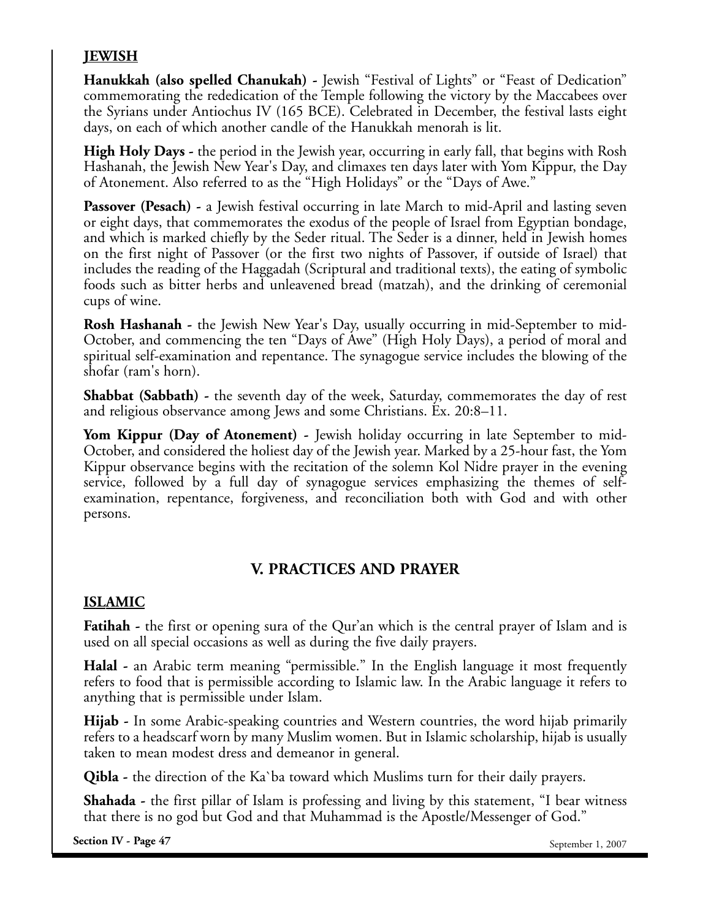**JEWISH**

**Hanukkah (also spelled Chanukah) -** Jewish "Festival of Lights" or "Feast of Dedication" commemorating the rededication of the Temple following the victory by the Maccabees over the Syrians under Antiochus IV (165 BCE). Celebrated in December, the festival lasts eight days, on each of which another candle of the Hanukkah menorah is lit.

**High Holy Days -** the period in the Jewish year, occurring in early fall, that begins with Rosh Hashanah, the Jewish New Year's Day, and climaxes ten days later with Yom Kippur, the Day of Atonement. Also referred to as the "High Holidays" or the "Days of Awe."

**Passover (Pesach) -** a Jewish festival occurring in late March to mid-April and lasting seven or eight days, that commemorates the exodus of the people of Israel from Egyptian bondage, and which is marked chiefly by the Seder ritual. The Seder is a dinner, held in Jewish homes on the first night of Passover (or the first two nights of Passover, if outside of Israel) that includes the reading of the Haggadah (Scriptural and traditional texts), the eating of symbolic foods such as bitter herbs and unleavened bread (matzah), and the drinking of ceremonial cups of wine.

**Rosh Hashanah -** the Jewish New Year's Day, usually occurring in mid-September to mid-October, and commencing the ten "Days of Awe" (High Holy Days), a period of moral and spiritual self-examination and repentance. The synagogue service includes the blowing of the shofar (ram's horn).

**Shabbat (Sabbath) -** the seventh day of the week, Saturday, commemorates the day of rest and religious observance among Jews and some Christians. Ex. 20:8–11.

**Yom Kippur (Day of Atonement) -** Jewish holiday occurring in late September to mid-October, and considered the holiest day of the Jewish year. Marked by a 25-hour fast, the Yom Kippur observance begins with the recitation of the solemn Kol Nidre prayer in the evening service, followed by a full day of synagogue services emphasizing the themes of self-examination, repentance, forgiveness, and reconciliation both with God and with other persons.

## V. PRACTICES AND PRAYER

**ISLAMIC**

**Fatihah -** the first or opening sura of the Qur'an which is the central prayer of Islam and is used on all special occasions as well as during the five daily prayers.

**Halal -** an Arabic term meaning "permissible." In the English language it most frequently refers to food that is permissible according to Islamic law. In the Arabic language it refers to anything that is permissible under Islam.

**Hijab -** In some Arabic-speaking countries and Western countries, the word hijab primarily refers to a headscarf worn by many Muslim women. But in Islamic scholarship, hijab is usually taken to mean modest dress and demeanor in general.

**Qibla -** the direction of the Ka`ba toward which Muslims turn for their daily prayers.

**Shahada -** the first pillar of Islam is professing and living by this statement, "I bear witness that there is no god but God and that Muhammad is the Apostle/Messenger of God."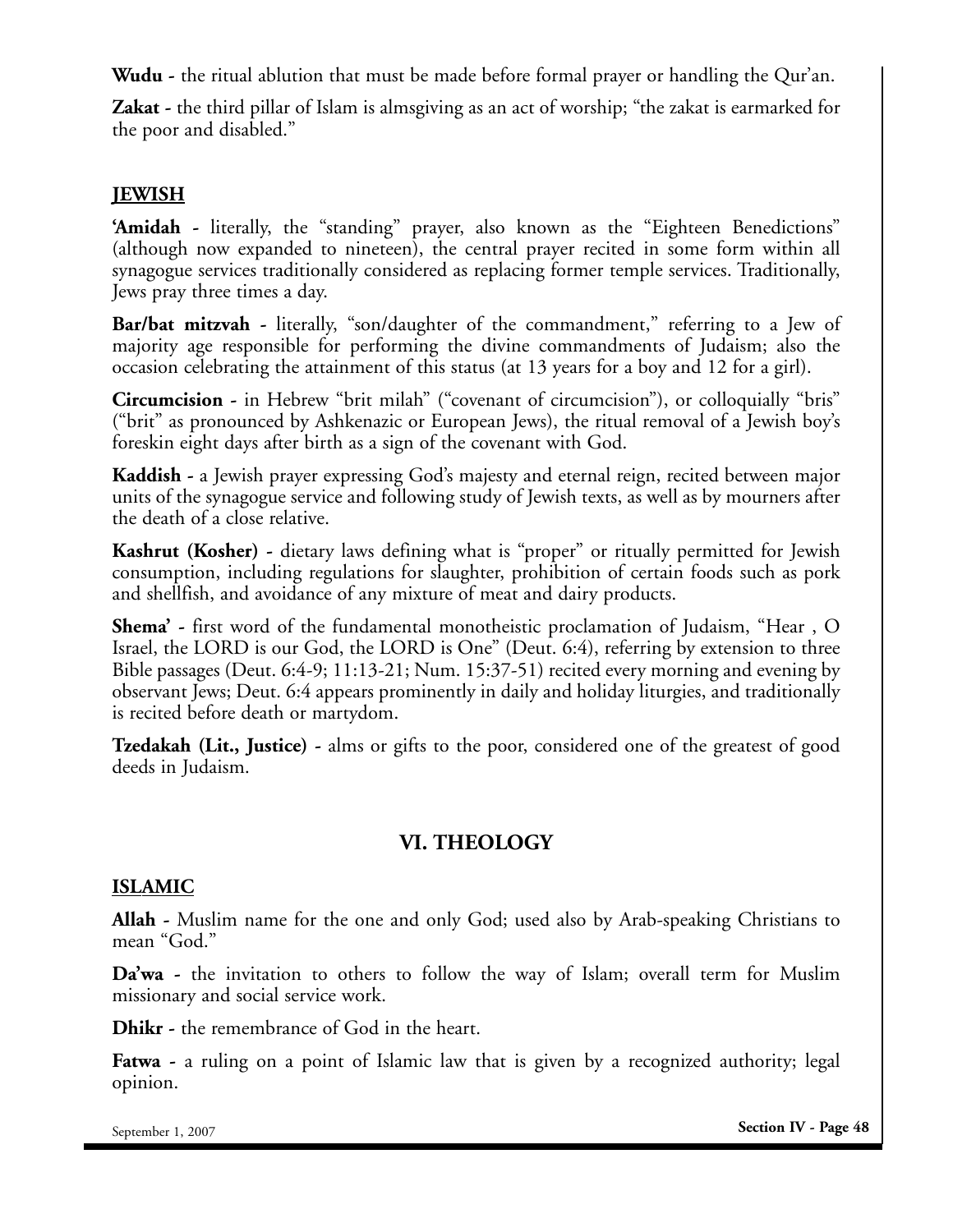**Wudu** - the ritual ablution that must be made before formal prayer or handling the Qur'an.

**Zakat** - the third pillar of Islam is almsgiving as an act of worship; "the zakat is earmarked for the poor and disabled."

## JEWISH

**'Amidah** - literally, the "standing" prayer, also known as the "Eighteen Benedictions" (although now expanded to nineteen), the central prayer recited in some form within all synagogue services traditionally considered as replacing former temple services. Traditionally, Jews pray three times a day.

**Bar/bat mitzvah** - literally, "son/daughter of the commandment," referring to a Jew of majority age responsible for performing the divine commandments of Judaism; also the occasion celebrating the attainment of this status (at 13 years for a boy and 12 for a girl).

**Circumcision** - in Hebrew "brit milah" ("covenant of circumcision"), or colloquially "bris" ("brit" as pronounced by Ashkenazic or European Jews), the ritual removal of a Jewish boy's foreskin eight days after birth as a sign of the covenant with God.

**Kaddish** - a Jewish prayer expressing God's majesty and eternal reign, recited between major units of the synagogue service and following study of Jewish texts, as well as by mourners after the death of a close relative.

**Kashrut (Kosher)** - dietary laws defining what is "proper" or ritually permitted for Jewish consumption, including regulations for slaughter, prohibition of certain foods such as pork and shellfish, and avoidance of any mixture of meat and dairy products.

**Shema'** - first word of the fundamental monotheistic proclamation of Judaism, "Hear , O Israel, the LORD is our God, the LORD is One" (Deut. 6:4), referring by extension to three Bible passages (Deut. 6:4-9; 11:13-21; Num. 15:37-51) recited every morning and evening by observant Jews; Deut. 6:4 appears prominently in daily and holiday liturgies, and traditionally is recited before death or martydom.

**Tzedakah (Lit., Justice)** - alms or gifts to the poor, considered one of the greatest of good deeds in Judaism.

# VI. THEOLOGY

## ISLAMIC

**Allah** - Muslim name for the one and only God; used also by Arab-speaking Christians to mean "God."

**Da'wa** - the invitation to others to follow the way of Islam; overall term for Muslim missionary and social service work.

**Dhikr** - the remembrance of God in the heart.

**Fatwa** - a ruling on a point of Islamic law that is given by a recognized authority; legal opinion.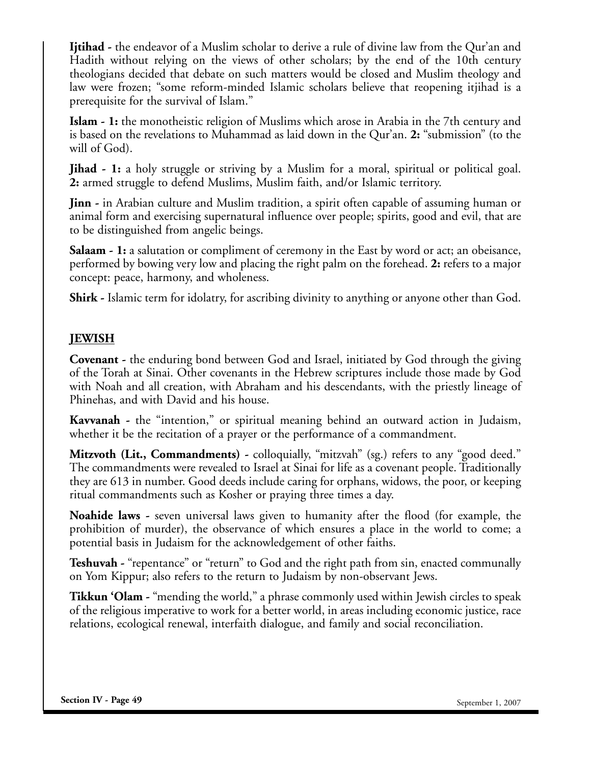**Ijtihad** - the endeavor of a Muslim scholar to derive a rule of divine law from the Qur'an and Hadith without relying on the views of other scholars; by the end of the 10th century theologians decided that debate on such matters would be closed and Muslim theology and law were frozen; "some reform-minded Islamic scholars believe that reopening itjihad is a prerequisite for the survival of Islam."

**Islam - 1:** the monotheistic religion of Muslims which arose in Arabia in the 7th century and is based on the revelations to Muhammad as laid down in the Qur'an. **2:** "submission" (to the will of God).

**Jihad - 1:** a holy struggle or striving by a Muslim for a moral, spiritual or political goal. **2:** armed struggle to defend Muslims, Muslim faith, and/or Islamic territory.

**Jinn** - in Arabian culture and Muslim tradition, a spirit often capable of assuming human or animal form and exercising supernatural influence over people; spirits, good and evil, that are to be distinguished from angelic beings.

**Salaam - 1:** a salutation or compliment of ceremony in the East by word or act; an obeisance, performed by bowing very low and placing the right palm on the forehead. **2:** refers to a major concept: peace, harmony, and wholeness.

**Shirk** - Islamic term for idolatry, for ascribing divinity to anything or anyone other than God.

## JEWISH

**Covenant** - the enduring bond between God and Israel, initiated by God through the giving of the Torah at Sinai. Other covenants in the Hebrew scriptures include those made by God with Noah and all creation, with Abraham and his descendants, with the priestly lineage of Phinehas, and with David and his house.

**Kavvanah** - the "intention," or spiritual meaning behind an outward action in Judaism, whether it be the recitation of a prayer or the performance of a commandment.

**Mitzvoth (Lit., Commandments)** - colloquially, "mitzvah" (sg.) refers to any "good deed." The commandments were revealed to Israel at Sinai for life as a covenant people. Traditionally they are 613 in number. Good deeds include caring for orphans, widows, the poor, or keeping ritual commandments such as Kosher or praying three times a day.

**Noahide laws** - seven universal laws given to humanity after the flood (for example, the prohibition of murder), the observance of which ensures a place in the world to come; a potential basis in Judaism for the acknowledgement of other faiths.

**Teshuvah** - "repentance" or "return" to God and the right path from sin, enacted communally on Yom Kippur; also refers to the return to Judaism by non-observant Jews.

**Tikkun 'Olam** - "mending the world," a phrase commonly used within Jewish circles to speak of the religious imperative to work for a better world, in areas including economic justice, race relations, ecological renewal, interfaith dialogue, and family and social reconciliation.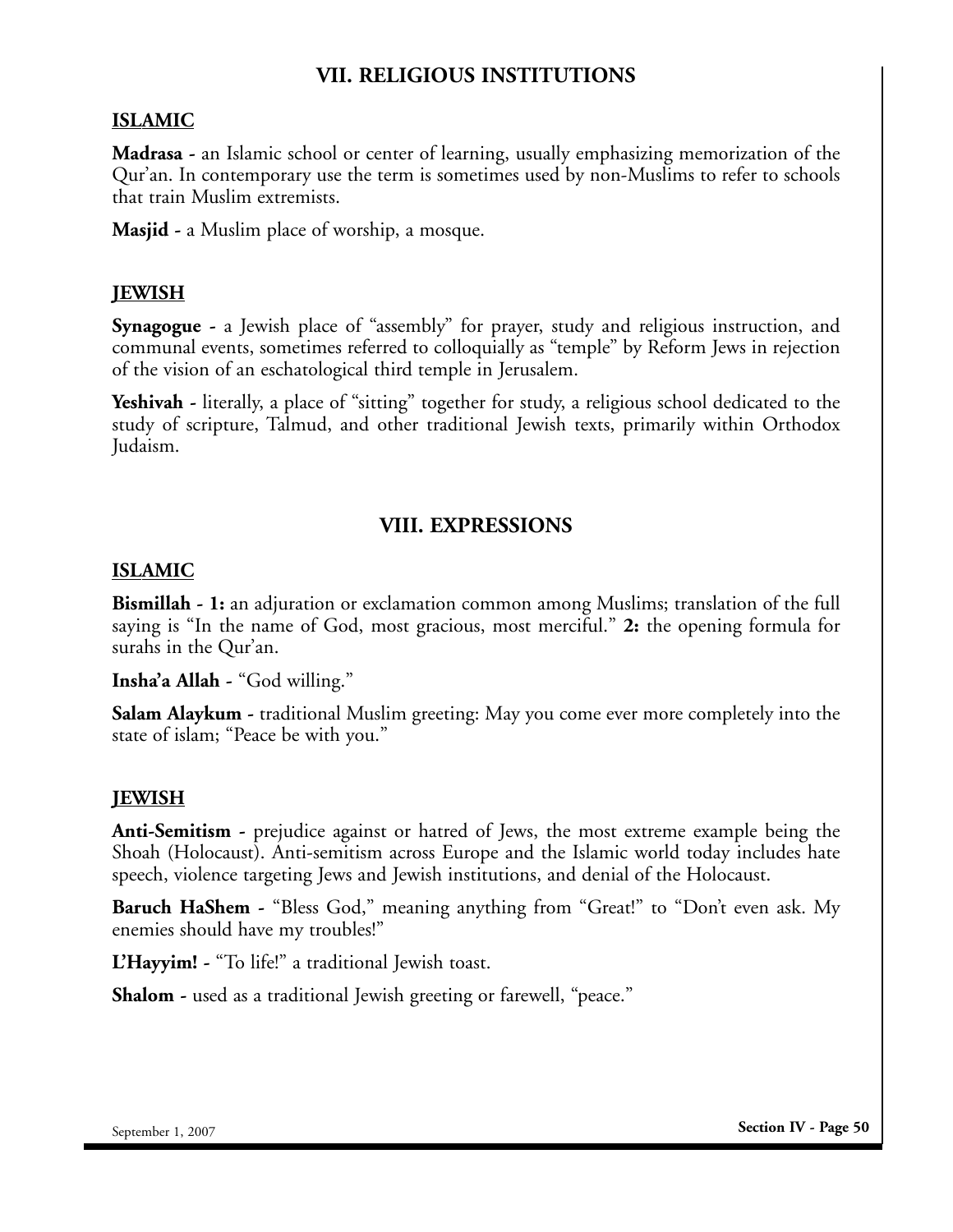## VII. RELIGIOUS INSTITUTIONS

### ISLAMIC

**Madrasa** - an Islamic school or center of learning, usually emphasizing memorization of the Qur'an. In contemporary use the term is sometimes used by non-Muslims to refer to schools that train Muslim extremists.

**Masjid** - a Muslim place of worship, a mosque.

### JEWISH

**Synagogue** - a Jewish place of "assembly" for prayer, study and religious instruction, and communal events, sometimes referred to colloquially as "temple" by Reform Jews in rejection of the vision of an eschatological third temple in Jerusalem.

**Yeshivah** - literally, a place of "sitting" together for study, a religious school dedicated to the study of scripture, Talmud, and other traditional Jewish texts, primarily within Orthodox Judaism.

## VIII. EXPRESSIONS

### ISLAMIC

**Bismillah** - **1:** an adjuration or exclamation common among Muslims; translation of the full saying is "In the name of God, most gracious, most merciful." **2:** the opening formula for surahs in the Qur'an.

**Insha'a Allah** - "God willing."

**Salam Alaykum** - traditional Muslim greeting: May you come ever more completely into the state of islam; "Peace be with you."

### JEWISH

**Anti-Semitism** - prejudice against or hatred of Jews, the most extreme example being the Shoah (Holocaust). Anti-semitism across Europe and the Islamic world today includes hate speech, violence targeting Jews and Jewish institutions, and denial of the Holocaust.

**Baruch HaShem** - "Bless God," meaning anything from "Great!" to "Don't even ask. My enemies should have my troubles!"

**L'Hayyim!** - "To life!" a traditional Jewish toast.

**Shalom** - used as a traditional Jewish greeting or farewell, "peace."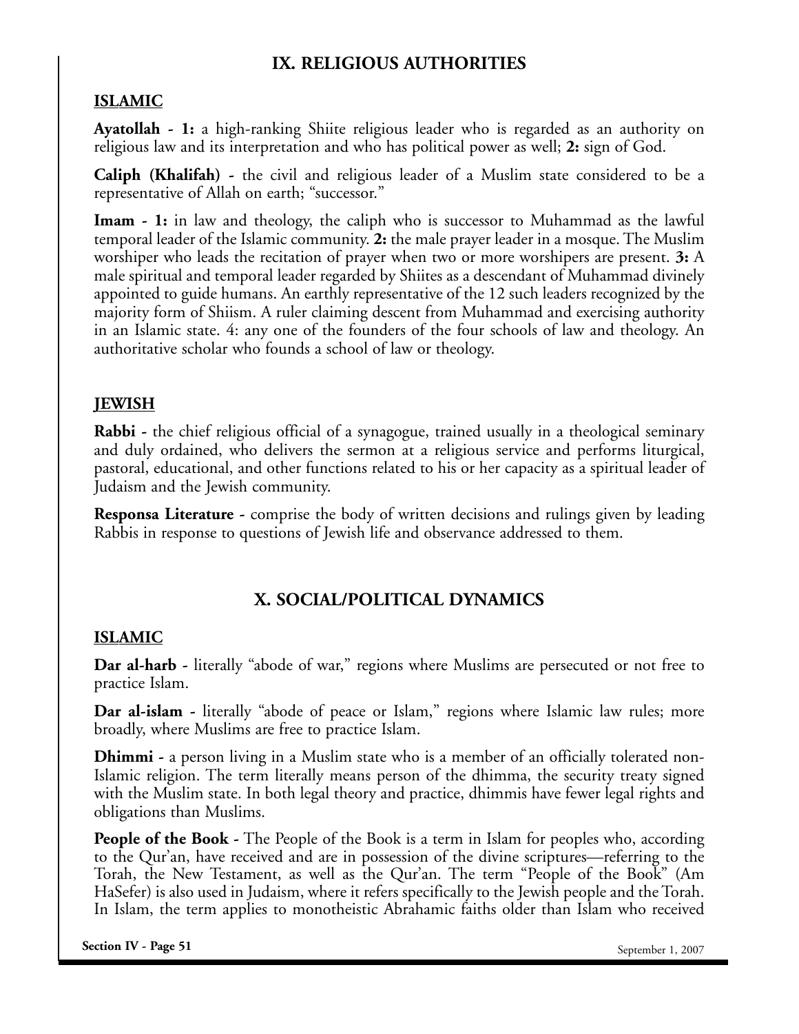## IX. RELIGIOUS AUTHORITIES

### ISLAMIC

**Ayatollah - 1:** a high-ranking Shiite religious leader who is regarded as an authority on religious law and its interpretation and who has political power as well; **2:** sign of God.

**Caliph (Khalifah) -** the civil and religious leader of a Muslim state considered to be a representative of Allah on earth; "successor."

**Imam - 1:** in law and theology, the caliph who is successor to Muhammad as the lawful temporal leader of the Islamic community. **2:** the male prayer leader in a mosque. The Muslim worshiper who leads the recitation of prayer when two or more worshipers are present. **3:** A male spiritual and temporal leader regarded by Shiites as a descendant of Muhammad divinely appointed to guide humans. An earthly representative of the 12 such leaders recognized by the majority form of Shiism. A ruler claiming descent from Muhammad and exercising authority in an Islamic state. 4: any one of the founders of the four schools of law and theology. An authoritative scholar who founds a school of law or theology.

### JEWISH

**Rabbi -** the chief religious official of a synagogue, trained usually in a theological seminary and duly ordained, who delivers the sermon at a religious service and performs liturgical, pastoral, educational, and other functions related to his or her capacity as a spiritual leader of Judaism and the Jewish community.

**Responsa Literature -** comprise the body of written decisions and rulings given by leading Rabbis in response to questions of Jewish life and observance addressed to them.

## X. SOCIAL/POLITICAL DYNAMICS

### ISLAMIC

**Dar al-harb -** literally "abode of war," regions where Muslims are persecuted or not free to practice Islam.

**Dar al-islam -** literally "abode of peace or Islam," regions where Islamic law rules; more broadly, where Muslims are free to practice Islam.

**Dhimmi -** a person living in a Muslim state who is a member of an officially tolerated non-Islamic religion. The term literally means person of the dhimma, the security treaty signed with the Muslim state. In both legal theory and practice, dhimmis have fewer legal rights and obligations than Muslims.

**People of the Book -** The People of the Book is a term in Islam for peoples who, according to the Qur'an, have received and are in possession of the divine scriptures—referring to the Torah, the New Testament, as well as the Qur'an. The term "People of the Book" (Am HaSefer) is also used in Judaism, where it refers specifically to the Jewish people and the Torah. In Islam, the term applies to monotheistic Abrahamic faiths older than Islam who received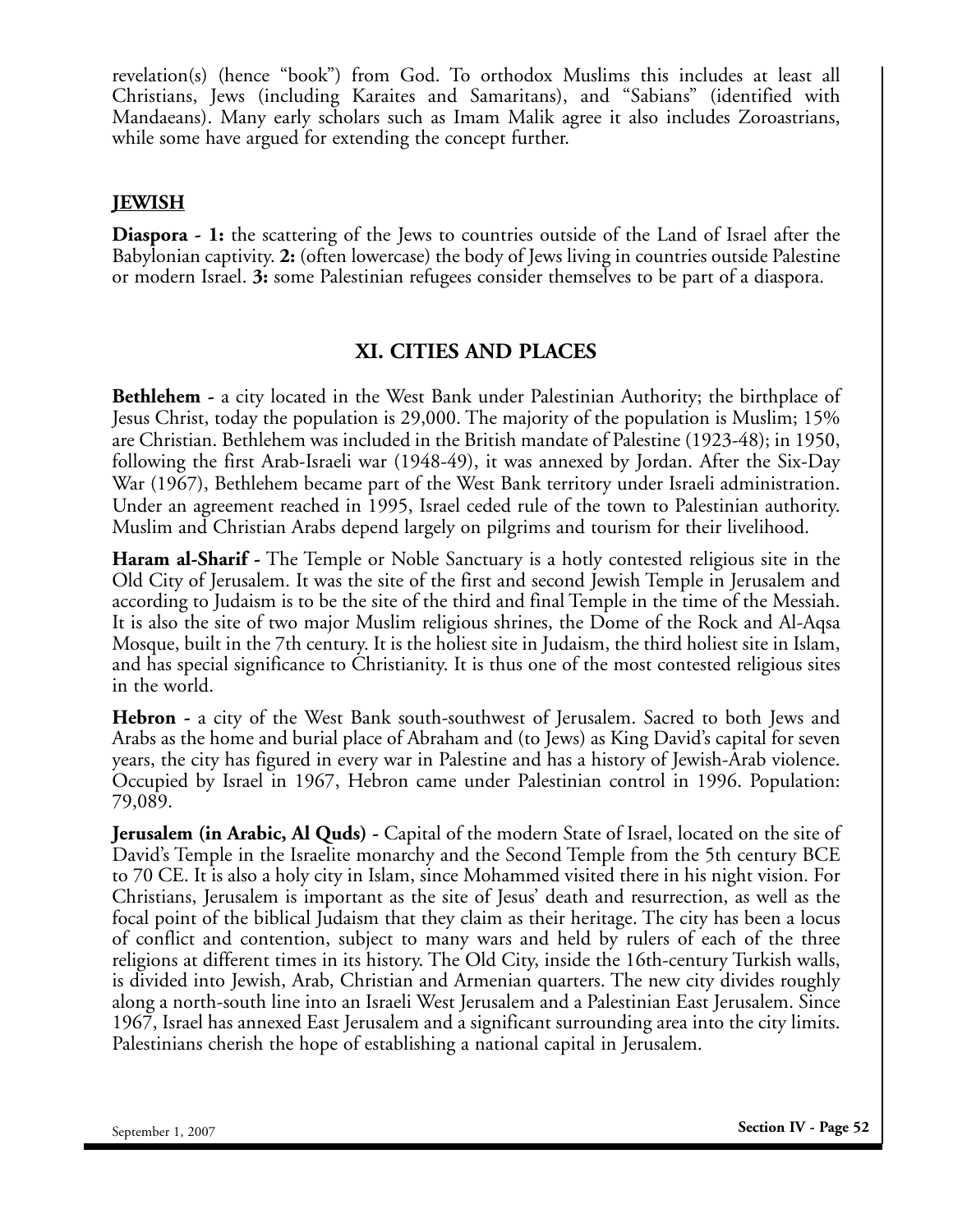revelation(s) (hence "book") from God. To orthodox Muslims this includes at least all Christians, Jews (including Karaites and Samaritans), and "Sabians" (identified with Mandaeans). Many early scholars such as Imam Malik agree it also includes Zoroastrians, while some have argued for extending the concept further.

### JEWISH

**Diaspora - 1:** the scattering of the Jews to countries outside of the Land of Israel after the Babylonian captivity. **2:** (often lowercase) the body of Jews living in countries outside Palestine or modern Israel. **3:** some Palestinian refugees consider themselves to be part of a diaspora.

## XI. CITIES AND PLACES

**Bethlehem -** a city located in the West Bank under Palestinian Authority; the birthplace of Jesus Christ, today the population is 29,000. The majority of the population is Muslim; 15% are Christian. Bethlehem was included in the British mandate of Palestine (1923-48); in 1950, following the first Arab-Israeli war (1948-49), it was annexed by Jordan. After the Six-Day War (1967), Bethlehem became part of the West Bank territory under Israeli administration. Under an agreement reached in 1995, Israel ceded rule of the town to Palestinian authority. Muslim and Christian Arabs depend largely on pilgrims and tourism for their livelihood.

**Haram al-Sharif -** The Temple or Noble Sanctuary is a hotly contested religious site in the Old City of Jerusalem. It was the site of the first and second Jewish Temple in Jerusalem and according to Judaism is to be the site of the third and final Temple in the time of the Messiah. It is also the site of two major Muslim religious shrines, the Dome of the Rock and Al-Aqsa Mosque, built in the 7th century. It is the holiest site in Judaism, the third holiest site in Islam, and has special significance to Christianity. It is thus one of the most contested religious sites in the world.

**Hebron -** a city of the West Bank south-southwest of Jerusalem. Sacred to both Jews and Arabs as the home and burial place of Abraham and (to Jews) as King David's capital for seven years, the city has figured in every war in Palestine and has a history of Jewish-Arab violence. Occupied by Israel in 1967, Hebron came under Palestinian control in 1996. Population: 79,089.

**Jerusalem (in Arabic, Al Quds) -** Capital of the modern State of Israel, located on the site of David's Temple in the Israelite monarchy and the Second Temple from the 5th century BCE to 70 CE. It is also a holy city in Islam, since Mohammed visited there in his night vision. For Christians, Jerusalem is important as the site of Jesus' death and resurrection, as well as the focal point of the biblical Judaism that they claim as their heritage. The city has been a locus of conflict and contention, subject to many wars and held by rulers of each of the three religions at different times in its history. The Old City, inside the 16th-century Turkish walls, is divided into Jewish, Arab, Christian and Armenian quarters. The new city divides roughly along a north-south line into an Israeli West Jerusalem and a Palestinian East Jerusalem. Since 1967, Israel has annexed East Jerusalem and a significant surrounding area into the city limits. Palestinians cherish the hope of establishing a national capital in Jerusalem.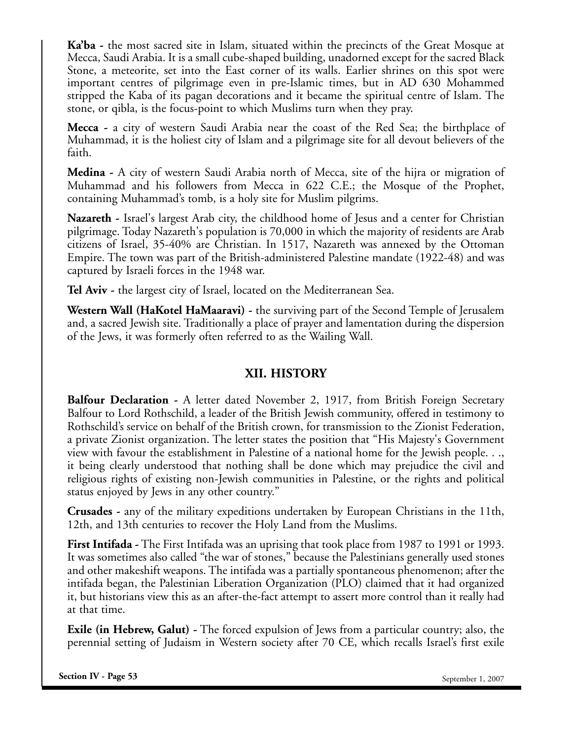**Ka'ba -** the most sacred site in Islam, situated within the precincts of the Great Mosque at Mecca, Saudi Arabia. It is a small cube-shaped building, unadorned except for the sacred Black Stone, a meteorite, set into the East corner of its walls. Earlier shrines on this spot were important centres of pilgrimage even in pre-Islamic times, but in AD 630 Mohammed stripped the Kaba of its pagan decorations and it became the spiritual centre of Islam. The stone, or qibla, is the focus-point to which Muslims turn when they pray.

**Mecca -** a city of western Saudi Arabia near the coast of the Red Sea; the birthplace of Muhammad, it is the holiest city of Islam and a pilgrimage site for all devout believers of the faith.

**Medina -** A city of western Saudi Arabia north of Mecca, site of the hijra or migration of Muhammad and his followers from Mecca in 622 C.E.; the Mosque of the Prophet, containing Muhammad's tomb, is a holy site for Muslim pilgrims.

**Nazareth -** Israel's largest Arab city, the childhood home of Jesus and a center for Christian pilgrimage. Today Nazareth's population is 70,000 in which the majority of residents are Arab citizens of Israel, 35-40% are Christian. In 1517, Nazareth was annexed by the Ottoman Empire. The town was part of the British-administered Palestine mandate (1922-48) and was captured by Israeli forces in the 1948 war.

**Tel Aviv -** the largest city of Israel, located on the Mediterranean Sea.

**Western Wall (HaKotel HaMaaravi) -** the surviving part of the Second Temple of Jerusalem and, a sacred Jewish site. Traditionally a place of prayer and lamentation during the dispersion of the Jews, it was formerly often referred to as the Wailing Wall.

## XII. HISTORY

**Balfour Declaration -** A letter dated November 2, 1917, from British Foreign Secretary Balfour to Lord Rothschild, a leader of the British Jewish community, offered in testimony to Rothschild's service on behalf of the British crown, for transmission to the Zionist Federation, a private Zionist organization. The letter states the position that "His Majesty's Government view with favour the establishment in Palestine of a national home for the Jewish people. . ., it being clearly understood that nothing shall be done which may prejudice the civil and religious rights of existing non-Jewish communities in Palestine, or the rights and political status enjoyed by Jews in any other country."

**Crusades -** any of the military expeditions undertaken by European Christians in the 11th, 12th, and 13th centuries to recover the Holy Land from the Muslims.

**First Intifada -** The First Intifada was an uprising that took place from 1987 to 1991 or 1993. It was sometimes also called "the war of stones," because the Palestinians generally used stones and other makeshift weapons. The intifada was a partially spontaneous phenomenon; after the intifada began, the Palestinian Liberation Organization (PLO) claimed that it had organized it, but historians view this as an after-the-fact attempt to assert more control than it really had at that time.

**Exile (in Hebrew, Galut) -** The forced expulsion of Jews from a particular country; also, the perennial setting of Judaism in Western society after 70 CE, which recalls Israel's first exile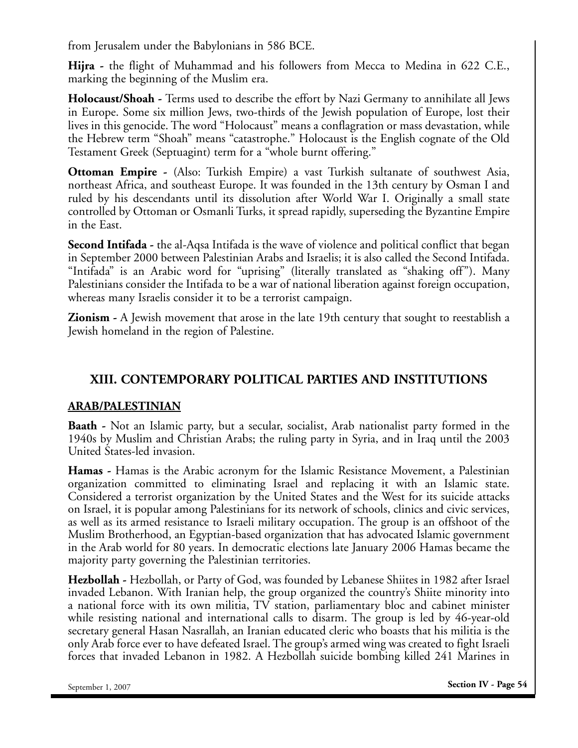from Jerusalem under the Babylonians in 586 BCE.

**Hijra -** the flight of Muhammad and his followers from Mecca to Medina in 622 C.E., marking the beginning of the Muslim era.

**Holocaust/Shoah -** Terms used to describe the effort by Nazi Germany to annihilate all Jews in Europe. Some six million Jews, two-thirds of the Jewish population of Europe, lost their lives in this genocide. The word "Holocaust" means a conflagration or mass devastation, while the Hebrew term "Shoah" means "catastrophe." Holocaust is the English cognate of the Old Testament Greek (Septuagint) term for a "whole burnt offering."

**Ottoman Empire -** (Also: Turkish Empire) a vast Turkish sultanate of southwest Asia, northeast Africa, and southeast Europe. It was founded in the 13th century by Osman I and ruled by his descendants until its dissolution after World War I. Originally a small state controlled by Ottoman or Osmanli Turks, it spread rapidly, superseding the Byzantine Empire in the East.

**Second Intifada -** the al-Aqsa Intifada is the wave of violence and political conflict that began in September 2000 between Palestinian Arabs and Israelis; it is also called the Second Intifada. "Intifada" is an Arabic word for "uprising" (literally translated as "shaking off"). Many Palestinians consider the Intifada to be a war of national liberation against foreign occupation, whereas many Israelis consider it to be a terrorist campaign.

**Zionism -** A Jewish movement that arose in the late 19th century that sought to reestablish a Jewish homeland in the region of Palestine.

## XIII. CONTEMPORARY POLITICAL PARTIES AND INSTITUTIONS

### ARAB/PALESTINIAN

**Baath -** Not an Islamic party, but a secular, socialist, Arab nationalist party formed in the 1940s by Muslim and Christian Arabs; the ruling party in Syria, and in Iraq until the 2003 United States-led invasion.

**Hamas -** Hamas is the Arabic acronym for the Islamic Resistance Movement, a Palestinian organization committed to eliminating Israel and replacing it with an Islamic state. Considered a terrorist organization by the United States and the West for its suicide attacks on Israel, it is popular among Palestinians for its network of schools, clinics and civic services, as well as its armed resistance to Israeli military occupation. The group is an offshoot of the Muslim Brotherhood, an Egyptian-based organization that has advocated Islamic government in the Arab world for 80 years. In democratic elections late January 2006 Hamas became the majority party governing the Palestinian territories.

**Hezbollah -** Hezbollah, or Party of God, was founded by Lebanese Shiites in 1982 after Israel invaded Lebanon. With Iranian help, the group organized the country's Shiite minority into a national force with its own militia, TV station, parliamentary bloc and cabinet minister while resisting national and international calls to disarm. The group is led by 46-year-old secretary general Hasan Nasrallah, an Iranian educated cleric who boasts that his militia is the only Arab force ever to have defeated Israel. The group's armed wing was created to fight Israeli forces that invaded Lebanon in 1982. A Hezbollah suicide bombing killed 241 Marines in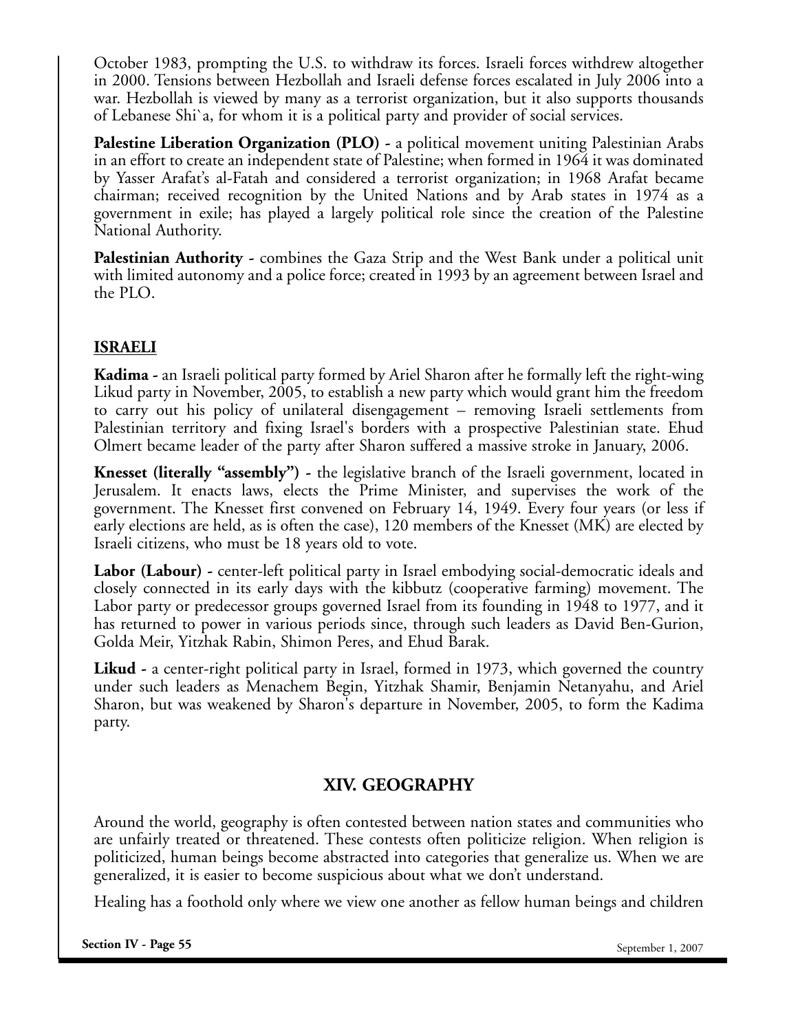October 1983, prompting the U.S. to withdraw its forces. Israeli forces withdrew altogether in 2000. Tensions between Hezbollah and Israeli defense forces escalated in July 2006 into a war. Hezbollah is viewed by many as a terrorist organization, but it also supports thousands of Lebanese Shi`a, for whom it is a political party and provider of social services.

**Palestine Liberation Organization (PLO) -** a political movement uniting Palestinian Arabs in an effort to create an independent state of Palestine; when formed in 1964 it was dominated by Yasser Arafat's al-Fatah and considered a terrorist organization; in 1968 Arafat became chairman; received recognition by the United Nations and by Arab states in 1974 as a government in exile; has played a largely political role since the creation of the Palestine National Authority.

**Palestinian Authority -** combines the Gaza Strip and the West Bank under a political unit with limited autonomy and a police force; created in 1993 by an agreement between Israel and the PLO.

## ISRAELI

**Kadima -** an Israeli political party formed by Ariel Sharon after he formally left the right-wing Likud party in November, 2005, to establish a new party which would grant him the freedom to carry out his policy of unilateral disengagement – removing Israeli settlements from Palestinian territory and fixing Israel's borders with a prospective Palestinian state. Ehud Olmert became leader of the party after Sharon suffered a massive stroke in January, 2006.

**Knesset (literally "assembly") -** the legislative branch of the Israeli government, located in Jerusalem. It enacts laws, elects the Prime Minister, and supervises the work of the government. The Knesset first convened on February 14, 1949. Every four years (or less if early elections are held, as is often the case), 120 members of the Knesset (MK) are elected by Israeli citizens, who must be 18 years old to vote.

**Labor (Labour) -** center-left political party in Israel embodying social-democratic ideals and closely connected in its early days with the kibbutz (cooperative farming) movement. The Labor party or predecessor groups governed Israel from its founding in 1948 to 1977, and it has returned to power in various periods since, through such leaders as David Ben-Gurion, Golda Meir, Yitzhak Rabin, Shimon Peres, and Ehud Barak.

**Likud -** a center-right political party in Israel, formed in 1973, which governed the country under such leaders as Menachem Begin, Yitzhak Shamir, Benjamin Netanyahu, and Ariel Sharon, but was weakened by Sharon's departure in November, 2005, to form the Kadima party.

# XIV. GEOGRAPHY

Around the world, geography is often contested between nation states and communities who are unfairly treated or threatened. These contests often politicize religion. When religion is politicized, human beings become abstracted into categories that generalize us. When we are generalized, it is easier to become suspicious about what we don't understand.

Healing has a foothold only where we view one another as fellow human beings and children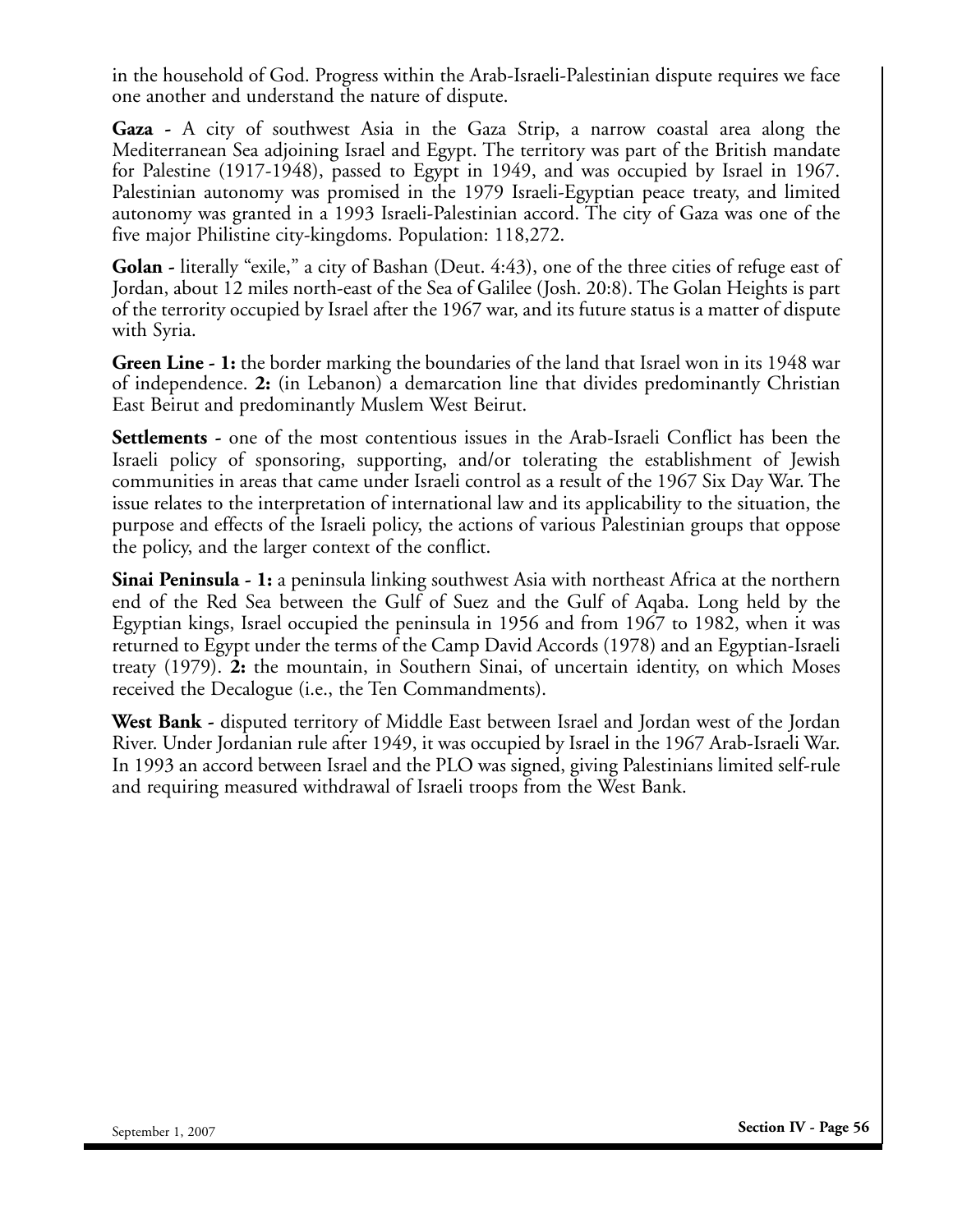in the household of God. Progress within the Arab-Israeli-Palestinian dispute requires we face one another and understand the nature of dispute.

**Gaza -** A city of southwest Asia in the Gaza Strip, a narrow coastal area along the Mediterranean Sea adjoining Israel and Egypt. The territory was part of the British mandate for Palestine (1917-1948), passed to Egypt in 1949, and was occupied by Israel in 1967. Palestinian autonomy was promised in the 1979 Israeli-Egyptian peace treaty, and limited autonomy was granted in a 1993 Israeli-Palestinian accord. The city of Gaza was one of the five major Philistine city-kingdoms. Population: 118,272.

**Golan -** literally "exile," a city of Bashan (Deut. 4:43), one of the three cities of refuge east of Jordan, about 12 miles north-east of the Sea of Galilee (Josh. 20:8). The Golan Heights is part of the terrority occupied by Israel after the 1967 war, and its future status is a matter of dispute with Syria.

**Green Line - 1:** the border marking the boundaries of the land that Israel won in its 1948 war of independence. **2:** (in Lebanon) a demarcation line that divides predominantly Christian East Beirut and predominantly Muslem West Beirut.

**Settlements -** one of the most contentious issues in the Arab-Israeli Conflict has been the Israeli policy of sponsoring, supporting, and/or tolerating the establishment of Jewish communities in areas that came under Israeli control as a result of the 1967 Six Day War. The issue relates to the interpretation of international law and its applicability to the situation, the purpose and effects of the Israeli policy, the actions of various Palestinian groups that oppose the policy, and the larger context of the conflict.

**Sinai Peninsula - 1:** a peninsula linking southwest Asia with northeast Africa at the northern end of the Red Sea between the Gulf of Suez and the Gulf of Aqaba. Long held by the Egyptian kings, Israel occupied the peninsula in 1956 and from 1967 to 1982, when it was returned to Egypt under the terms of the Camp David Accords (1978) and an Egyptian-Israeli treaty (1979). **2:** the mountain, in Southern Sinai, of uncertain identity, on which Moses received the Decalogue (i.e., the Ten Commandments).

**West Bank -** disputed territory of Middle East between Israel and Jordan west of the Jordan River. Under Jordanian rule after 1949, it was occupied by Israel in the 1967 Arab-Israeli War. In 1993 an accord between Israel and the PLO was signed, giving Palestinians limited self-rule and requiring measured withdrawal of Israeli troops from the West Bank.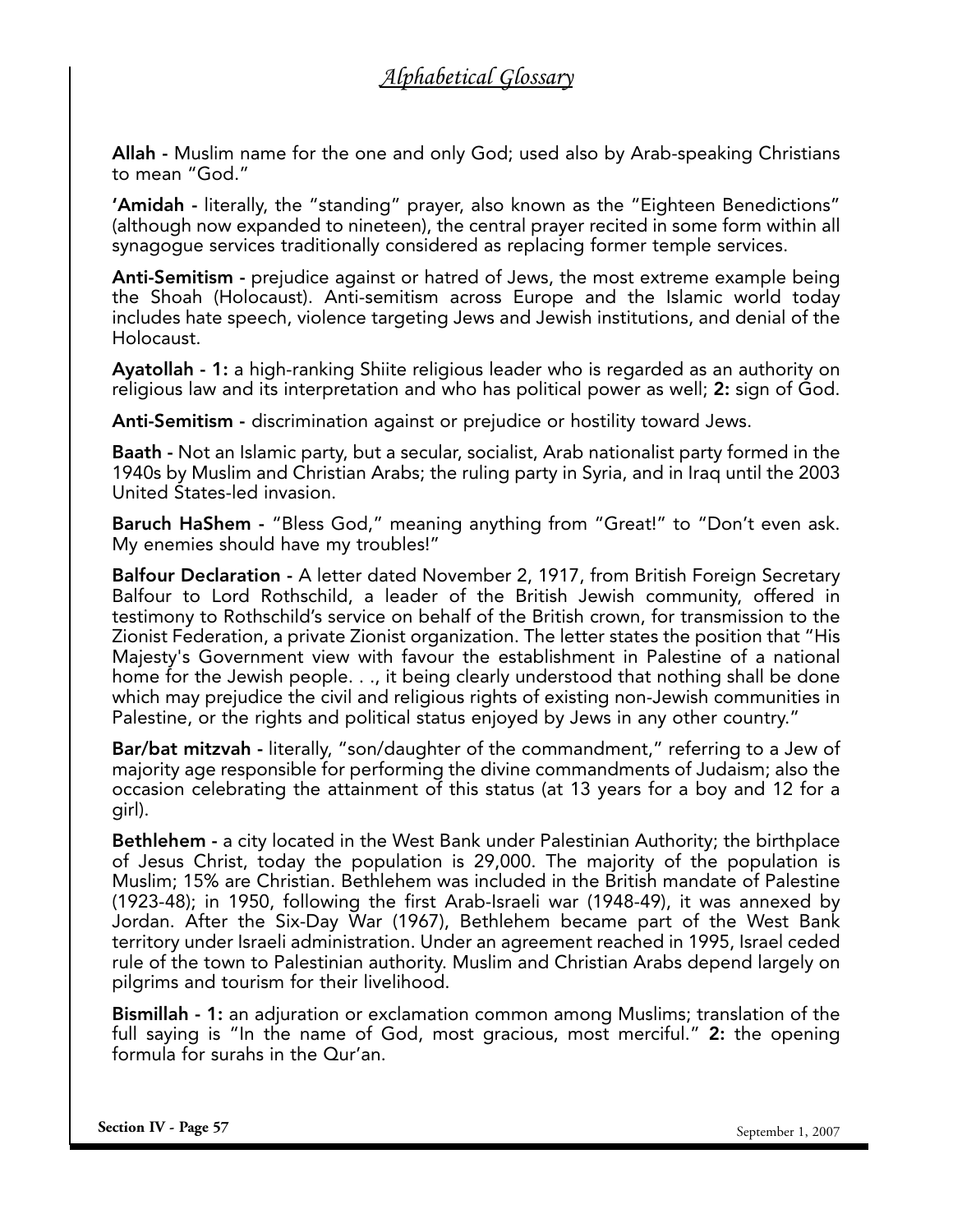## *Alphabetical Glossary*

**Allah -** Muslim name for the one and only God; used also by Arab-speaking Christians to mean "God."

**'Amidah -** literally, the "standing" prayer, also known as the "Eighteen Benedictions" (although now expanded to nineteen), the central prayer recited in some form within all synagogue services traditionally considered as replacing former temple services.

**Anti-Semitism -** prejudice against or hatred of Jews, the most extreme example being the Shoah (Holocaust). Anti-semitism across Europe and the Islamic world today includes hate speech, violence targeting Jews and Jewish institutions, and denial of the Holocaust.

**Ayatollah - 1:** a high-ranking Shiite religious leader who is regarded as an authority on religious law and its interpretation and who has political power as well; **2:** sign of God.

**Anti-Semitism -** discrimination against or prejudice or hostility toward Jews.

**Baath -** Not an Islamic party, but a secular, socialist, Arab nationalist party formed in the 1940s by Muslim and Christian Arabs; the ruling party in Syria, and in Iraq until the 2003 United States-led invasion.

**Baruch HaShem -** "Bless God," meaning anything from "Great!" to "Don't even ask. My enemies should have my troubles!"

**Balfour Declaration -** A letter dated November 2, 1917, from British Foreign Secretary Balfour to Lord Rothschild, a leader of the British Jewish community, offered in testimony to Rothschild's service on behalf of the British crown, for transmission to the Zionist Federation, a private Zionist organization. The letter states the position that "His Majesty's Government view with favour the establishment in Palestine of a national home for the Jewish people. . ., it being clearly understood that nothing shall be done which may prejudice the civil and religious rights of existing non-Jewish communities in Palestine, or the rights and political status enjoyed by Jews in any other country."

**Bar/bat mitzvah -** literally, "son/daughter of the commandment," referring to a Jew of majority age responsible for performing the divine commandments of Judaism; also the occasion celebrating the attainment of this status (at 13 years for a boy and 12 for a girl).

**Bethlehem -** a city located in the West Bank under Palestinian Authority; the birthplace of Jesus Christ, today the population is 29,000. The majority of the population is Muslim; 15% are Christian. Bethlehem was included in the British mandate of Palestine (1923-48); in 1950, following the first Arab-Israeli war (1948-49), it was annexed by Jordan. After the Six-Day War (1967), Bethlehem became part of the West Bank territory under Israeli administration. Under an agreement reached in 1995, Israel ceded rule of the town to Palestinian authority. Muslim and Christian Arabs depend largely on pilgrims and tourism for their livelihood.

**Bismillah - 1:** an adjuration or exclamation common among Muslims; translation of the full saying is "In the name of God, most gracious, most merciful." **2:** the opening formula for surahs in the Qur'an.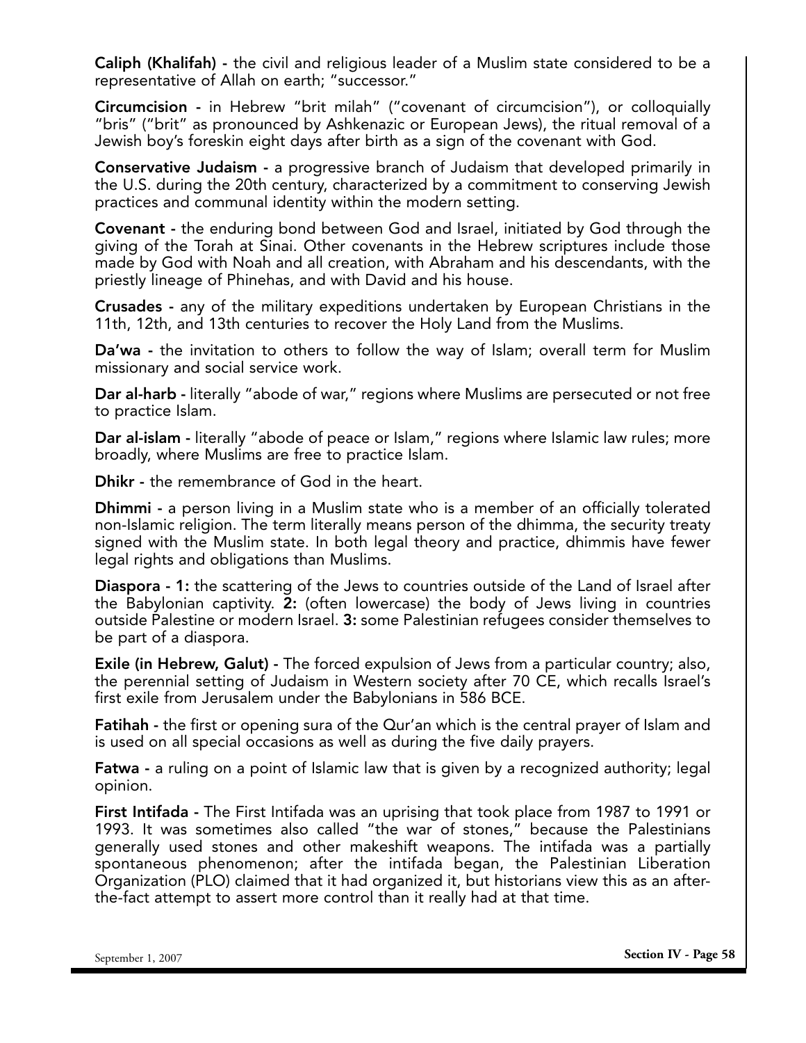**Caliph (Khalifah) -** the civil and religious leader of a Muslim state considered to be a representative of Allah on earth; "successor."

**Circumcision -** in Hebrew "brit milah" ("covenant of circumcision"), or colloquially "bris" ("brit" as pronounced by Ashkenazic or European Jews), the ritual removal of a Jewish boy's foreskin eight days after birth as a sign of the covenant with God.

**Conservative Judaism -** a progressive branch of Judaism that developed primarily in the U.S. during the 20th century, characterized by a commitment to conserving Jewish practices and communal identity within the modern setting.

**Covenant -** the enduring bond between God and Israel, initiated by God through the giving of the Torah at Sinai. Other covenants in the Hebrew scriptures include those made by God with Noah and all creation, with Abraham and his descendants, with the priestly lineage of Phinehas, and with David and his house.

**Crusades -** any of the military expeditions undertaken by European Christians in the 11th, 12th, and 13th centuries to recover the Holy Land from the Muslims.

**Da'wa -** the invitation to others to follow the way of Islam; overall term for Muslim missionary and social service work.

**Dar al-harb -** literally "abode of war," regions where Muslims are persecuted or not free to practice Islam.

**Dar al-islam -** literally "abode of peace or Islam," regions where Islamic law rules; more broadly, where Muslims are free to practice Islam.

**Dhikr -** the remembrance of God in the heart.

**Dhimmi -** a person living in a Muslim state who is a member of an officially tolerated non-Islamic religion. The term literally means person of the dhimma, the security treaty signed with the Muslim state. In both legal theory and practice, dhimmis have fewer legal rights and obligations than Muslims.

**Diaspora - 1:** the scattering of the Jews to countries outside of the Land of Israel after the Babylonian captivity. **2:** (often lowercase) the body of Jews living in countries outside Palestine or modern Israel. **3:** some Palestinian refugees consider themselves to be part of a diaspora.

**Exile (in Hebrew, Galut) -** The forced expulsion of Jews from a particular country; also, the perennial setting of Judaism in Western society after 70 CE, which recalls Israel's first exile from Jerusalem under the Babylonians in 586 BCE.

**Fatihah -** the first or opening sura of the Qur'an which is the central prayer of Islam and is used on all special occasions as well as during the five daily prayers.

**Fatwa -** a ruling on a point of Islamic law that is given by a recognized authority; legal opinion.

**First Intifada -** The First Intifada was an uprising that took place from 1987 to 1991 or 1993. It was sometimes also called "the war of stones," because the Palestinians generally used stones and other makeshift weapons. The intifada was a partially spontaneous phenomenon; after the intifada began, the Palestinian Liberation Organization (PLO) claimed that it had organized it, but historians view this as an after-the-fact attempt to assert more control than it really had at that time.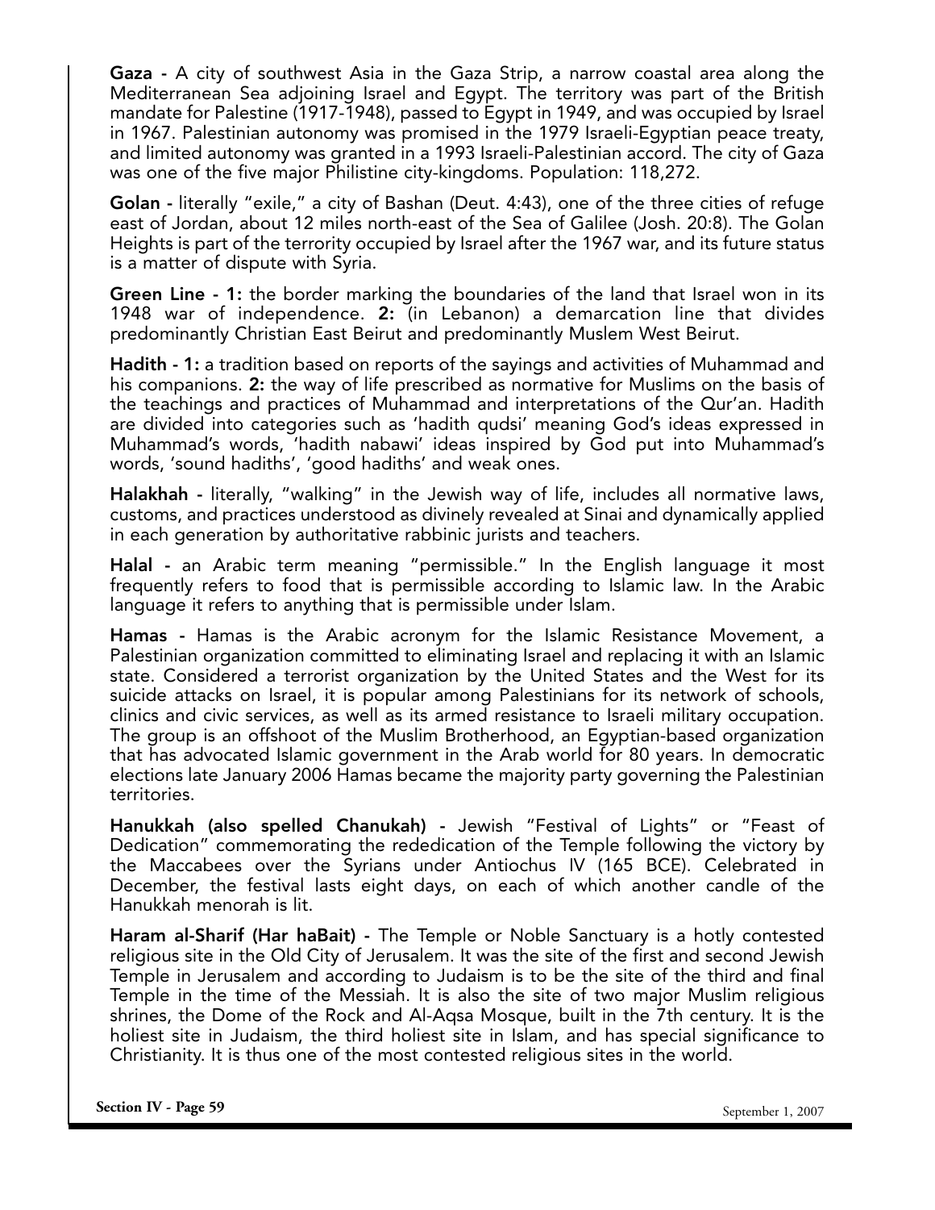**Gaza -** A city of southwest Asia in the Gaza Strip, a narrow coastal area along the Mediterranean Sea adjoining Israel and Egypt. The territory was part of the British mandate for Palestine (1917-1948), passed to Egypt in 1949, and was occupied by Israel in 1967. Palestinian autonomy was promised in the 1979 Israeli-Egyptian peace treaty, and limited autonomy was granted in a 1993 Israeli-Palestinian accord. The city of Gaza was one of the five major Philistine city-kingdoms. Population: 118,272.

**Golan -** literally "exile," a city of Bashan (Deut. 4:43), one of the three cities of refuge east of Jordan, about 12 miles north-east of the Sea of Galilee (Josh. 20:8). The Golan Heights is part of the terrority occupied by Israel after the 1967 war, and its future status is a matter of dispute with Syria.

**Green Line - 1:** the border marking the boundaries of the land that Israel won in its 1948 war of independence. **2:** (in Lebanon) a demarcation line that divides predominantly Christian East Beirut and predominantly Muslem West Beirut.

**Hadith - 1:** a tradition based on reports of the sayings and activities of Muhammad and his companions. **2:** the way of life prescribed as normative for Muslims on the basis of the teachings and practices of Muhammad and interpretations of the Qur'an. Hadith are divided into categories such as 'hadith qudsi' meaning God's ideas expressed in Muhammad's words, 'hadith nabawi' ideas inspired by God put into Muhammad's words, 'sound hadiths', 'good hadiths' and weak ones.

**Halakhah -** literally, "walking" in the Jewish way of life, includes all normative laws, customs, and practices understood as divinely revealed at Sinai and dynamically applied in each generation by authoritative rabbinic jurists and teachers.

**Halal -** an Arabic term meaning "permissible." In the English language it most frequently refers to food that is permissible according to Islamic law. In the Arabic language it refers to anything that is permissible under Islam.

**Hamas -** Hamas is the Arabic acronym for the Islamic Resistance Movement, a Palestinian organization committed to eliminating Israel and replacing it with an Islamic state. Considered a terrorist organization by the United States and the West for its suicide attacks on Israel, it is popular among Palestinians for its network of schools, clinics and civic services, as well as its armed resistance to Israeli military occupation. The group is an offshoot of the Muslim Brotherhood, an Egyptian-based organization that has advocated Islamic government in the Arab world for 80 years. In democratic elections late January 2006 Hamas became the majority party governing the Palestinian territories.

**Hanukkah (also spelled Chanukah) -** Jewish "Festival of Lights" or "Feast of Dedication" commemorating the rededication of the Temple following the victory by the Maccabees over the Syrians under Antiochus IV (165 BCE). Celebrated in December, the festival lasts eight days, on each of which another candle of the Hanukkah menorah is lit.

**Haram al-Sharif (Har haBait) -** The Temple or Noble Sanctuary is a hotly contested religious site in the Old City of Jerusalem. It was the site of the first and second Jewish Temple in Jerusalem and according to Judaism is to be the site of the third and final Temple in the time of the Messiah. It is also the site of two major Muslim religious shrines, the Dome of the Rock and Al-Aqsa Mosque, built in the 7th century. It is the holiest site in Judaism, the third holiest site in Islam, and has special significance to Christianity. It is thus one of the most contested religious sites in the world.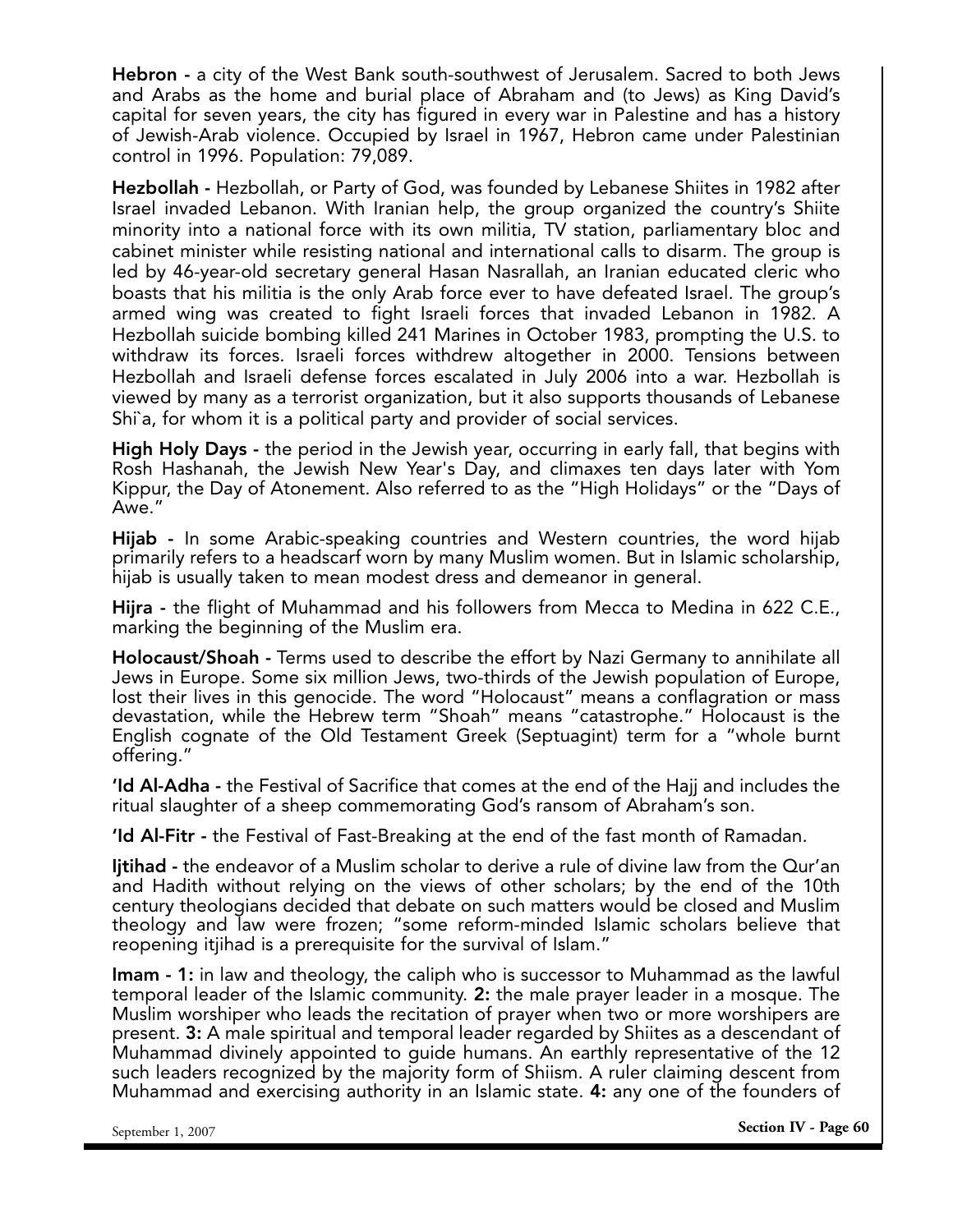**Hebron -** a city of the West Bank south-southwest of Jerusalem. Sacred to both Jews and Arabs as the home and burial place of Abraham and (to Jews) as King David's capital for seven years, the city has figured in every war in Palestine and has a history of Jewish-Arab violence. Occupied by Israel in 1967, Hebron came under Palestinian control in 1996. Population: 79,089.

**Hezbollah -** Hezbollah, or Party of God, was founded by Lebanese Shiites in 1982 after Israel invaded Lebanon. With Iranian help, the group organized the country's Shiite minority into a national force with its own militia, TV station, parliamentary bloc and cabinet minister while resisting national and international calls to disarm. The group is led by 46-year-old secretary general Hasan Nasrallah, an Iranian educated cleric who boasts that his militia is the only Arab force ever to have defeated Israel. The group's armed wing was created to fight Israeli forces that invaded Lebanon in 1982. A Hezbollah suicide bombing killed 241 Marines in October 1983, prompting the U.S. to withdraw its forces. Israeli forces withdrew altogether in 2000. Tensions between Hezbollah and Israeli defense forces escalated in July 2006 into a war. Hezbollah is viewed by many as a terrorist organization, but it also supports thousands of Lebanese Shi`a, for whom it is a political party and provider of social services.

**High Holy Days -** the period in the Jewish year, occurring in early fall, that begins with Rosh Hashanah, the Jewish New Year's Day, and climaxes ten days later with Yom Kippur, the Day of Atonement. Also referred to as the "High Holidays" or the "Days of Awe."

**Hijab -** In some Arabic-speaking countries and Western countries, the word hijab primarily refers to a headscarf worn by many Muslim women. But in Islamic scholarship, hijab is usually taken to mean modest dress and demeanor in general.

**Hijra -** the flight of Muhammad and his followers from Mecca to Medina in 622 C.E., marking the beginning of the Muslim era.

**Holocaust/Shoah -** Terms used to describe the effort by Nazi Germany to annihilate all Jews in Europe. Some six million Jews, two-thirds of the Jewish population of Europe, lost their lives in this genocide. The word "Holocaust" means a conflagration or mass devastation, while the Hebrew term "Shoah" means "catastrophe." Holocaust is the English cognate of the Old Testament Greek (Septuagint) term for a "whole burnt offering."

**'Id Al-Adha -** the Festival of Sacrifice that comes at the end of the Hajj and includes the ritual slaughter of a sheep commemorating God's ransom of Abraham's son.

**'Id Al-Fitr -** the Festival of Fast-Breaking at the end of the fast month of Ramadan.

**Ijtihad -** the endeavor of a Muslim scholar to derive a rule of divine law from the Qur'an and Hadith without relying on the views of other scholars; by the end of the 10th century theologians decided that debate on such matters would be closed and Muslim theology and law were frozen; "some reform-minded Islamic scholars believe that reopening itjihad is a prerequisite for the survival of Islam."

**Imam - 1:** in law and theology, the caliph who is successor to Muhammad as the lawful temporal leader of the Islamic community. **2:** the male prayer leader in a mosque. The Muslim worshiper who leads the recitation of prayer when two or more worshipers are present. **3:** A male spiritual and temporal leader regarded by Shiites as a descendant of Muhammad divinely appointed to guide humans. An earthly representative of the 12 such leaders recognized by the majority form of Shiism. A ruler claiming descent from Muhammad and exercising authority in an Islamic state. **4:** any one of the founders of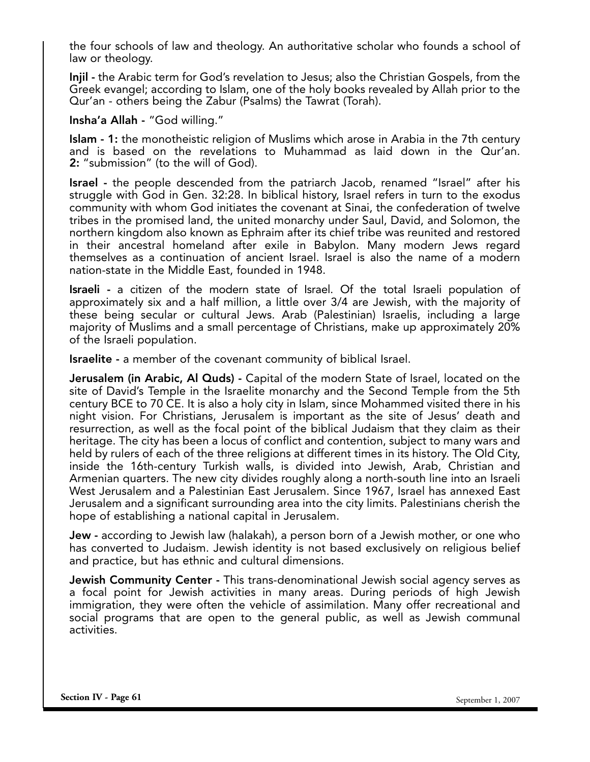the four schools of law and theology. An authoritative scholar who founds a school of law or theology.

**Injil -** the Arabic term for God's revelation to Jesus; also the Christian Gospels, from the Greek evangel; according to Islam, one of the holy books revealed by Allah prior to the Qur'an - others being the Zabur (Psalms) the Tawrat (Torah).

**Insha'a Allah -** "God willing."

**Islam - 1:** the monotheistic religion of Muslims which arose in Arabia in the 7th century and is based on the revelations to Muhammad as laid down in the Qur'an. **2:** "submission" (to the will of God).

**Israel -** the people descended from the patriarch Jacob, renamed "Israel" after his struggle with God in Gen. 32:28. In biblical history, Israel refers in turn to the exodus community with whom God initiates the covenant at Sinai, the confederation of twelve tribes in the promised land, the united monarchy under Saul, David, and Solomon, the northern kingdom also known as Ephraim after its chief tribe was reunited and restored in their ancestral homeland after exile in Babylon. Many modern Jews regard themselves as a continuation of ancient Israel. Israel is also the name of a modern nation-state in the Middle East, founded in 1948.

**Israeli -** a citizen of the modern state of Israel. Of the total Israeli population of approximately six and a half million, a little over 3/4 are Jewish, with the majority of these being secular or cultural Jews. Arab (Palestinian) Israelis, including a large majority of Muslims and a small percentage of Christians, make up approximately 20% of the Israeli population.

**Israelite -** a member of the covenant community of biblical Israel.

**Jerusalem (in Arabic, Al Quds) -** Capital of the modern State of Israel, located on the site of David's Temple in the Israelite monarchy and the Second Temple from the 5th century BCE to 70 CE. It is also a holy city in Islam, since Mohammed visited there in his night vision. For Christians, Jerusalem is important as the site of Jesus' death and resurrection, as well as the focal point of the biblical Judaism that they claim as their heritage. The city has been a locus of conflict and contention, subject to many wars and held by rulers of each of the three religions at different times in its history. The Old City, inside the 16th-century Turkish walls, is divided into Jewish, Arab, Christian and Armenian quarters. The new city divides roughly along a north-south line into an Israeli West Jerusalem and a Palestinian East Jerusalem. Since 1967, Israel has annexed East Jerusalem and a significant surrounding area into the city limits. Palestinians cherish the hope of establishing a national capital in Jerusalem.

**Jew -** according to Jewish law (halakah), a person born of a Jewish mother, or one who has converted to Judaism. Jewish identity is not based exclusively on religious belief and practice, but has ethnic and cultural dimensions.

**Jewish Community Center -** This trans-denominational Jewish social agency serves as a focal point for Jewish activities in many areas. During periods of high Jewish immigration, they were often the vehicle of assimilation. Many offer recreational and social programs that are open to the general public, as well as Jewish communal activities.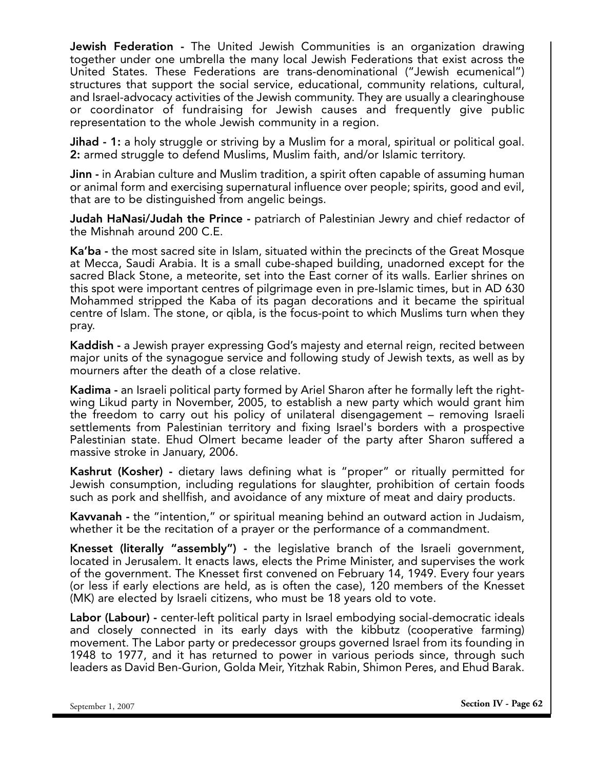**Jewish Federation -** The United Jewish Communities is an organization drawing together under one umbrella the many local Jewish Federations that exist across the United States. These Federations are trans-denominational ("Jewish ecumenical") structures that support the social service, educational, community relations, cultural, and Israel-advocacy activities of the Jewish community. They are usually a clearinghouse or coordinator of fundraising for Jewish causes and frequently give public representation to the whole Jewish community in a region.

**Jihad - 1:** a holy struggle or striving by a Muslim for a moral, spiritual or political goal. **2:** armed struggle to defend Muslims, Muslim faith, and/or Islamic territory.

**Jinn -** in Arabian culture and Muslim tradition, a spirit often capable of assuming human or animal form and exercising supernatural influence over people; spirits, good and evil, that are to be distinguished from angelic beings.

**Judah HaNasi/Judah the Prince -** patriarch of Palestinian Jewry and chief redactor of the Mishnah around 200 C.E.

**Ka'ba -** the most sacred site in Islam, situated within the precincts of the Great Mosque at Mecca, Saudi Arabia. It is a small cube-shaped building, unadorned except for the sacred Black Stone, a meteorite, set into the East corner of its walls. Earlier shrines on this spot were important centres of pilgrimage even in pre-Islamic times, but in AD 630 Mohammed stripped the Kaba of its pagan decorations and it became the spiritual centre of Islam. The stone, or qibla, is the focus-point to which Muslims turn when they pray.

**Kaddish -** a Jewish prayer expressing God's majesty and eternal reign, recited between major units of the synagogue service and following study of Jewish texts, as well as by mourners after the death of a close relative.

**Kadima -** an Israeli political party formed by Ariel Sharon after he formally left the right-wing Likud party in November, 2005, to establish a new party which would grant him the freedom to carry out his policy of unilateral disengagement – removing Israeli settlements from Palestinian territory and fixing Israel's borders with a prospective Palestinian state. Ehud Olmert became leader of the party after Sharon suffered a massive stroke in January, 2006.

**Kashrut (Kosher) -** dietary laws defining what is "proper" or ritually permitted for Jewish consumption, including regulations for slaughter, prohibition of certain foods such as pork and shellfish, and avoidance of any mixture of meat and dairy products.

**Kavvanah -** the "intention," or spiritual meaning behind an outward action in Judaism, whether it be the recitation of a prayer or the performance of a commandment.

**Knesset (literally "assembly") -** the legislative branch of the Israeli government, located in Jerusalem. It enacts laws, elects the Prime Minister, and supervises the work of the government. The Knesset first convened on February 14, 1949. Every four years (or less if early elections are held, as is often the case), 120 members of the Knesset (MK) are elected by Israeli citizens, who must be 18 years old to vote.

**Labor (Labour) -** center-left political party in Israel embodying social-democratic ideals and closely connected in its early days with the kibbutz (cooperative farming) movement. The Labor party or predecessor groups governed Israel from its founding in 1948 to 1977, and it has returned to power in various periods since, through such leaders as David Ben-Gurion, Golda Meir, Yitzhak Rabin, Shimon Peres, and Ehud Barak.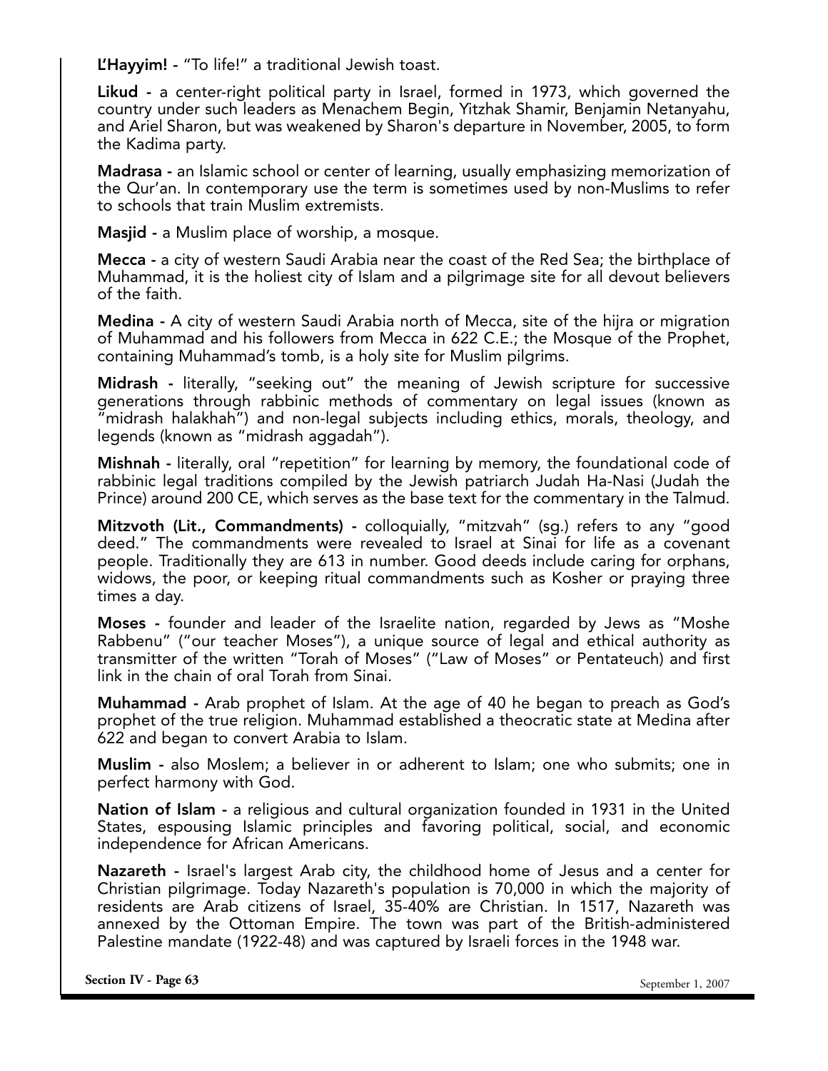**L'Hayyim!** - "To life!" a traditional Jewish toast.

**Likud** - a center-right political party in Israel, formed in 1973, which governed the country under such leaders as Menachem Begin, Yitzhak Shamir, Benjamin Netanyahu, and Ariel Sharon, but was weakened by Sharon's departure in November, 2005, to form the Kadima party.

**Madrasa** - an Islamic school or center of learning, usually emphasizing memorization of the Qur'an. In contemporary use the term is sometimes used by non-Muslims to refer to schools that train Muslim extremists.

**Masjid** - a Muslim place of worship, a mosque.

**Mecca** - a city of western Saudi Arabia near the coast of the Red Sea; the birthplace of Muhammad, it is the holiest city of Islam and a pilgrimage site for all devout believers of the faith.

**Medina** - A city of western Saudi Arabia north of Mecca, site of the hijra or migration of Muhammad and his followers from Mecca in 622 C.E.; the Mosque of the Prophet, containing Muhammad's tomb, is a holy site for Muslim pilgrims.

**Midrash** - literally, "seeking out" the meaning of Jewish scripture for successive generations through rabbinic methods of commentary on legal issues (known as "midrash halakhah") and non-legal subjects including ethics, morals, theology, and legends (known as "midrash aggadah").

**Mishnah** - literally, oral "repetition" for learning by memory, the foundational code of rabbinic legal traditions compiled by the Jewish patriarch Judah Ha-Nasi (Judah the Prince) around 200 CE, which serves as the base text for the commentary in the Talmud.

**Mitzvoth (Lit., Commandments)** - colloquially, "mitzvah" (sg.) refers to any "good deed." The commandments were revealed to Israel at Sinai for life as a covenant people. Traditionally they are 613 in number. Good deeds include caring for orphans, widows, the poor, or keeping ritual commandments such as Kosher or praying three times a day.

**Moses** - founder and leader of the Israelite nation, regarded by Jews as "Moshe Rabbenu" ("our teacher Moses"), a unique source of legal and ethical authority as transmitter of the written "Torah of Moses" ("Law of Moses" or Pentateuch) and first link in the chain of oral Torah from Sinai.

**Muhammad** - Arab prophet of Islam. At the age of 40 he began to preach as God's prophet of the true religion. Muhammad established a theocratic state at Medina after 622 and began to convert Arabia to Islam.

**Muslim** - also Moslem; a believer in or adherent to Islam; one who submits; one in perfect harmony with God.

**Nation of Islam** - a religious and cultural organization founded in 1931 in the United States, espousing Islamic principles and favoring political, social, and economic independence for African Americans.

**Nazareth** - Israel's largest Arab city, the childhood home of Jesus and a center for Christian pilgrimage. Today Nazareth's population is 70,000 in which the majority of residents are Arab citizens of Israel, 35-40% are Christian. In 1517, Nazareth was annexed by the Ottoman Empire. The town was part of the British-administered Palestine mandate (1922-48) and was captured by Israeli forces in the 1948 war.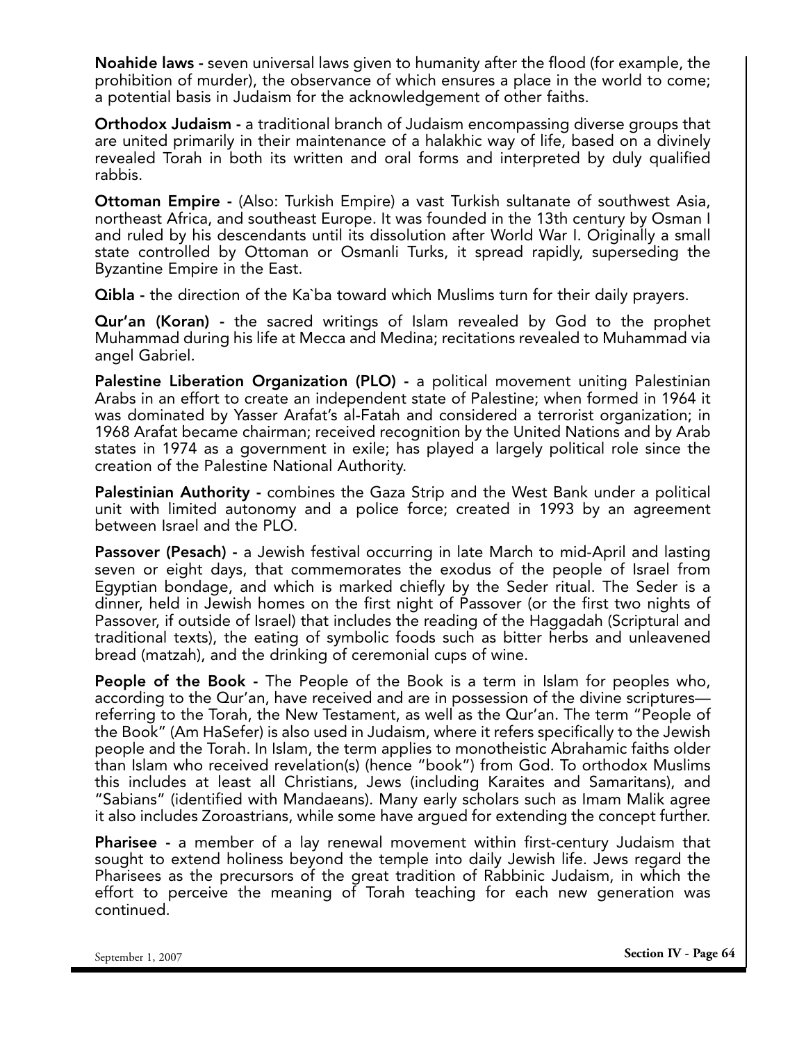**Noahide laws -** seven universal laws given to humanity after the flood (for example, the prohibition of murder), the observance of which ensures a place in the world to come; a potential basis in Judaism for the acknowledgement of other faiths.

**Orthodox Judaism -** a traditional branch of Judaism encompassing diverse groups that are united primarily in their maintenance of a halakhic way of life, based on a divinely revealed Torah in both its written and oral forms and interpreted by duly qualified rabbis.

**Ottoman Empire -** (Also: Turkish Empire) a vast Turkish sultanate of southwest Asia, northeast Africa, and southeast Europe. It was founded in the 13th century by Osman I and ruled by his descendants until its dissolution after World War I. Originally a small state controlled by Ottoman or Osmanli Turks, it spread rapidly, superseding the Byzantine Empire in the East.

**Qibla -** the direction of the Ka`ba toward which Muslims turn for their daily prayers.

**Qur'an (Koran) -** the sacred writings of Islam revealed by God to the prophet Muhammad during his life at Mecca and Medina; recitations revealed to Muhammad via angel Gabriel.

**Palestine Liberation Organization (PLO) -** a political movement uniting Palestinian Arabs in an effort to create an independent state of Palestine; when formed in 1964 it was dominated by Yasser Arafat's al-Fatah and considered a terrorist organization; in 1968 Arafat became chairman; received recognition by the United Nations and by Arab states in 1974 as a government in exile; has played a largely political role since the creation of the Palestine National Authority.

**Palestinian Authority -** combines the Gaza Strip and the West Bank under a political unit with limited autonomy and a police force; created in 1993 by an agreement between Israel and the PLO.

**Passover (Pesach) -** a Jewish festival occurring in late March to mid-April and lasting seven or eight days, that commemorates the exodus of the people of Israel from Egyptian bondage, and which is marked chiefly by the Seder ritual. The Seder is a dinner, held in Jewish homes on the first night of Passover (or the first two nights of Passover, if outside of Israel) that includes the reading of the Haggadah (Scriptural and traditional texts), the eating of symbolic foods such as bitter herbs and unleavened bread (matzah), and the drinking of ceremonial cups of wine.

**People of the Book -** The People of the Book is a term in Islam for peoples who, according to the Qur'an, have received and are in possession of the divine scriptures—referring to the Torah, the New Testament, as well as the Qur'an. The term "People of the Book" (Am HaSefer) is also used in Judaism, where it refers specifically to the Jewish people and the Torah. In Islam, the term applies to monotheistic Abrahamic faiths older than Islam who received revelation(s) (hence "book") from God. To orthodox Muslims this includes at least all Christians, Jews (including Karaites and Samaritans), and "Sabians" (identified with Mandaeans). Many early scholars such as Imam Malik agree it also includes Zoroastrians, while some have argued for extending the concept further.

**Pharisee -** a member of a lay renewal movement within first-century Judaism that sought to extend holiness beyond the temple into daily Jewish life. Jews regard the Pharisees as the precursors of the great tradition of Rabbinic Judaism, in which the effort to perceive the meaning of Torah teaching for each new generation was continued.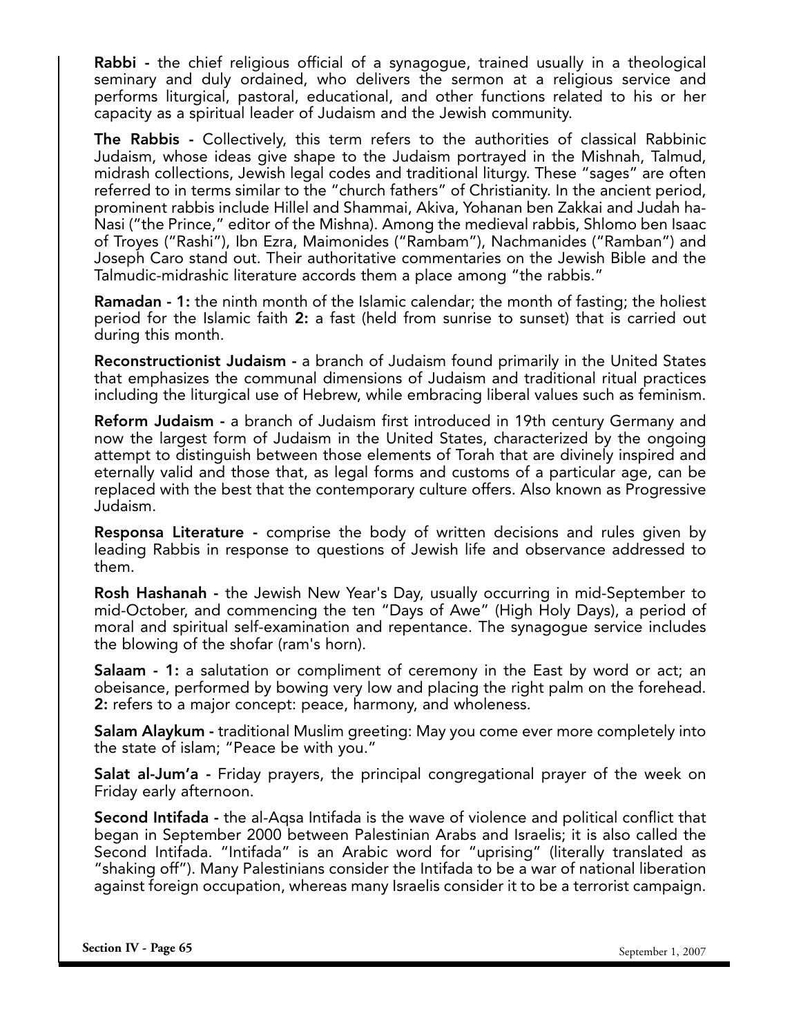**Rabbi -** the chief religious official of a synagogue, trained usually in a theological seminary and duly ordained, who delivers the sermon at a religious service and performs liturgical, pastoral, educational, and other functions related to his or her capacity as a spiritual leader of Judaism and the Jewish community.

**The Rabbis -** Collectively, this term refers to the authorities of classical Rabbinic Judaism, whose ideas give shape to the Judaism portrayed in the Mishnah, Talmud, midrash collections, Jewish legal codes and traditional liturgy. These "sages" are often referred to in terms similar to the "church fathers" of Christianity. In the ancient period, prominent rabbis include Hillel and Shammai, Akiva, Yohanan ben Zakkai and Judah ha-Nasi ("the Prince," editor of the Mishna). Among the medieval rabbis, Shlomo ben Isaac of Troyes ("Rashi"), Ibn Ezra, Maimonides ("Rambam"), Nachmanides ("Ramban") and Joseph Caro stand out. Their authoritative commentaries on the Jewish Bible and the Talmudic-midrashic literature accords them a place among "the rabbis."

**Ramadan - 1:** the ninth month of the Islamic calendar; the month of fasting; the holiest period for the Islamic faith **2:** a fast (held from sunrise to sunset) that is carried out during this month.

**Reconstructionist Judaism -** a branch of Judaism found primarily in the United States that emphasizes the communal dimensions of Judaism and traditional ritual practices including the liturgical use of Hebrew, while embracing liberal values such as feminism.

**Reform Judaism -** a branch of Judaism first introduced in 19th century Germany and now the largest form of Judaism in the United States, characterized by the ongoing attempt to distinguish between those elements of Torah that are divinely inspired and eternally valid and those that, as legal forms and customs of a particular age, can be replaced with the best that the contemporary culture offers. Also known as Progressive Judaism.

**Responsa Literature -** comprise the body of written decisions and rules given by leading Rabbis in response to questions of Jewish life and observance addressed to them.

**Rosh Hashanah -** the Jewish New Year's Day, usually occurring in mid-September to mid-October, and commencing the ten "Days of Awe" (High Holy Days), a period of moral and spiritual self-examination and repentance. The synagogue service includes the blowing of the shofar (ram's horn).

**Salaam - 1:** a salutation or compliment of ceremony in the East by word or act; an obeisance, performed by bowing very low and placing the right palm on the forehead. **2:** refers to a major concept: peace, harmony, and wholeness.

**Salam Alaykum -** traditional Muslim greeting: May you come ever more completely into the state of islam; "Peace be with you."

**Salat al-Jum'a -** Friday prayers, the principal congregational prayer of the week on Friday early afternoon.

**Second Intifada -** the al-Aqsa Intifada is the wave of violence and political conflict that began in September 2000 between Palestinian Arabs and Israelis; it is also called the Second Intifada. "Intifada" is an Arabic word for "uprising" (literally translated as "shaking off"). Many Palestinians consider the Intifada to be a war of national liberation against foreign occupation, whereas many Israelis consider it to be a terrorist campaign.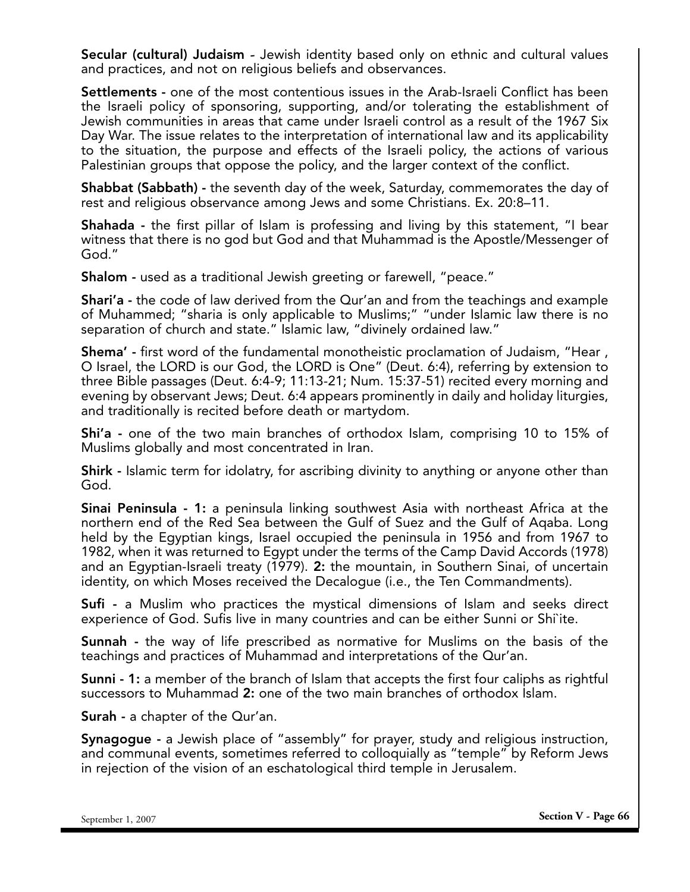**Secular (cultural) Judaism** - Jewish identity based only on ethnic and cultural values and practices, and not on religious beliefs and observances.

**Settlements -** one of the most contentious issues in the Arab-Israeli Conflict has been the Israeli policy of sponsoring, supporting, and/or tolerating the establishment of Jewish communities in areas that came under Israeli control as a result of the 1967 Six Day War. The issue relates to the interpretation of international law and its applicability to the situation, the purpose and effects of the Israeli policy, the actions of various Palestinian groups that oppose the policy, and the larger context of the conflict.

**Shabbat (Sabbath) -** the seventh day of the week, Saturday, commemorates the day of rest and religious observance among Jews and some Christians. Ex. 20:8–11.

**Shahada -** the first pillar of Islam is professing and living by this statement, "I bear witness that there is no god but God and that Muhammad is the Apostle/Messenger of God."

**Shalom -** used as a traditional Jewish greeting or farewell, "peace."

**Shari'a -** the code of law derived from the Qur'an and from the teachings and example of Muhammed; "sharia is only applicable to Muslims;" "under Islamic law there is no separation of church and state." Islamic law, "divinely ordained law."

**Shema' -** first word of the fundamental monotheistic proclamation of Judaism, "Hear , O Israel, the LORD is our God, the LORD is One" (Deut. 6:4), referring by extension to three Bible passages (Deut. 6:4-9; 11:13-21; Num. 15:37-51) recited every morning and evening by observant Jews; Deut. 6:4 appears prominently in daily and holiday liturgies, and traditionally is recited before death or martydom.

**Shi'a -** one of the two main branches of orthodox Islam, comprising 10 to 15% of Muslims globally and most concentrated in Iran.

**Shirk -** Islamic term for idolatry, for ascribing divinity to anything or anyone other than God.

**Sinai Peninsula - 1:** a peninsula linking southwest Asia with northeast Africa at the northern end of the Red Sea between the Gulf of Suez and the Gulf of Aqaba. Long held by the Egyptian kings, Israel occupied the peninsula in 1956 and from 1967 to 1982, when it was returned to Egypt under the terms of the Camp David Accords (1978) and an Egyptian-Israeli treaty (1979). **2:** the mountain, in Southern Sinai, of uncertain identity, on which Moses received the Decalogue (i.e., the Ten Commandments).

**Sufi -** a Muslim who practices the mystical dimensions of Islam and seeks direct experience of God. Sufis live in many countries and can be either Sunni or Shi`ite.

**Sunnah -** the way of life prescribed as normative for Muslims on the basis of the teachings and practices of Muhammad and interpretations of the Qur'an.

**Sunni - 1:** a member of the branch of Islam that accepts the first four caliphs as rightful successors to Muhammad **2:** one of the two main branches of orthodox Islam.

**Surah -** a chapter of the Qur'an.

**Synagogue -** a Jewish place of "assembly" for prayer, study and religious instruction, and communal events, sometimes referred to colloquially as "temple" by Reform Jews in rejection of the vision of an eschatological third temple in Jerusalem.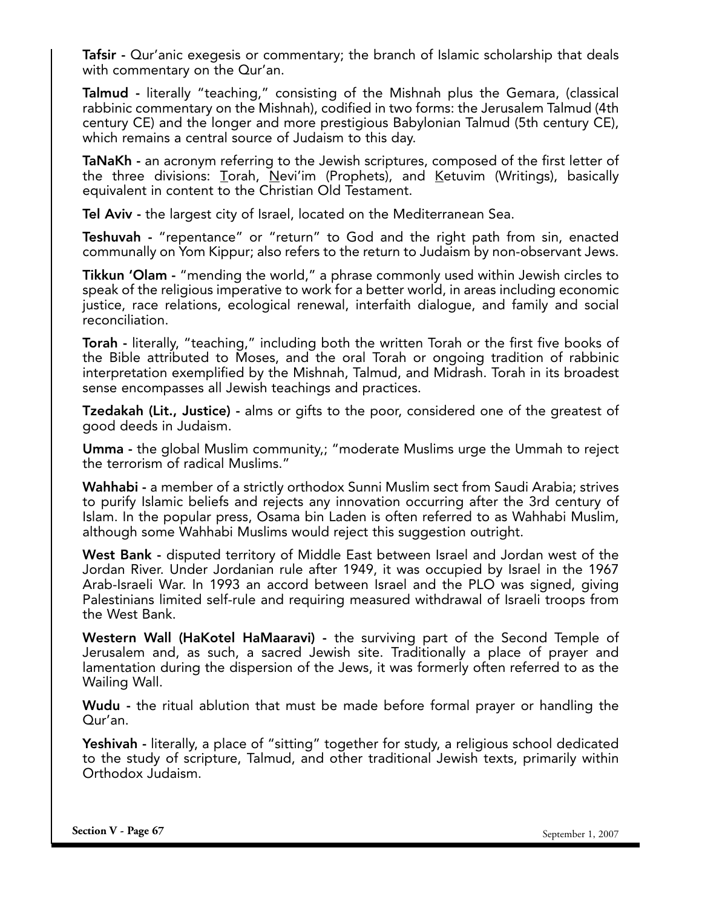**Tafsir -** Qur'anic exegesis or commentary; the branch of Islamic scholarship that deals with commentary on the Qur'an.

**Talmud -** literally "teaching," consisting of the Mishnah plus the Gemara, (classical rabbinic commentary on the Mishnah), codified in two forms: the Jerusalem Talmud (4th century CE) and the longer and more prestigious Babylonian Talmud (5th century CE), which remains a central source of Judaism to this day.

**TaNaKh -** an acronym referring to the Jewish scriptures, composed of the first letter of the three divisions: Torah, Nevi'im (Prophets), and Ketuvim (Writings), basically equivalent in content to the Christian Old Testament.

**Tel Aviv -** the largest city of Israel, located on the Mediterranean Sea.

**Teshuvah -** "repentance" or "return" to God and the right path from sin, enacted communally on Yom Kippur; also refers to the return to Judaism by non-observant Jews.

**Tikkun 'Olam -** "mending the world," a phrase commonly used within Jewish circles to speak of the religious imperative to work for a better world, in areas including economic justice, race relations, ecological renewal, interfaith dialogue, and family and social reconciliation.

**Torah -** literally, "teaching," including both the written Torah or the first five books of the Bible attributed to Moses, and the oral Torah or ongoing tradition of rabbinic interpretation exemplified by the Mishnah, Talmud, and Midrash. Torah in its broadest sense encompasses all Jewish teachings and practices.

**Tzedakah (Lit., Justice) -** alms or gifts to the poor, considered one of the greatest of good deeds in Judaism.

**Umma -** the global Muslim community,; "moderate Muslims urge the Ummah to reject the terrorism of radical Muslims."

**Wahhabi -** a member of a strictly orthodox Sunni Muslim sect from Saudi Arabia; strives to purify Islamic beliefs and rejects any innovation occurring after the 3rd century of Islam. In the popular press, Osama bin Laden is often referred to as Wahhabi Muslim, although some Wahhabi Muslims would reject this suggestion outright.

**West Bank -** disputed territory of Middle East between Israel and Jordan west of the Jordan River. Under Jordanian rule after 1949, it was occupied by Israel in the 1967 Arab-Israeli War. In 1993 an accord between Israel and the PLO was signed, giving Palestinians limited self-rule and requiring measured withdrawal of Israeli troops from the West Bank.

**Western Wall (HaKotel HaMaaravi) -** the surviving part of the Second Temple of Jerusalem and, as such, a sacred Jewish site. Traditionally a place of prayer and lamentation during the dispersion of the Jews, it was formerly often referred to as the Wailing Wall.

**Wudu -** the ritual ablution that must be made before formal prayer or handling the Qur'an.

**Yeshivah -** literally, a place of "sitting" together for study, a religious school dedicated to the study of scripture, Talmud, and other traditional Jewish texts, primarily within Orthodox Judaism.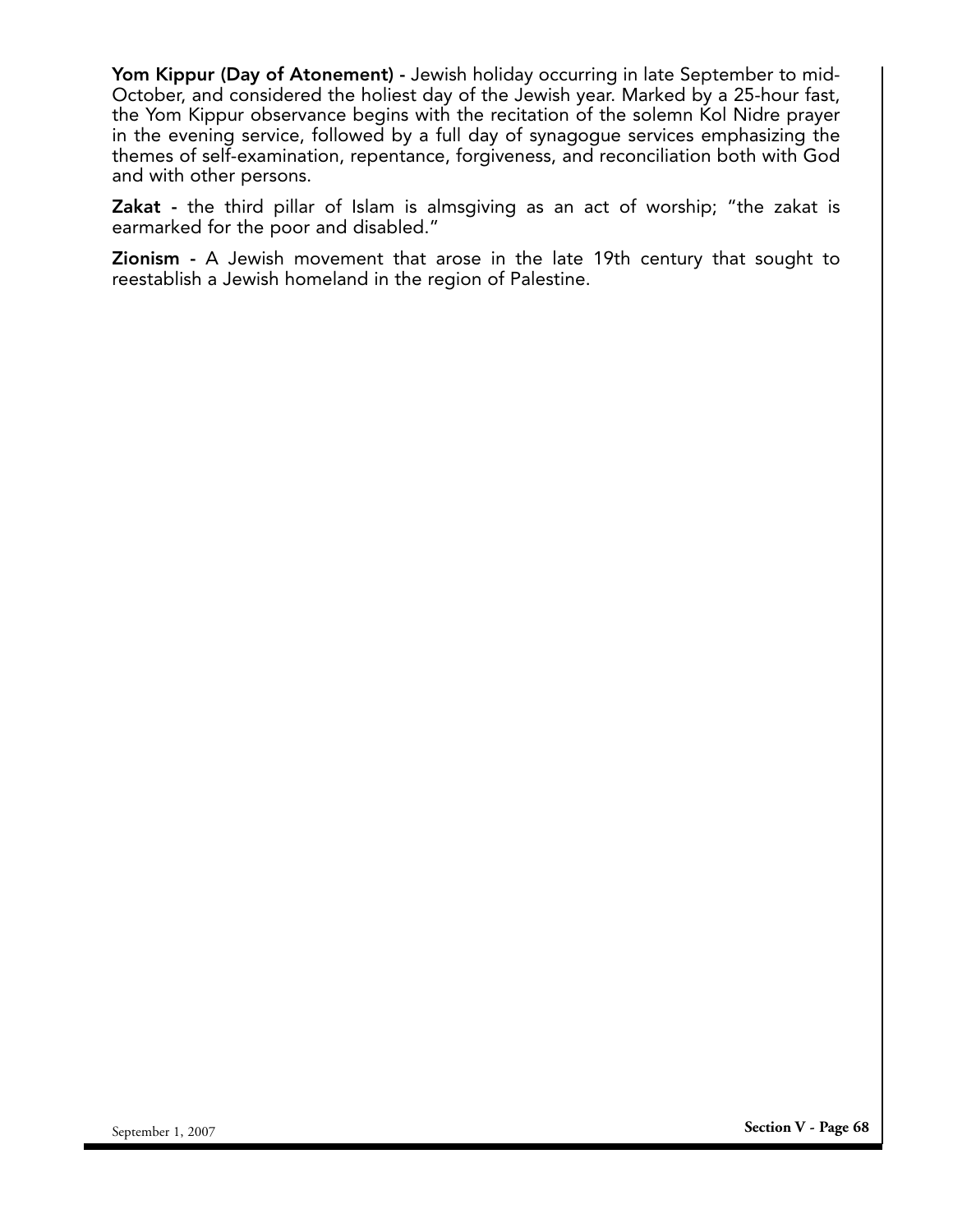**Yom Kippur (Day of Atonement) -** Jewish holiday occurring in late September to mid-October, and considered the holiest day of the Jewish year. Marked by a 25-hour fast, the Yom Kippur observance begins with the recitation of the solemn Kol Nidre prayer in the evening service, followed by a full day of synagogue services emphasizing the themes of self-examination, repentance, forgiveness, and reconciliation both with God and with other persons.

**Zakat -** the third pillar of Islam is almsgiving as an act of worship; "the zakat is earmarked for the poor and disabled."

**Zionism -** A Jewish movement that arose in the late 19th century that sought to reestablish a Jewish homeland in the region of Palestine.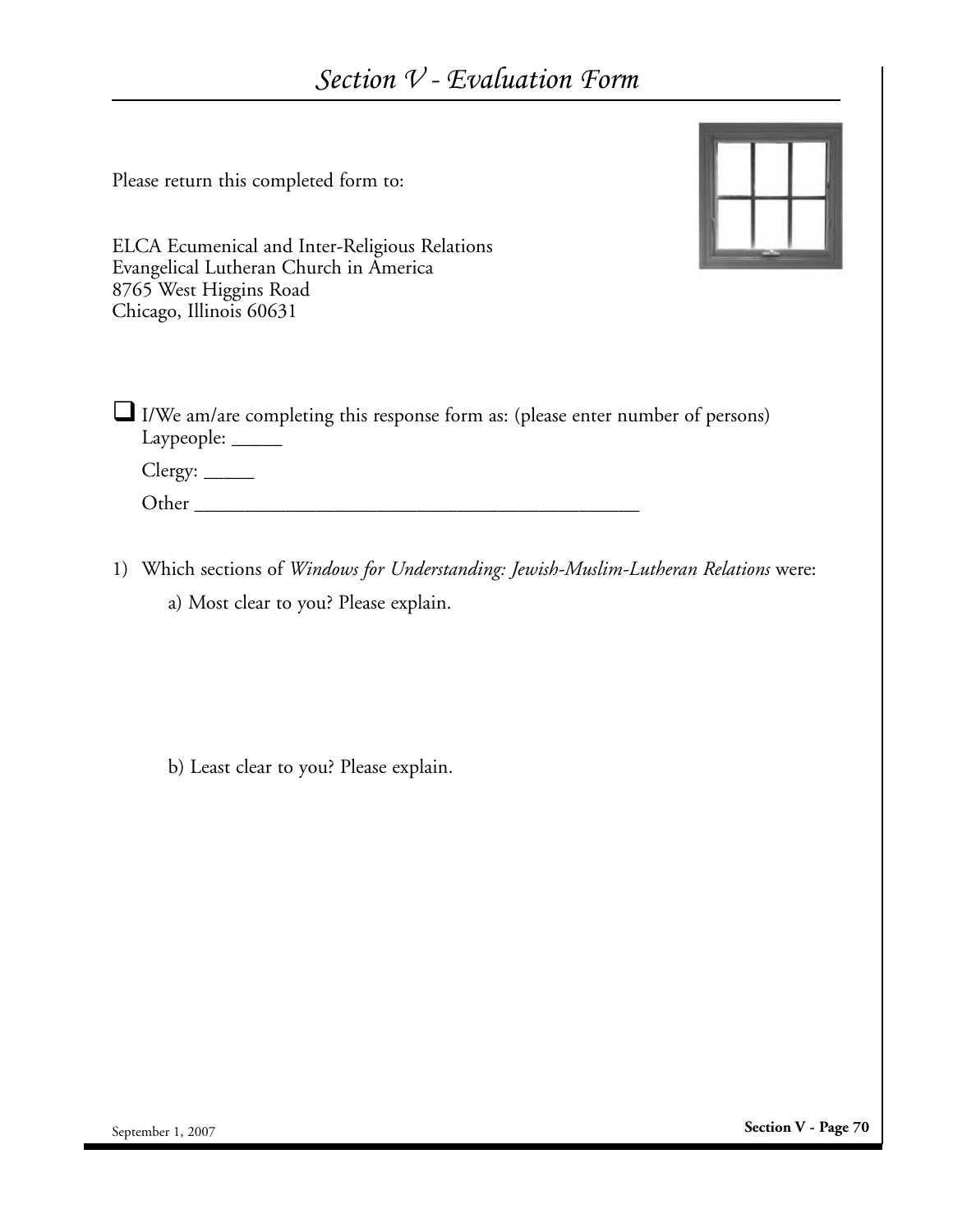# *Section V - Evaluation Form*

Please return this completed form to:

ELCA Ecumenical and Inter-Religious Relations
Evangelical Lutheran Church in America
8765 West Higgins Road
Chicago, Illinois 60631

- [ ] I/We am/are completing this response form as: (please enter number of persons)
  Laypeople: _____

  Clergy: _____

  Other _____________________________________________

1) Which sections of *Windows for Understanding: Jewish-Muslim-Lutheran Relations* were:

   a) Most clear to you? Please explain.

   b) Least clear to you? Please explain.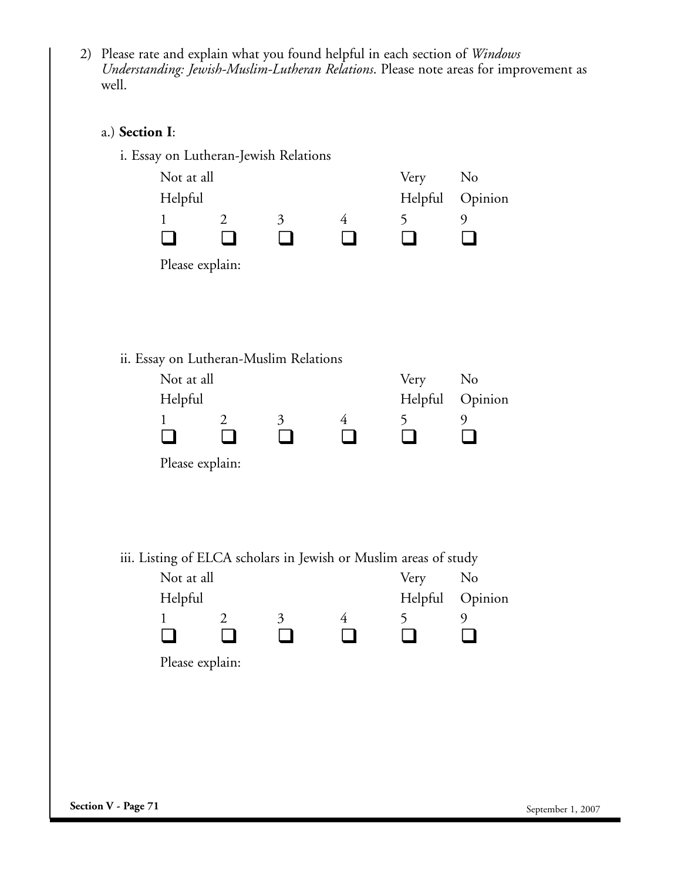2) Please rate and explain what you found helpful in each section of *Windows Understanding: Jewish-Muslim-Lutheran Relations*. Please note areas for improvement as well.

a.) **Section I**:

i. Essay on Lutheran-Jewish Relations

| Not at all Helpful | | | | Very Helpful | No Opinion |
|---|---|---|---|---|---|
| 1 | 2 | 3 | 4 | 5 | 9 |
| ❑ | ❑ | ❑ | ❑ | ❑ | ❑ |

Please explain:

ii. Essay on Lutheran-Muslim Relations

| Not at all Helpful | | | | Very Helpful | No Opinion |
|---|---|---|---|---|---|
| 1 | 2 | 3 | 4 | 5 | 9 |
| ❑ | ❑ | ❑ | ❑ | ❑ | ❑ |

Please explain:

iii. Listing of ELCA scholars in Jewish or Muslim areas of study

| Not at all Helpful | | | | Very Helpful | No Opinion |
|---|---|---|---|---|---|
| 1 | 2 | 3 | 4 | 5 | 9 |
| ❑ | ❑ | ❑ | ❑ | ❑ | ❑ |

Please explain: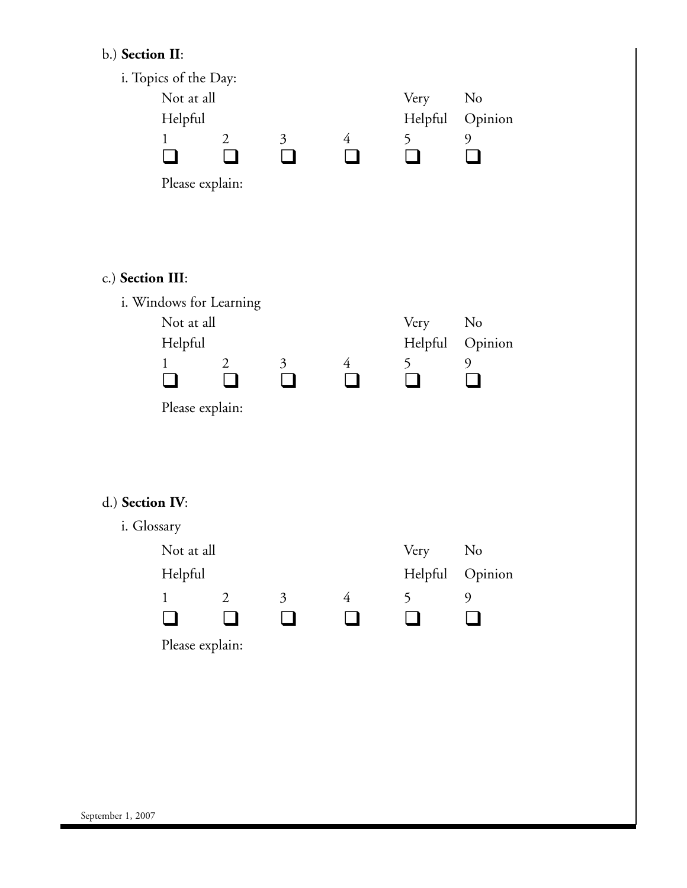b.) **Section II**:

i. Topics of the Day:

| Not at all Helpful | | | | Very Helpful | No Opinion |
|---|---|---|---|---|---|
| 1 | 2 | 3 | 4 | 5 | 9 |
| ❑ | ❑ | ❑ | ❑ | ❑ | ❑ |

Please explain:

c.) **Section III**:

i. Windows for Learning

| Not at all Helpful | | | | Very Helpful | No Opinion |
|---|---|---|---|---|---|
| 1 | 2 | 3 | 4 | 5 | 9 |
| ❑ | ❑ | ❑ | ❑ | ❑ | ❑ |

Please explain:

d.) **Section IV**:

i. Glossary

| Not at all Helpful | | | | Very Helpful | No Opinion |
|---|---|---|---|---|---|
| 1 | 2 | 3 | 4 | 5 | 9 |
| ❑ | ❑ | ❑ | ❑ | ❑ | ❑ |

Please explain:

September 1, 2007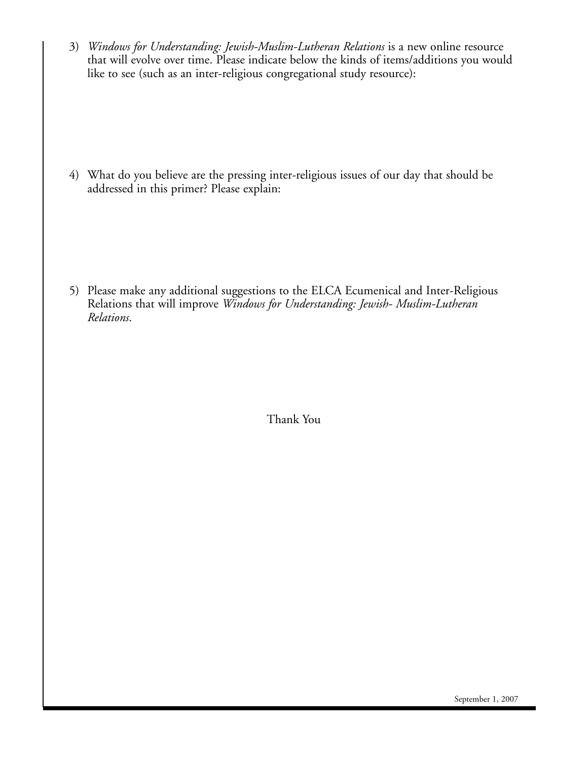3) *Windows for Understanding: Jewish-Muslim-Lutheran Relations* is a new online resource that will evolve over time. Please indicate below the kinds of items/additions you would like to see (such as an inter-religious congregational study resource):

4) What do you believe are the pressing inter-religious issues of our day that should be addressed in this primer? Please explain:

5) Please make any additional suggestions to the ELCA Ecumenical and Inter-Religious Relations that will improve *Windows for Understanding: Jewish- Muslim-Lutheran Relations*.

Thank You

September 1, 2007